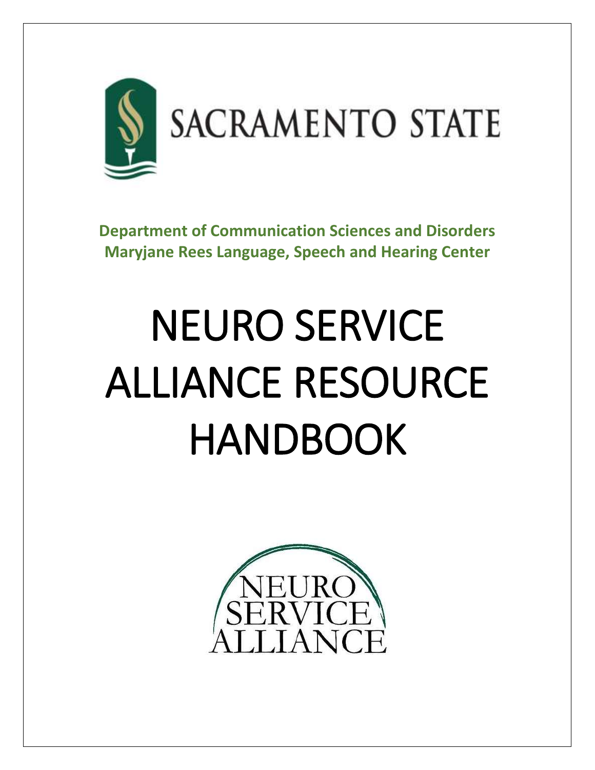SACRAMENTO STATE

**Department of Communication Sciences and Disorders**
**Maryjane Rees Language, Speech and Hearing Center**

# NEURO SERVICE ALLIANCE RESOURCE HANDBOOK

NEURO SERVICE ALLIANCE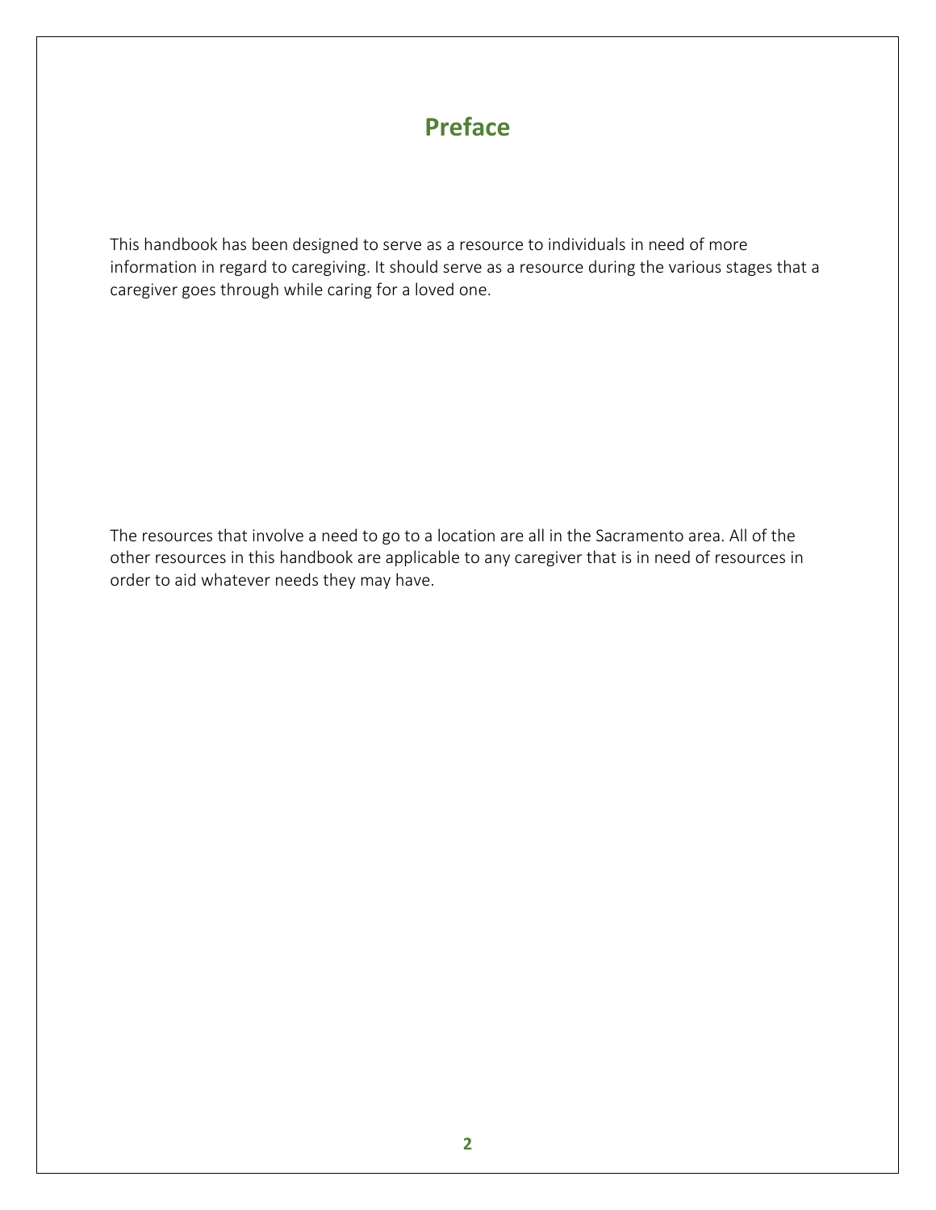# Preface

This handbook has been designed to serve as a resource to individuals in need of more information in regard to caregiving. It should serve as a resource during the various stages that a caregiver goes through while caring for a loved one.

The resources that involve a need to go to a location are all in the Sacramento area. All of the other resources in this handbook are applicable to any caregiver that is in need of resources in order to aid whatever needs they may have.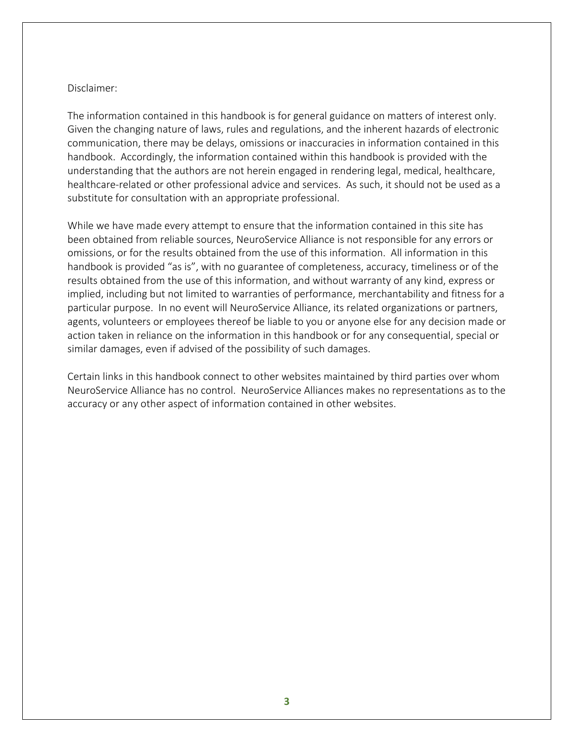Disclaimer:

The information contained in this handbook is for general guidance on matters of interest only. Given the changing nature of laws, rules and regulations, and the inherent hazards of electronic communication, there may be delays, omissions or inaccuracies in information contained in this handbook. Accordingly, the information contained within this handbook is provided with the understanding that the authors are not herein engaged in rendering legal, medical, healthcare, healthcare-related or other professional advice and services. As such, it should not be used as a substitute for consultation with an appropriate professional.

While we have made every attempt to ensure that the information contained in this site has been obtained from reliable sources, NeuroService Alliance is not responsible for any errors or omissions, or for the results obtained from the use of this information. All information in this handbook is provided "as is", with no guarantee of completeness, accuracy, timeliness or of the results obtained from the use of this information, and without warranty of any kind, express or implied, including but not limited to warranties of performance, merchantability and fitness for a particular purpose. In no event will NeuroService Alliance, its related organizations or partners, agents, volunteers or employees thereof be liable to you or anyone else for any decision made or action taken in reliance on the information in this handbook or for any consequential, special or similar damages, even if advised of the possibility of such damages.

Certain links in this handbook connect to other websites maintained by third parties over whom NeuroService Alliance has no control. NeuroService Alliances makes no representations as to the accuracy or any other aspect of information contained in other websites.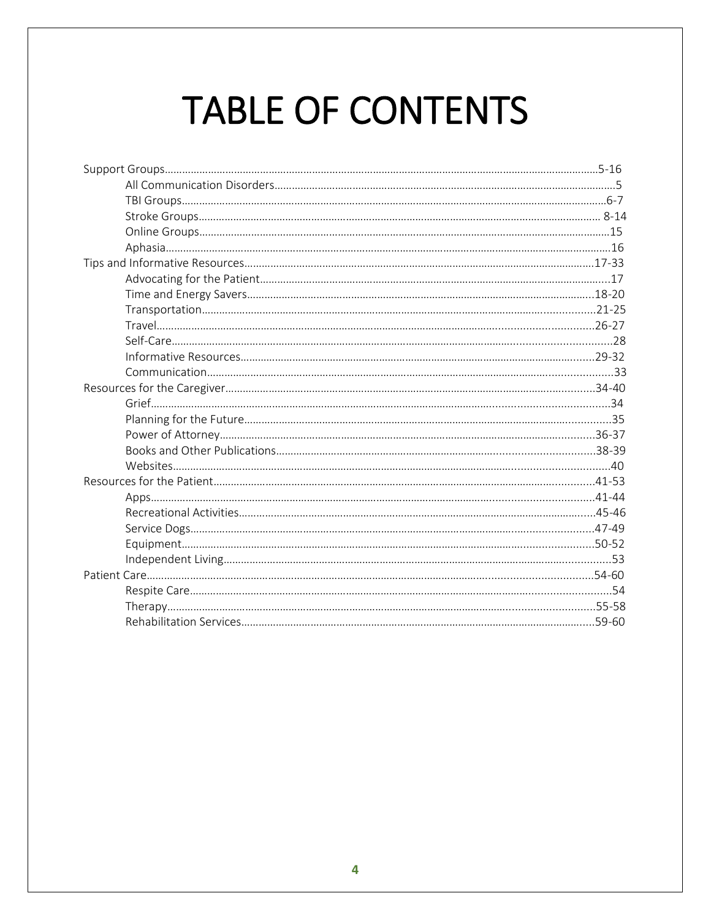# TABLE OF CONTENTS

- Support Groups....5-16
  - All Communication Disorders....5
  - TBI Groups....6-7
  - Stroke Groups.... 8-14
  - Online Groups....15
  - Aphasia....16
- Tips and Informative Resources....17-33
  - Advocating for the Patient....17
  - Time and Energy Savers....18-20
  - Transportation....21-25
  - Travel....26-27
  - Self-Care....28
  - Informative Resources....29-32
  - Communication....33
- Resources for the Caregiver....34-40
  - Grief....34
  - Planning for the Future....35
  - Power of Attorney....36-37
  - Books and Other Publications....38-39
  - Websites....40
- Resources for the Patient....41-53
  - Apps....41-44
  - Recreational Activities....45-46
  - Service Dogs....47-49
  - Equipment....50-52
  - Independent Living....53
- Patient Care....54-60
  - Respite Care....54
  - Therapy....55-58
  - Rehabilitation Services....59-60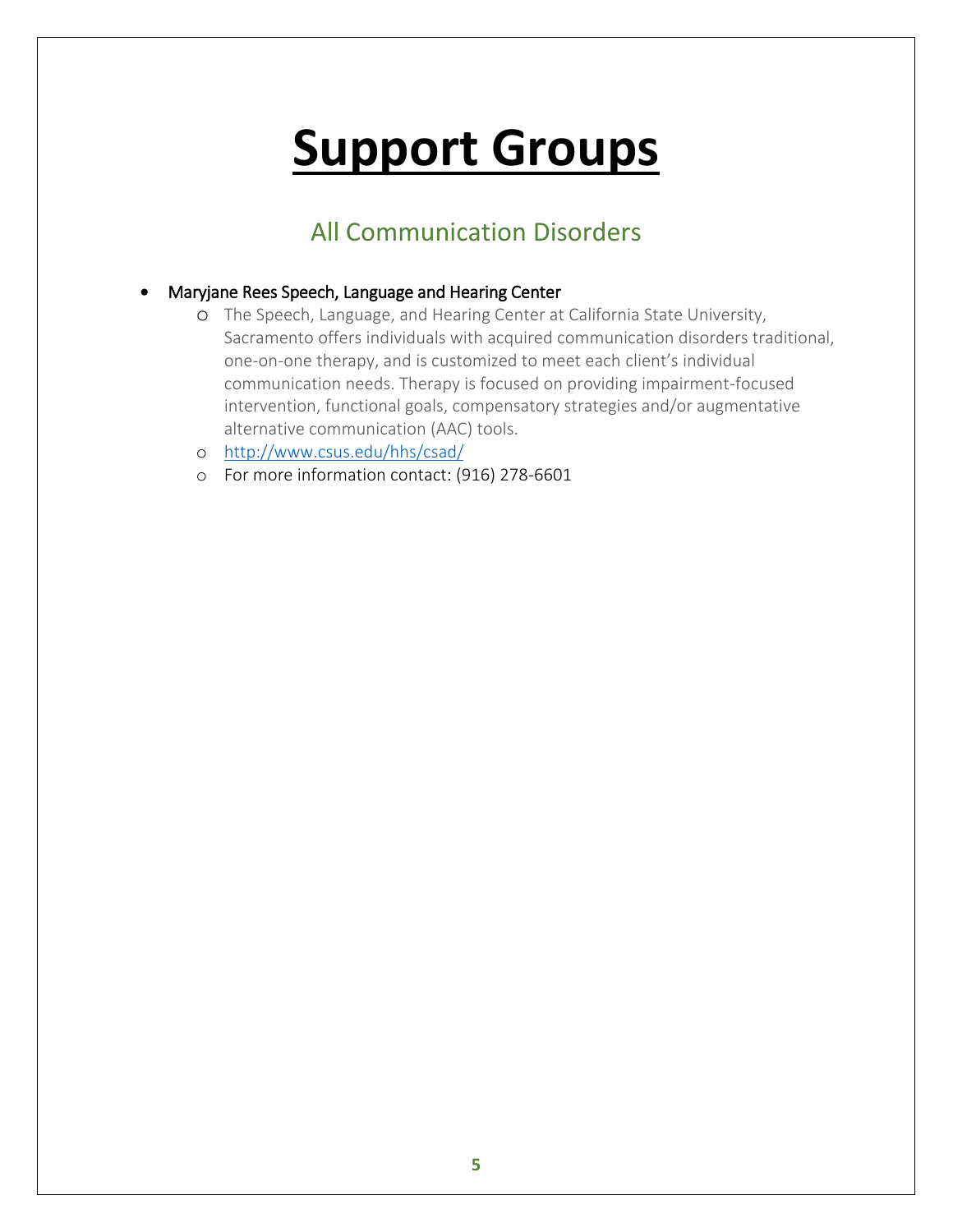# Support Groups

## All Communication Disorders

- Maryjane Rees Speech, Language and Hearing Center
  - The Speech, Language, and Hearing Center at California State University, Sacramento offers individuals with acquired communication disorders traditional, one-on-one therapy, and is customized to meet each client's individual communication needs. Therapy is focused on providing impairment-focused intervention, functional goals, compensatory strategies and/or augmentative alternative communication (AAC) tools.
  - http://www.csus.edu/hhs/csad/
  - For more information contact: (916) 278-6601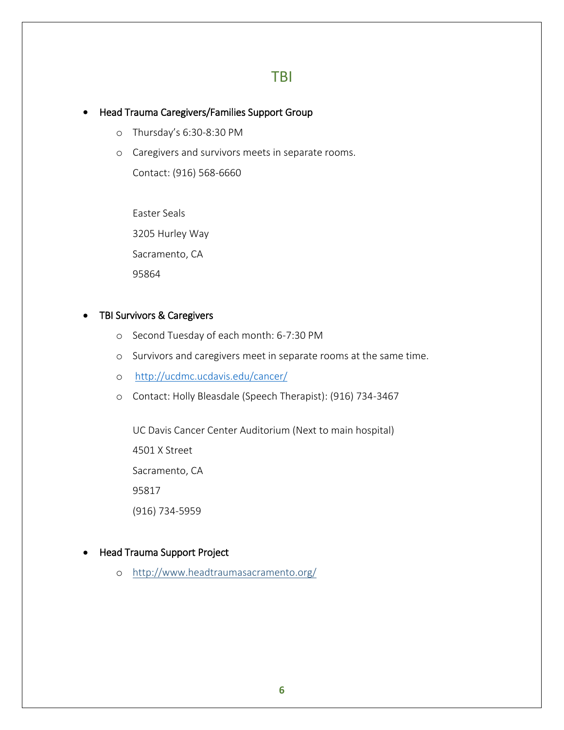# TBI

- Head Trauma Caregivers/Families Support Group
    - Thursday's 6:30-8:30 PM
    - Caregivers and survivors meets in separate rooms.

      Contact: (916) 568-6660

      Easter Seals

      3205 Hurley Way

      Sacramento, CA

      95864

- TBI Survivors & Caregivers
    - Second Tuesday of each month: 6-7:30 PM
    - Survivors and caregivers meet in separate rooms at the same time.
    - http://ucdmc.ucdavis.edu/cancer/
    - Contact: Holly Bleasdale (Speech Therapist): (916) 734-3467

      UC Davis Cancer Center Auditorium (Next to main hospital)

      4501 X Street

      Sacramento, CA

      95817

      (916) 734-5959

- Head Trauma Support Project
    - http://www.headtraumasacramento.org/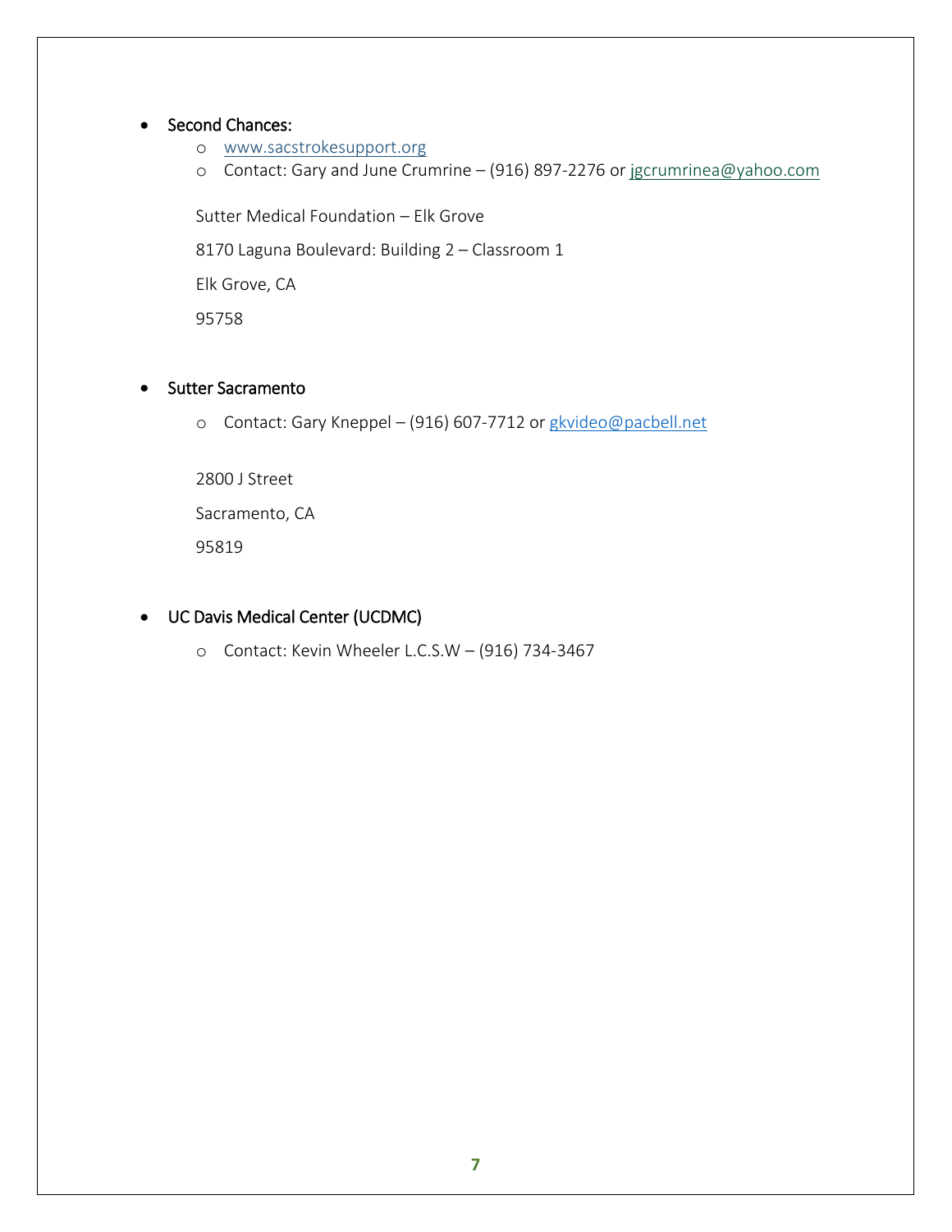- Second Chances:
    - www.sacstrokesupport.org
    - Contact: Gary and June Crumrine – (916) 897-2276 or jgcrumrinea@yahoo.com

    Sutter Medical Foundation – Elk Grove

    8170 Laguna Boulevard: Building 2 – Classroom 1

    Elk Grove, CA

    95758

- Sutter Sacramento
    - Contact: Gary Kneppel – (916) 607-7712 or gkvideo@pacbell.net

    2800 J Street

    Sacramento, CA

    95819

- UC Davis Medical Center (UCDMC)
    - Contact: Kevin Wheeler L.C.S.W – (916) 734-3467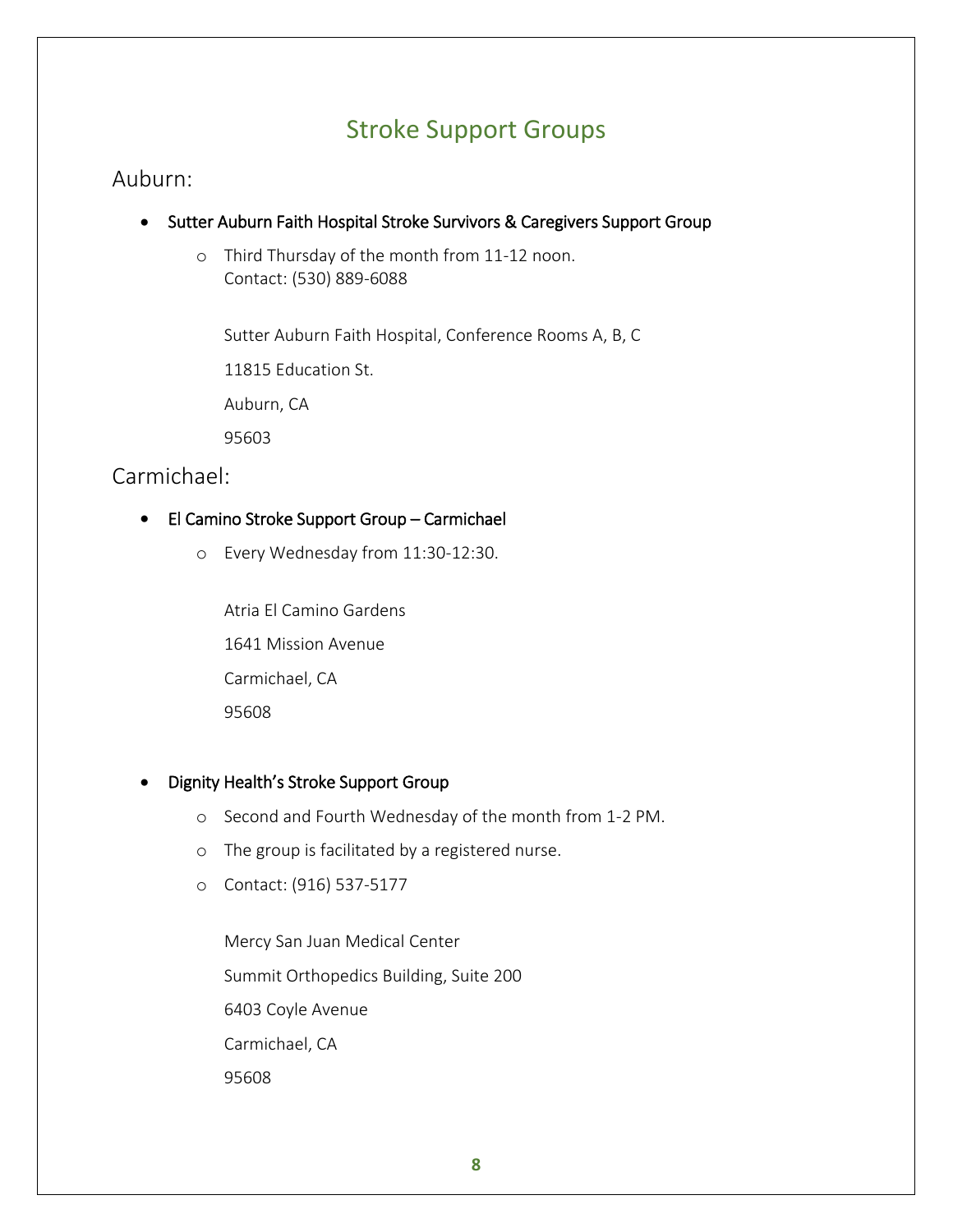# Stroke Support Groups

## Auburn:

- Sutter Auburn Faith Hospital Stroke Survivors & Caregivers Support Group
    - Third Thursday of the month from 11-12 noon.
      Contact: (530) 889-6088

      Sutter Auburn Faith Hospital, Conference Rooms A, B, C

      11815 Education St.

      Auburn, CA

      95603

## Carmichael:

- El Camino Stroke Support Group – Carmichael
    - Every Wednesday from 11:30-12:30.

      Atria El Camino Gardens

      1641 Mission Avenue

      Carmichael, CA

      95608

- Dignity Health's Stroke Support Group
    - Second and Fourth Wednesday of the month from 1-2 PM.
    - The group is facilitated by a registered nurse.
    - Contact: (916) 537-5177

      Mercy San Juan Medical Center

      Summit Orthopedics Building, Suite 200

      6403 Coyle Avenue

      Carmichael, CA

      95608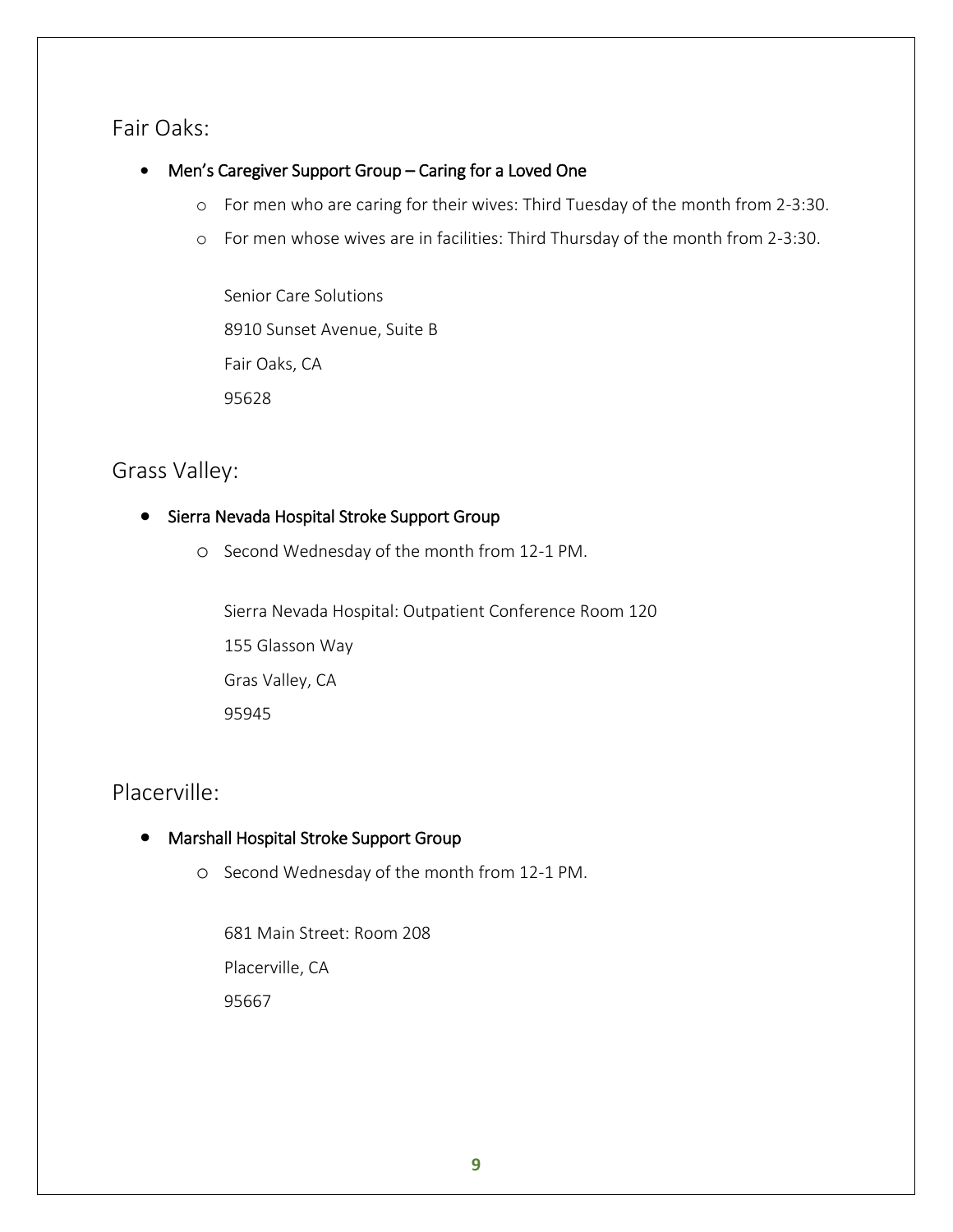## Fair Oaks:

- **Men's Caregiver Support Group – Caring for a Loved One**
  - For men who are caring for their wives: Third Tuesday of the month from 2-3:30.
  - For men whose wives are in facilities: Third Thursday of the month from 2-3:30.

    Senior Care Solutions

    8910 Sunset Avenue, Suite B

    Fair Oaks, CA

    95628

## Grass Valley:

- **Sierra Nevada Hospital Stroke Support Group**
  - Second Wednesday of the month from 12-1 PM.

    Sierra Nevada Hospital: Outpatient Conference Room 120

    155 Glasson Way

    Gras Valley, CA

    95945

## Placerville:

- **Marshall Hospital Stroke Support Group**
  - Second Wednesday of the month from 12-1 PM.

    681 Main Street: Room 208

    Placerville, CA

    95667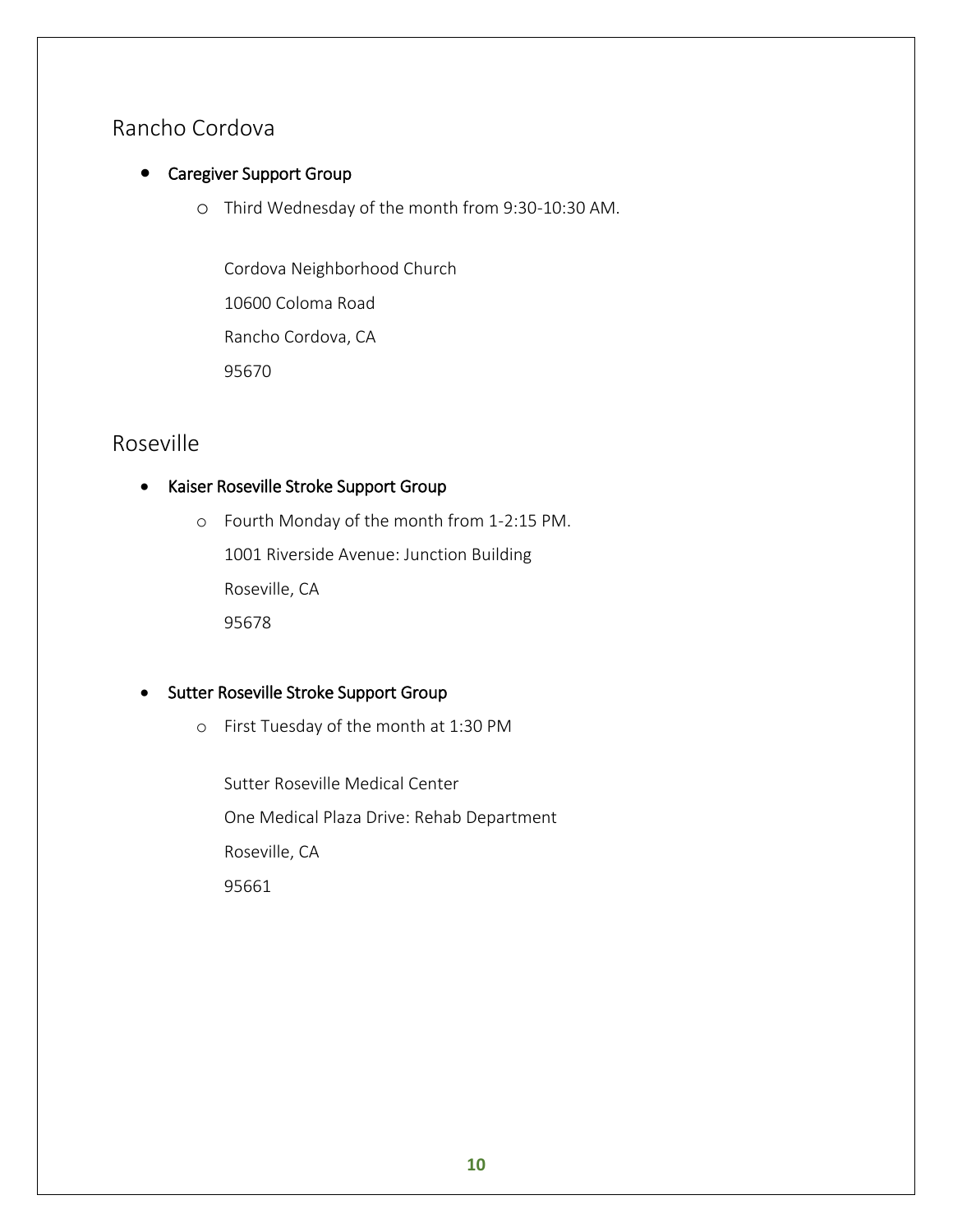## Rancho Cordova

- Caregiver Support Group
  - Third Wednesday of the month from 9:30-10:30 AM.

    Cordova Neighborhood Church

    10600 Coloma Road

    Rancho Cordova, CA

    95670

## Roseville

- Kaiser Roseville Stroke Support Group
  - Fourth Monday of the month from 1-2:15 PM.

    1001 Riverside Avenue: Junction Building

    Roseville, CA

    95678

- Sutter Roseville Stroke Support Group
  - First Tuesday of the month at 1:30 PM

    Sutter Roseville Medical Center

    One Medical Plaza Drive: Rehab Department

    Roseville, CA

    95661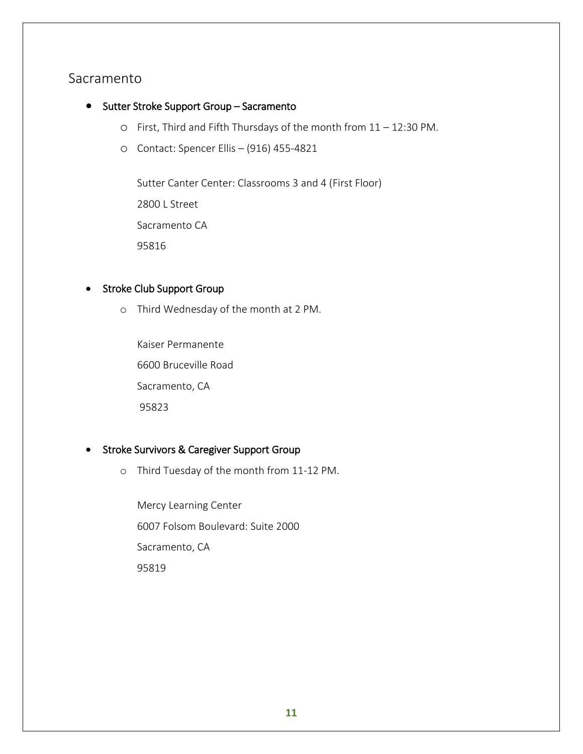## Sacramento

- Sutter Stroke Support Group – Sacramento
  - First, Third and Fifth Thursdays of the month from 11 – 12:30 PM.
  - Contact: Spencer Ellis – (916) 455-4821

    Sutter Canter Center: Classrooms 3 and 4 (First Floor)

    2800 L Street

    Sacramento CA

    95816

- Stroke Club Support Group
  - Third Wednesday of the month at 2 PM.

    Kaiser Permanente

    6600 Bruceville Road

    Sacramento, CA

    95823

- Stroke Survivors & Caregiver Support Group
  - Third Tuesday of the month from 11-12 PM.

    Mercy Learning Center

    6007 Folsom Boulevard: Suite 2000

    Sacramento, CA

    95819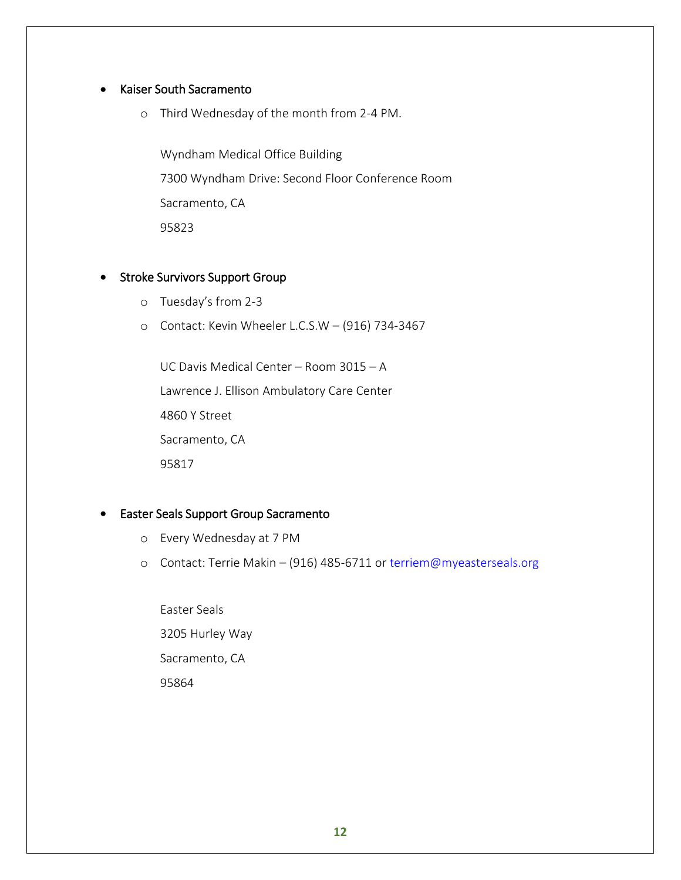- Kaiser South Sacramento
    - Third Wednesday of the month from 2-4 PM.

      Wyndham Medical Office Building

      7300 Wyndham Drive: Second Floor Conference Room

      Sacramento, CA

      95823

- Stroke Survivors Support Group
    - Tuesday's from 2-3
    - Contact: Kevin Wheeler L.C.S.W – (916) 734-3467

      UC Davis Medical Center – Room 3015 – A

      Lawrence J. Ellison Ambulatory Care Center

      4860 Y Street

      Sacramento, CA

      95817

- Easter Seals Support Group Sacramento
    - Every Wednesday at 7 PM
    - Contact: Terrie Makin – (916) 485-6711 or terriem@myeasterseals.org

      Easter Seals

      3205 Hurley Way

      Sacramento, CA

      95864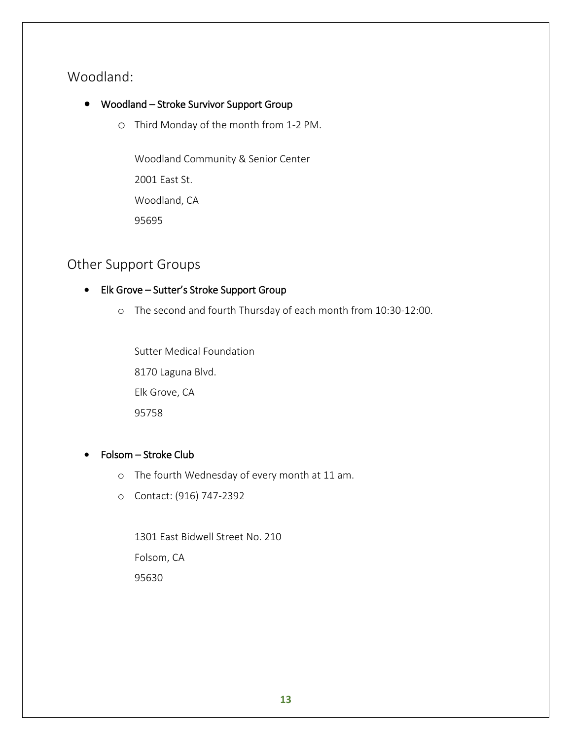## Woodland:

- Woodland – Stroke Survivor Support Group
  - Third Monday of the month from 1-2 PM.

    Woodland Community & Senior Center

    2001 East St.

    Woodland, CA

    95695

## Other Support Groups

- Elk Grove – Sutter's Stroke Support Group
  - The second and fourth Thursday of each month from 10:30-12:00.

    Sutter Medical Foundation

    8170 Laguna Blvd.

    Elk Grove, CA

    95758

- Folsom – Stroke Club
  - The fourth Wednesday of every month at 11 am.
  - Contact: (916) 747-2392

    1301 East Bidwell Street No. 210

    Folsom, CA

    95630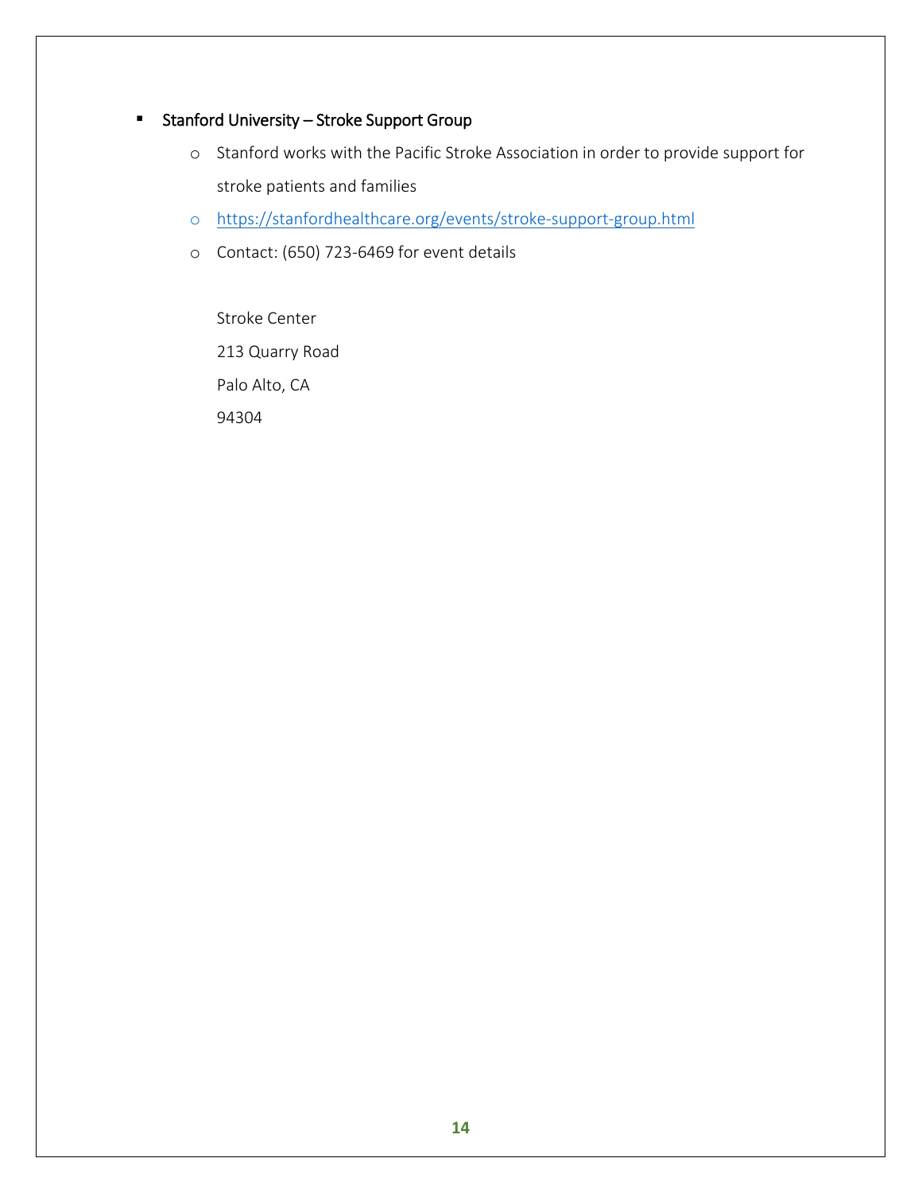- Stanford University – Stroke Support Group
  - Stanford works with the Pacific Stroke Association in order to provide support for stroke patients and families
  - https://stanfordhealthcare.org/events/stroke-support-group.html
  - Contact: (650) 723-6469 for event details

    Stroke Center

    213 Quarry Road

    Palo Alto, CA

    94304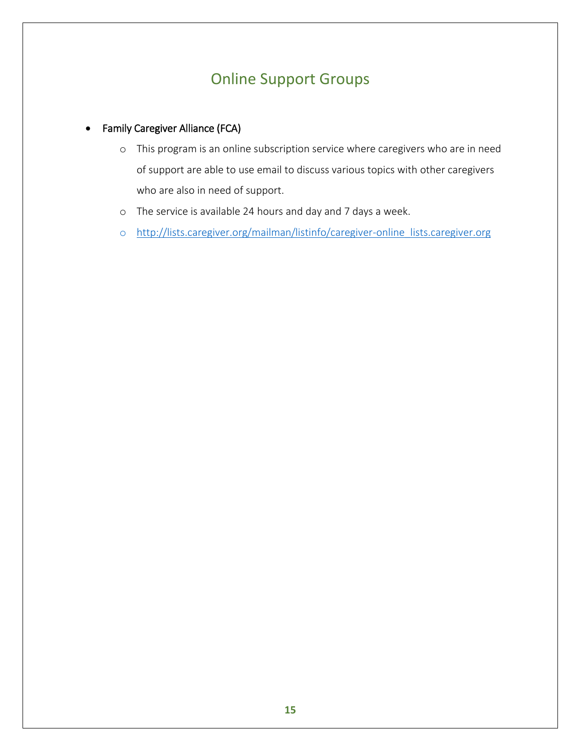# Online Support Groups

- Family Caregiver Alliance (FCA)
  - This program is an online subscription service where caregivers who are in need of support are able to use email to discuss various topics with other caregivers who are also in need of support.
  - The service is available 24 hours and day and 7 days a week.
  - http://lists.caregiver.org/mailman/listinfo/caregiver-online_lists.caregiver.org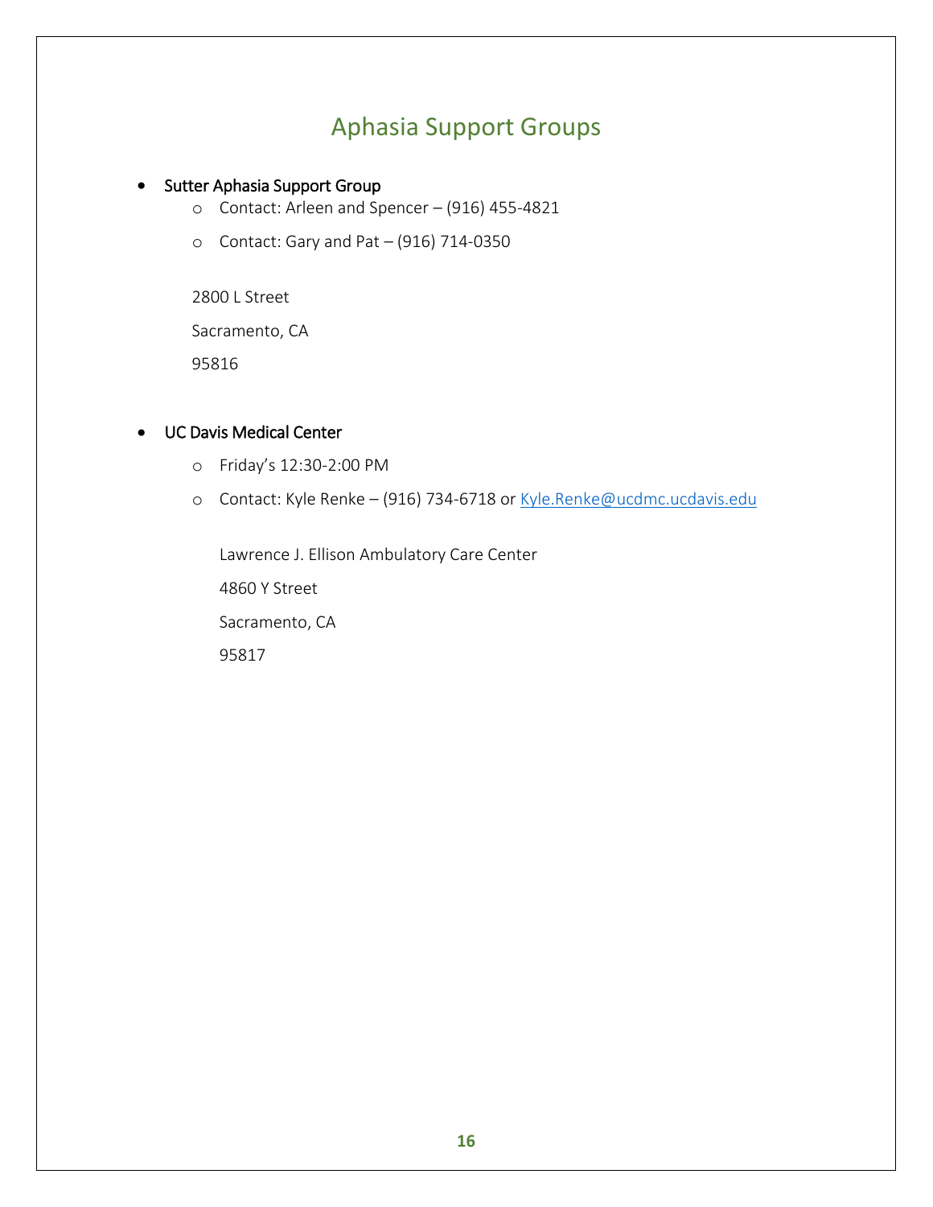# Aphasia Support Groups

- Sutter Aphasia Support Group
  - Contact: Arleen and Spencer – (916) 455-4821
  - Contact: Gary and Pat – (916) 714-0350

  2800 L Street

  Sacramento, CA

  95816

- UC Davis Medical Center
  - Friday's 12:30-2:00 PM
  - Contact: Kyle Renke – (916) 734-6718 or Kyle.Renke@ucdmc.ucdavis.edu

    Lawrence J. Ellison Ambulatory Care Center

    4860 Y Street

    Sacramento, CA

    95817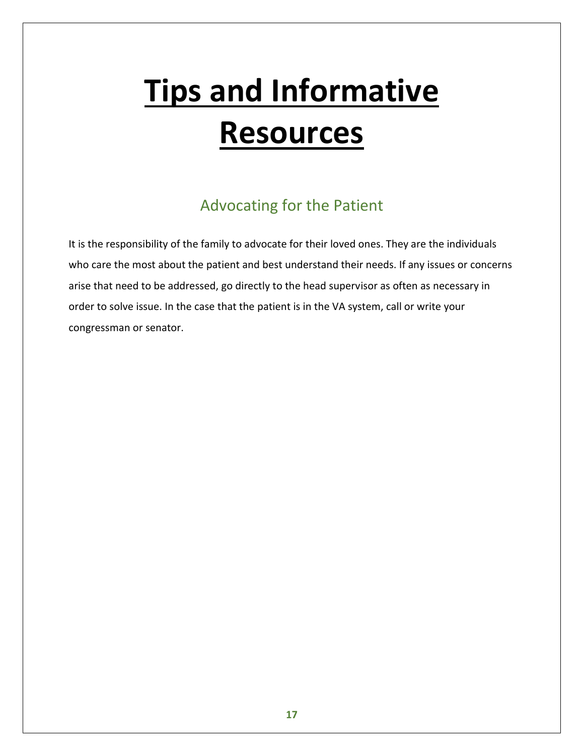# Tips and Informative Resources

## Advocating for the Patient

It is the responsibility of the family to advocate for their loved ones. They are the individuals who care the most about the patient and best understand their needs. If any issues or concerns arise that need to be addressed, go directly to the head supervisor as often as necessary in order to solve issue. In the case that the patient is in the VA system, call or write your congressman or senator.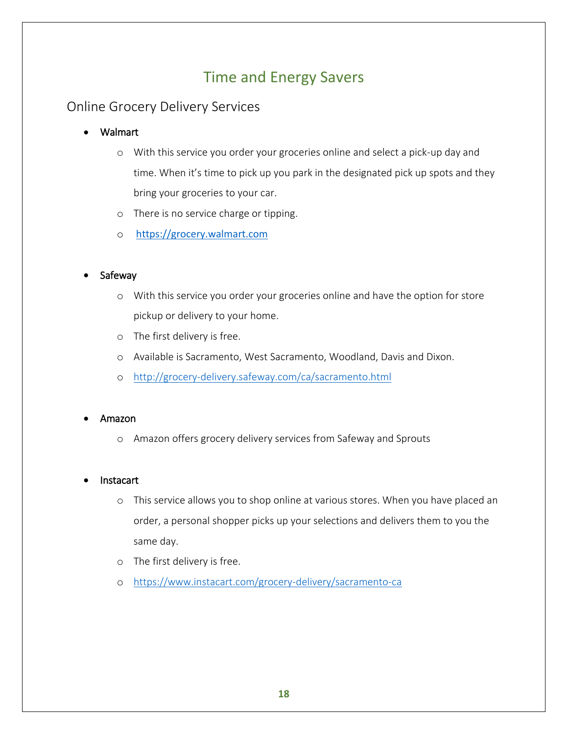# Time and Energy Savers

## Online Grocery Delivery Services

- Walmart
  - With this service you order your groceries online and select a pick-up day and time. When it's time to pick up you park in the designated pick up spots and they bring your groceries to your car.
  - There is no service charge or tipping.
  - https://grocery.walmart.com

- Safeway
  - With this service you order your groceries online and have the option for store pickup or delivery to your home.
  - The first delivery is free.
  - Available is Sacramento, West Sacramento, Woodland, Davis and Dixon.
  - http://grocery-delivery.safeway.com/ca/sacramento.html

- Amazon
  - Amazon offers grocery delivery services from Safeway and Sprouts

- Instacart
  - This service allows you to shop online at various stores. When you have placed an order, a personal shopper picks up your selections and delivers them to you the same day.
  - The first delivery is free.
  - https://www.instacart.com/grocery-delivery/sacramento-ca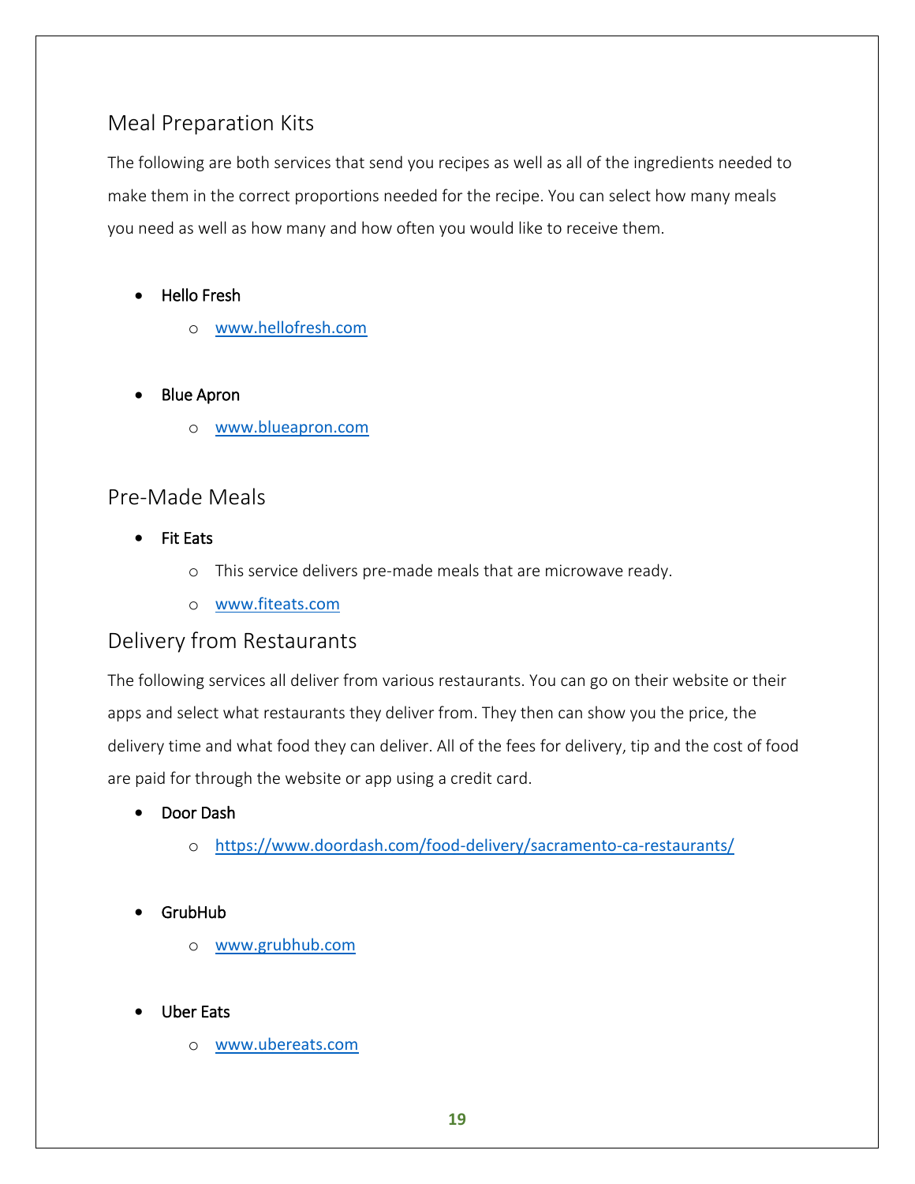## Meal Preparation Kits

The following are both services that send you recipes as well as all of the ingredients needed to make them in the correct proportions needed for the recipe. You can select how many meals you need as well as how many and how often you would like to receive them.

- Hello Fresh
  - www.hellofresh.com

- Blue Apron
  - www.blueapron.com

## Pre-Made Meals

- Fit Eats
  - This service delivers pre-made meals that are microwave ready.
  - www.fiteats.com

## Delivery from Restaurants

The following services all deliver from various restaurants. You can go on their website or their apps and select what restaurants they deliver from. They then can show you the price, the delivery time and what food they can deliver. All of the fees for delivery, tip and the cost of food are paid for through the website or app using a credit card.

- Door Dash
  - https://www.doordash.com/food-delivery/sacramento-ca-restaurants/

- GrubHub
  - www.grubhub.com

- Uber Eats
  - www.ubereats.com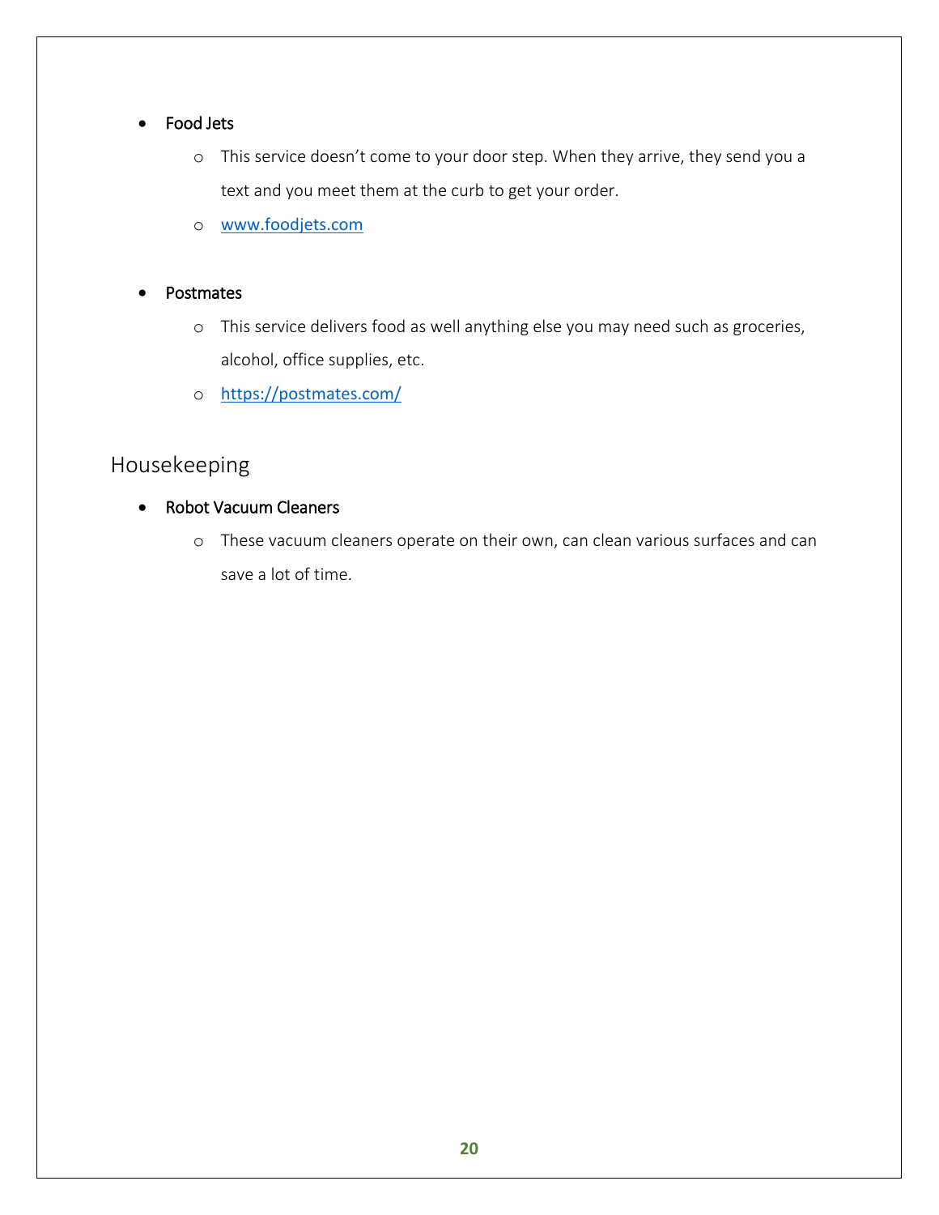- Food Jets
    - This service doesn't come to your door step. When they arrive, they send you a text and you meet them at the curb to get your order.
    - www.foodjets.com

- Postmates
    - This service delivers food as well anything else you may need such as groceries, alcohol, office supplies, etc.
    - https://postmates.com/

## Housekeeping

- Robot Vacuum Cleaners
    - These vacuum cleaners operate on their own, can clean various surfaces and can save a lot of time.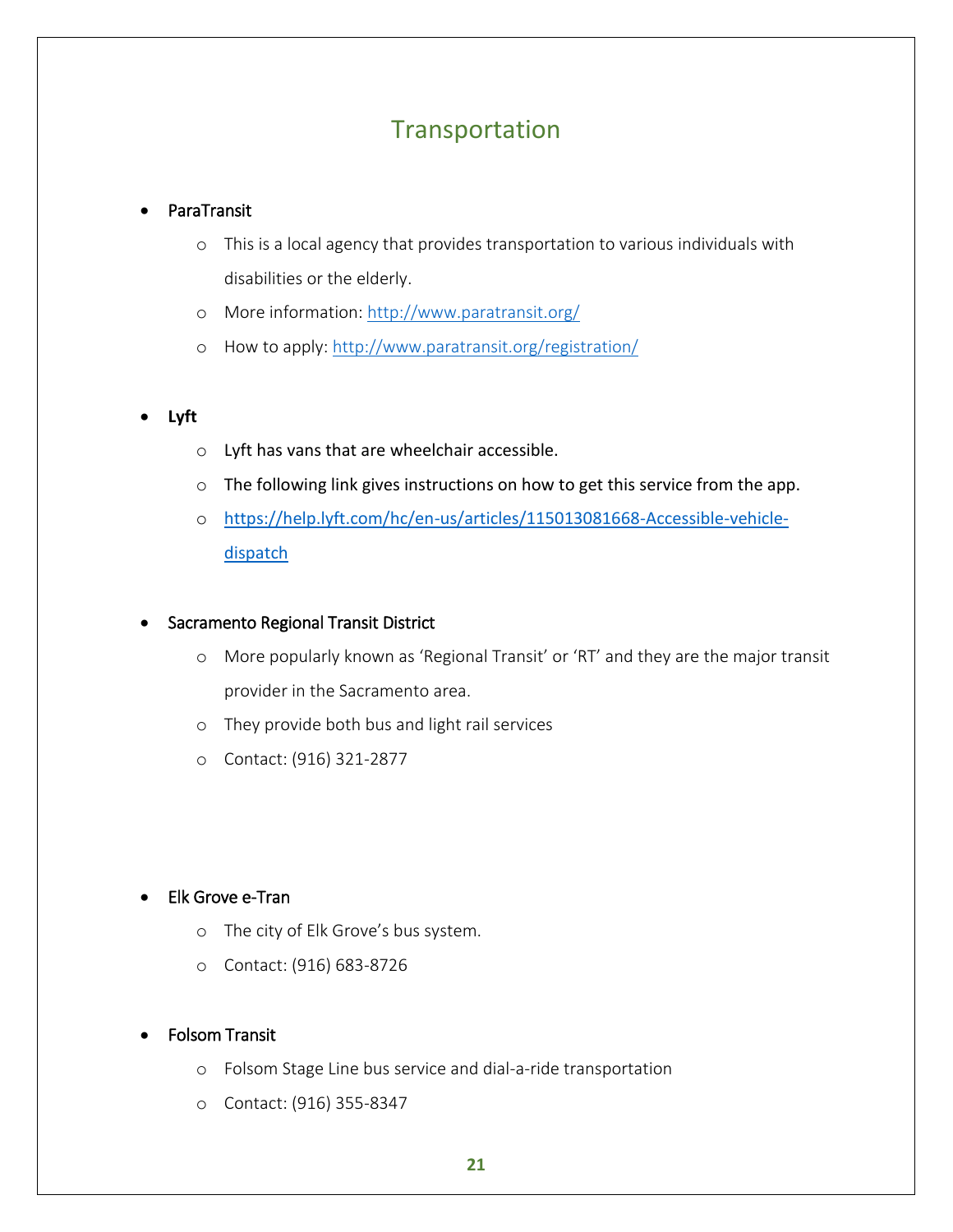# Transportation

- ParaTransit
  - This is a local agency that provides transportation to various individuals with disabilities or the elderly.
  - More information: http://www.paratransit.org/
  - How to apply: http://www.paratransit.org/registration/

- **Lyft**
  - Lyft has vans that are wheelchair accessible.
  - The following link gives instructions on how to get this service from the app.
  - https://help.lyft.com/hc/en-us/articles/115013081668-Accessible-vehicle-dispatch

- Sacramento Regional Transit District
  - More popularly known as 'Regional Transit' or 'RT' and they are the major transit provider in the Sacramento area.
  - They provide both bus and light rail services
  - Contact: (916) 321-2877

- Elk Grove e-Tran
  - The city of Elk Grove's bus system.
  - Contact: (916) 683-8726

- Folsom Transit
  - Folsom Stage Line bus service and dial-a-ride transportation
  - Contact: (916) 355-8347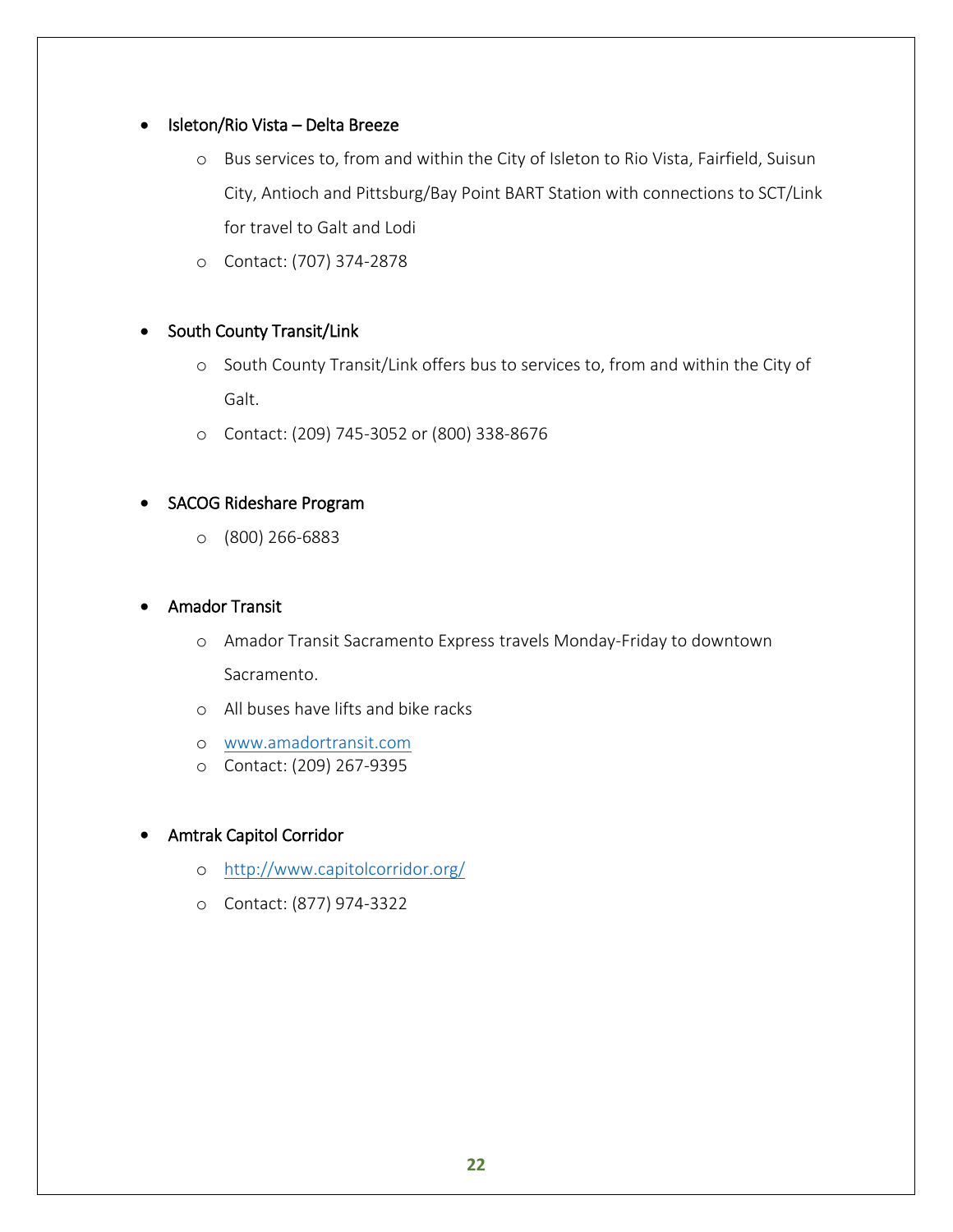- Isleton/Rio Vista – Delta Breeze
  - Bus services to, from and within the City of Isleton to Rio Vista, Fairfield, Suisun City, Antioch and Pittsburg/Bay Point BART Station with connections to SCT/Link for travel to Galt and Lodi
  - Contact: (707) 374-2878

- South County Transit/Link
  - South County Transit/Link offers bus to services to, from and within the City of Galt.
  - Contact: (209) 745-3052 or (800) 338-8676

- SACOG Rideshare Program
  - (800) 266-6883

- Amador Transit
  - Amador Transit Sacramento Express travels Monday-Friday to downtown Sacramento.
  - All buses have lifts and bike racks
  - [www.amadortransit.com](http://www.amadortransit.com)
  - Contact: (209) 267-9395

- Amtrak Capitol Corridor
  - [http://www.capitolcorridor.org/](http://www.capitolcorridor.org/)
  - Contact: (877) 974-3322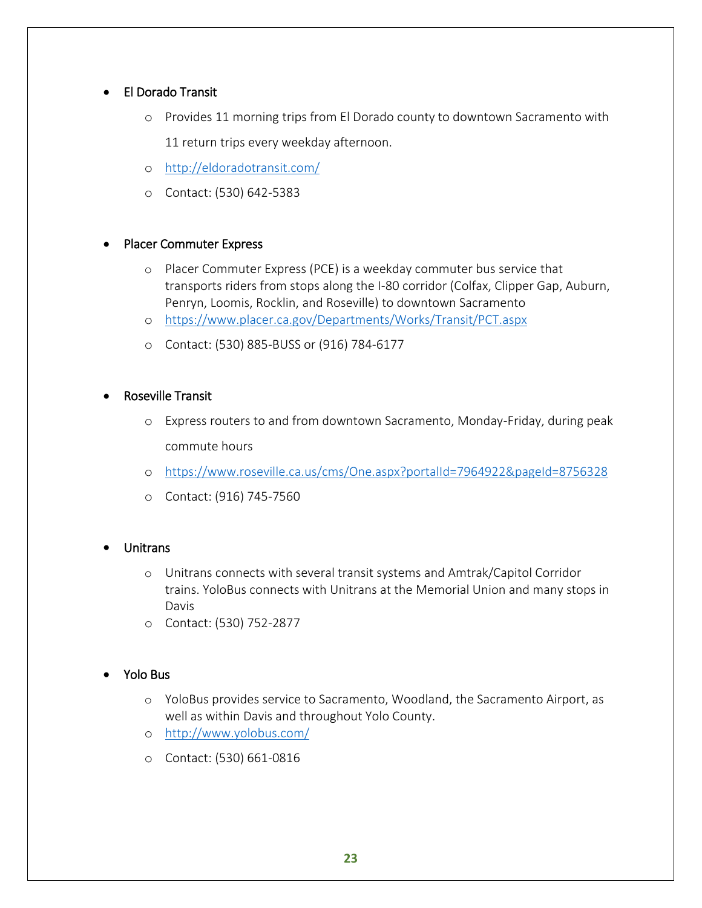- El Dorado Transit
    - Provides 11 morning trips from El Dorado county to downtown Sacramento with 11 return trips every weekday afternoon.
    - http://eldoradotransit.com/
    - Contact: (530) 642-5383

- Placer Commuter Express
    - Placer Commuter Express (PCE) is a weekday commuter bus service that transports riders from stops along the I-80 corridor (Colfax, Clipper Gap, Auburn, Penryn, Loomis, Rocklin, and Roseville) to downtown Sacramento
    - https://www.placer.ca.gov/Departments/Works/Transit/PCT.aspx
    - Contact: (530) 885-BUSS or (916) 784-6177

- Roseville Transit
    - Express routers to and from downtown Sacramento, Monday-Friday, during peak commute hours
    - https://www.roseville.ca.us/cms/One.aspx?portalId=7964922&pageId=8756328
    - Contact: (916) 745-7560

- Unitrans
    - Unitrans connects with several transit systems and Amtrak/Capitol Corridor trains. YoloBus connects with Unitrans at the Memorial Union and many stops in Davis
    - Contact: (530) 752-2877

- Yolo Bus
    - YoloBus provides service to Sacramento, Woodland, the Sacramento Airport, as well as within Davis and throughout Yolo County.
    - http://www.yolobus.com/
    - Contact: (530) 661-0816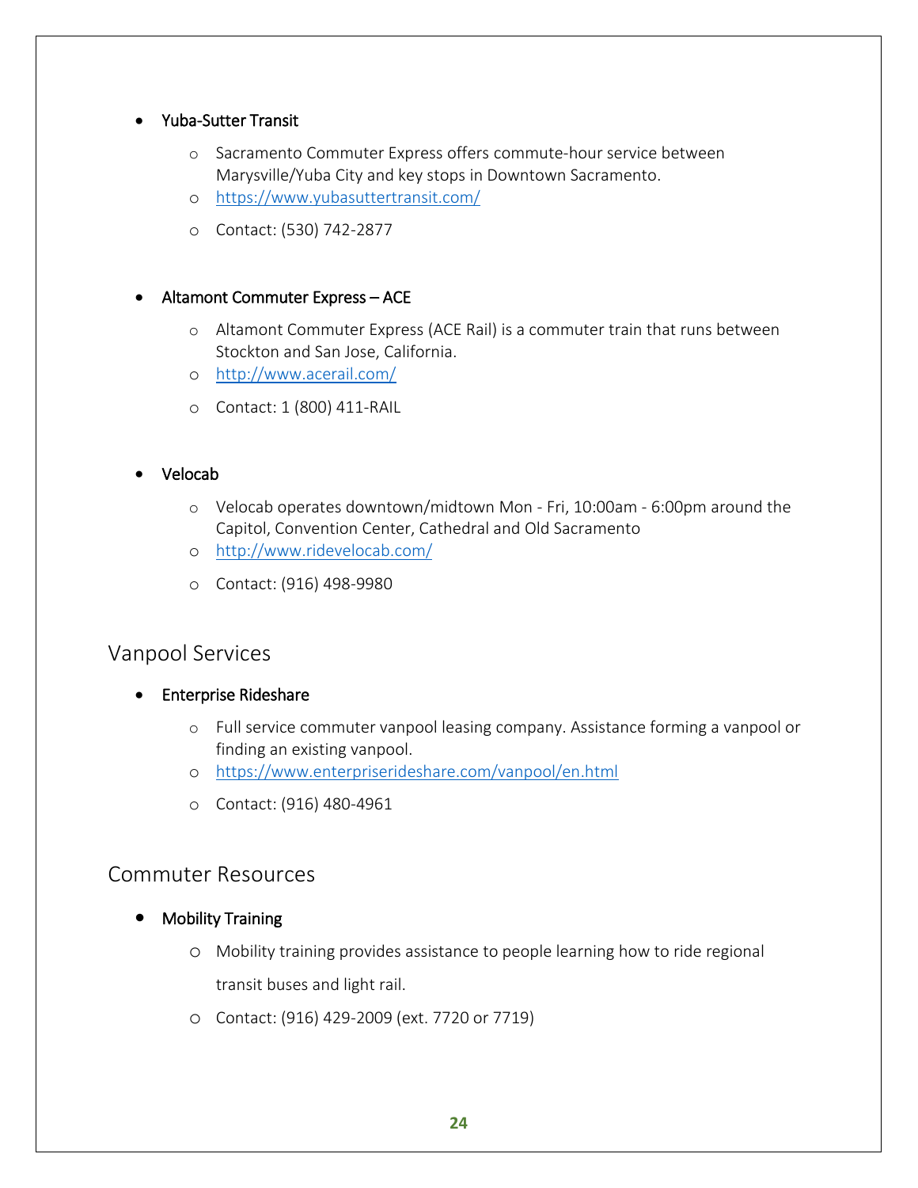- **Yuba-Sutter Transit**
  - Sacramento Commuter Express offers commute-hour service between Marysville/Yuba City and key stops in Downtown Sacramento.
  - https://www.yubasuttertransit.com/
  - Contact: (530) 742-2877

- **Altamont Commuter Express – ACE**
  - Altamont Commuter Express (ACE Rail) is a commuter train that runs between Stockton and San Jose, California.
  - http://www.acerail.com/
  - Contact: 1 (800) 411-RAIL

- **Velocab**
  - Velocab operates downtown/midtown Mon - Fri, 10:00am - 6:00pm around the Capitol, Convention Center, Cathedral and Old Sacramento
  - http://www.ridevelocab.com/
  - Contact: (916) 498-9980

## Vanpool Services

- **Enterprise Rideshare**
  - Full service commuter vanpool leasing company. Assistance forming a vanpool or finding an existing vanpool.
  - https://www.enterpriserideshare.com/vanpool/en.html
  - Contact: (916) 480-4961

## Commuter Resources

- **Mobility Training**
  - Mobility training provides assistance to people learning how to ride regional transit buses and light rail.
  - Contact: (916) 429-2009 (ext. 7720 or 7719)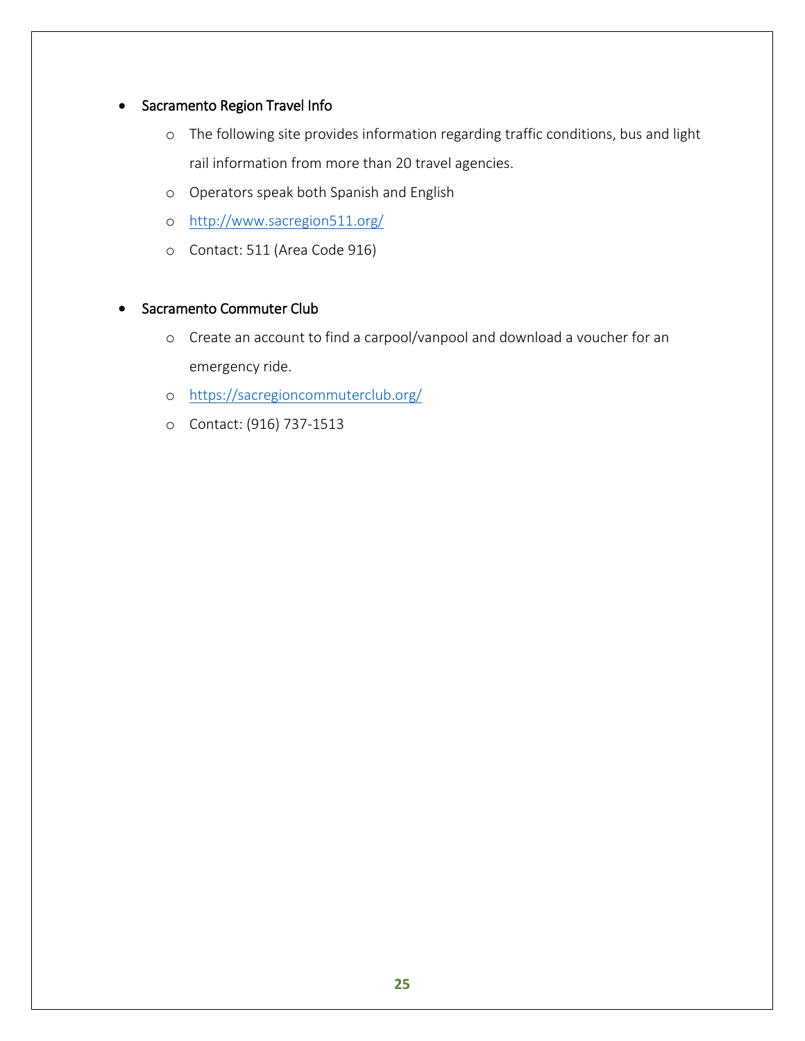- Sacramento Region Travel Info
  - The following site provides information regarding traffic conditions, bus and light rail information from more than 20 travel agencies.
  - Operators speak both Spanish and English
  - http://www.sacregion511.org/
  - Contact: 511 (Area Code 916)

- Sacramento Commuter Club
  - Create an account to find a carpool/vanpool and download a voucher for an emergency ride.
  - https://sacregioncommuterclub.org/
  - Contact: (916) 737-1513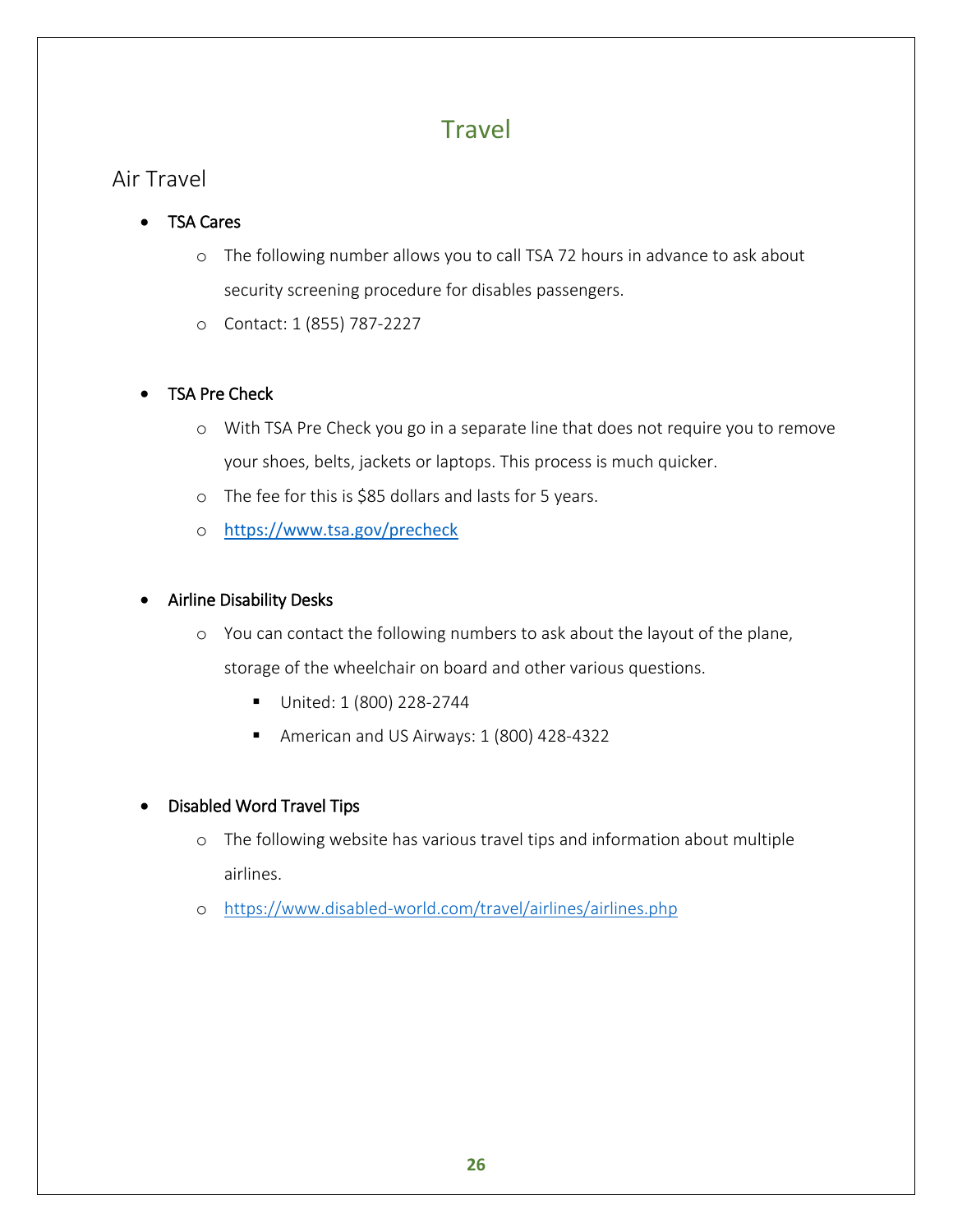# Travel

## Air Travel

- TSA Cares
    - The following number allows you to call TSA 72 hours in advance to ask about security screening procedure for disables passengers.
    - Contact: 1 (855) 787-2227

- TSA Pre Check
    - With TSA Pre Check you go in a separate line that does not require you to remove your shoes, belts, jackets or laptops. This process is much quicker.
    - The fee for this is $85 dollars and lasts for 5 years.
    - https://www.tsa.gov/precheck

- Airline Disability Desks
    - You can contact the following numbers to ask about the layout of the plane, storage of the wheelchair on board and other various questions.
        - United: 1 (800) 228-2744
        - American and US Airways: 1 (800) 428-4322

- Disabled Word Travel Tips
    - The following website has various travel tips and information about multiple airlines.
    - https://www.disabled-world.com/travel/airlines/airlines.php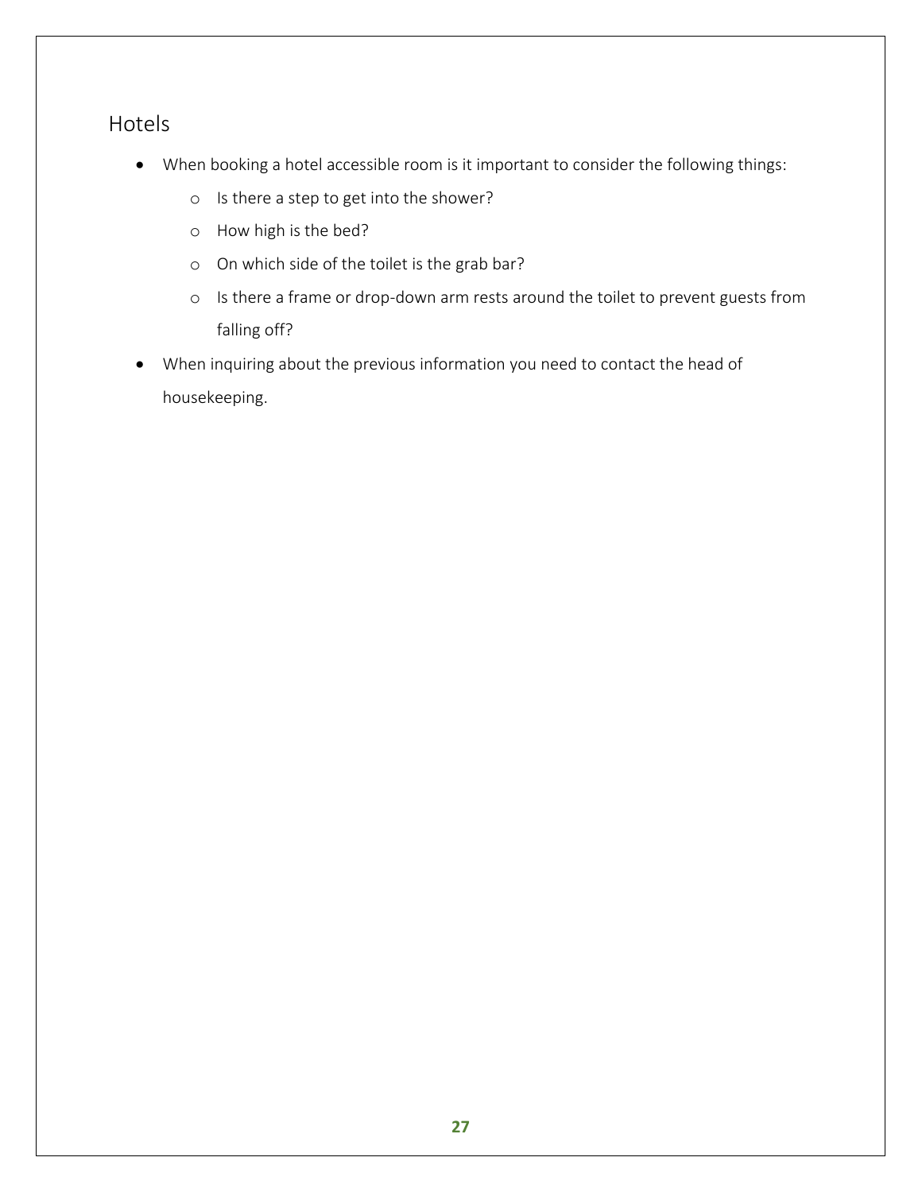## Hotels

- When booking a hotel accessible room is it important to consider the following things:
  - Is there a step to get into the shower?
  - How high is the bed?
  - On which side of the toilet is the grab bar?
  - Is there a frame or drop-down arm rests around the toilet to prevent guests from falling off?
- When inquiring about the previous information you need to contact the head of housekeeping.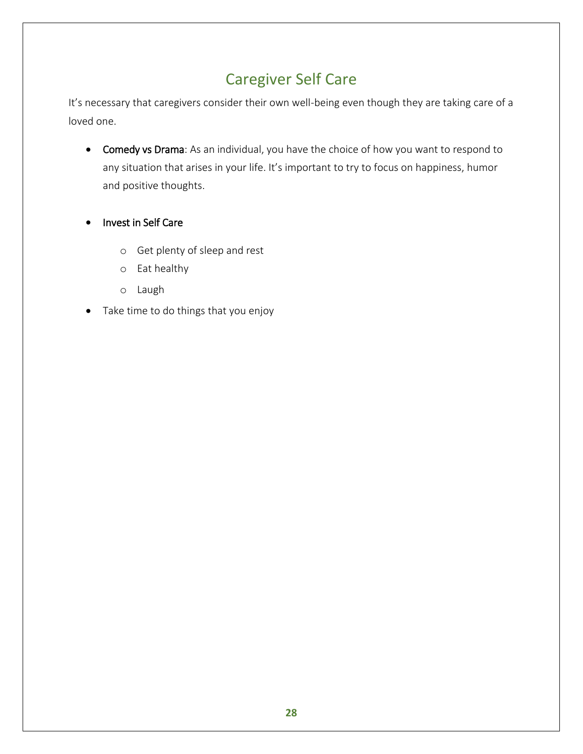# Caregiver Self Care

It's necessary that caregivers consider their own well-being even though they are taking care of a loved one.

- **Comedy vs Drama**: As an individual, you have the choice of how you want to respond to any situation that arises in your life. It's important to try to focus on happiness, humor and positive thoughts.

- **Invest in Self Care**
    - Get plenty of sleep and rest
    - Eat healthy
    - Laugh
- Take time to do things that you enjoy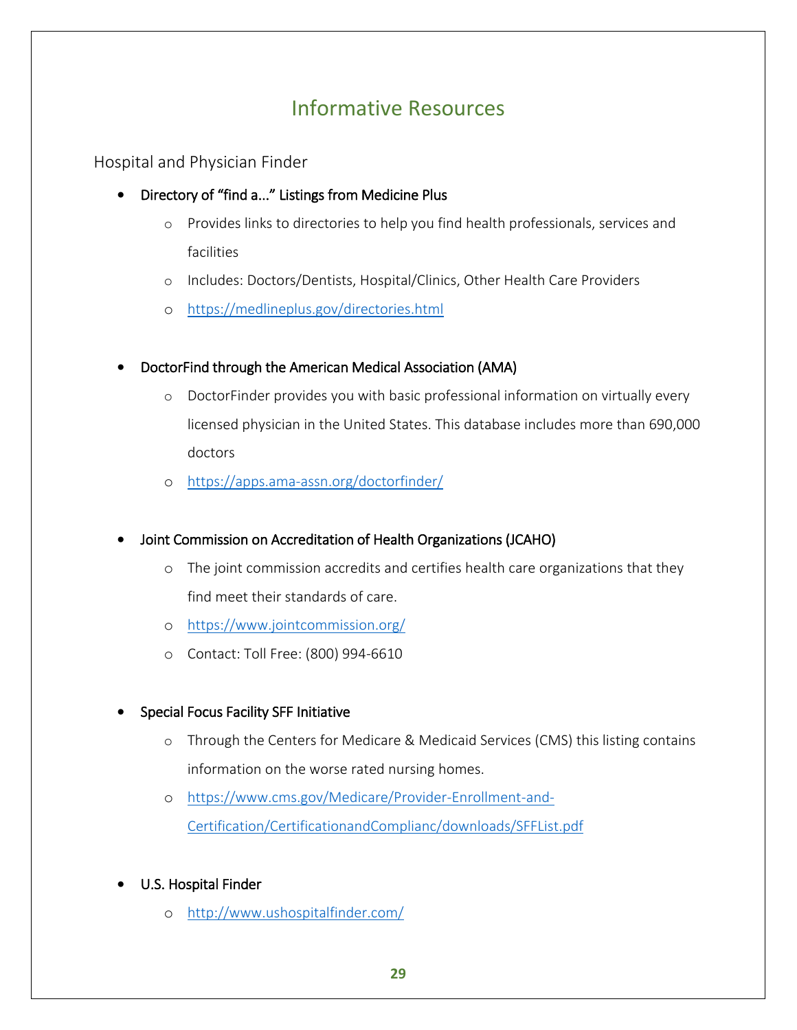# Informative Resources

## Hospital and Physician Finder

- Directory of "find a..." Listings from Medicine Plus
  - Provides links to directories to help you find health professionals, services and facilities
  - Includes: Doctors/Dentists, Hospital/Clinics, Other Health Care Providers
  - https://medlineplus.gov/directories.html

- DoctorFind through the American Medical Association (AMA)
  - DoctorFinder provides you with basic professional information on virtually every licensed physician in the United States. This database includes more than 690,000 doctors
  - https://apps.ama-assn.org/doctorfinder/

- Joint Commission on Accreditation of Health Organizations (JCAHO)
  - The joint commission accredits and certifies health care organizations that they find meet their standards of care.
  - https://www.jointcommission.org/
  - Contact: Toll Free: (800) 994-6610

- Special Focus Facility SFF Initiative
  - Through the Centers for Medicare & Medicaid Services (CMS) this listing contains information on the worse rated nursing homes.
  - https://www.cms.gov/Medicare/Provider-Enrollment-and-Certification/CertificationandComplianc/downloads/SFFList.pdf

- U.S. Hospital Finder
  - http://www.ushospitalfinder.com/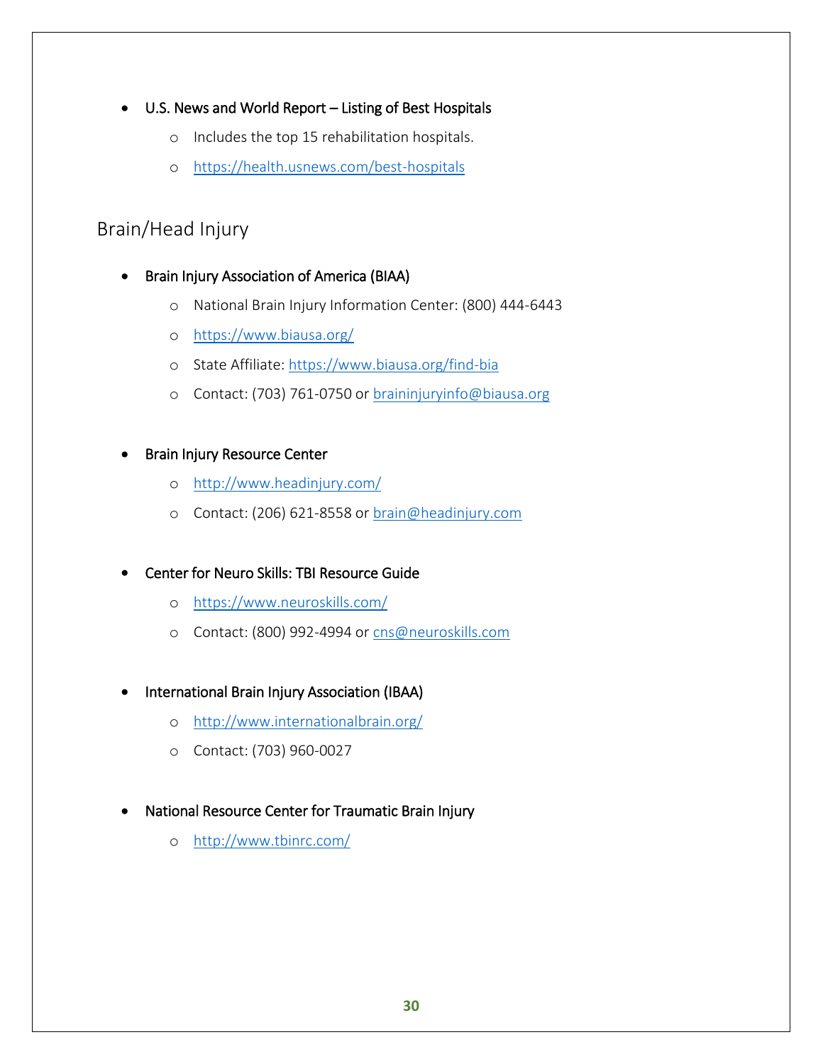- U.S. News and World Report – Listing of Best Hospitals
  - Includes the top 15 rehabilitation hospitals.
  - https://health.usnews.com/best-hospitals

## Brain/Head Injury

- Brain Injury Association of America (BIAA)
  - National Brain Injury Information Center: (800) 444-6443
  - https://www.biausa.org/
  - State Affiliate: https://www.biausa.org/find-bia
  - Contact: (703) 761-0750 or braininjuryinfo@biausa.org

- Brain Injury Resource Center
  - http://www.headinjury.com/
  - Contact: (206) 621-8558 or brain@headinjury.com

- Center for Neuro Skills: TBI Resource Guide
  - https://www.neuroskills.com/
  - Contact: (800) 992-4994 or cns@neuroskills.com

- International Brain Injury Association (IBAA)
  - http://www.internationalbrain.org/
  - Contact: (703) 960-0027

- National Resource Center for Traumatic Brain Injury
  - http://www.tbinrc.com/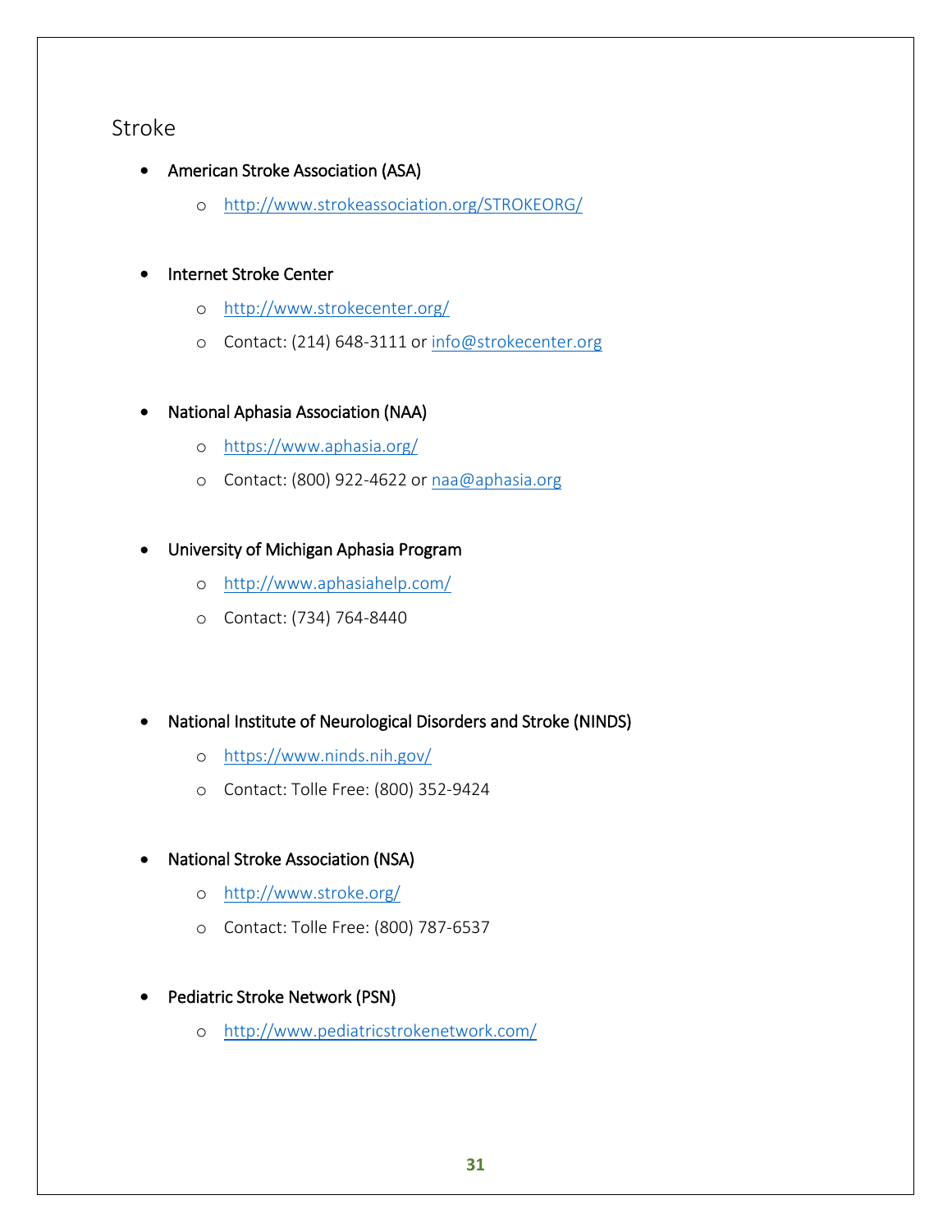## Stroke

- American Stroke Association (ASA)
  - http://www.strokeassociation.org/STROKEORG/

- Internet Stroke Center
  - http://www.strokecenter.org/
  - Contact: (214) 648-3111 or info@strokecenter.org

- National Aphasia Association (NAA)
  - https://www.aphasia.org/
  - Contact: (800) 922-4622 or naa@aphasia.org

- University of Michigan Aphasia Program
  - http://www.aphasiahelp.com/
  - Contact: (734) 764-8440

- National Institute of Neurological Disorders and Stroke (NINDS)
  - https://www.ninds.nih.gov/
  - Contact: Tolle Free: (800) 352-9424

- National Stroke Association (NSA)
  - http://www.stroke.org/
  - Contact: Tolle Free: (800) 787-6537

- Pediatric Stroke Network (PSN)
  - http://www.pediatricstrokenetwork.com/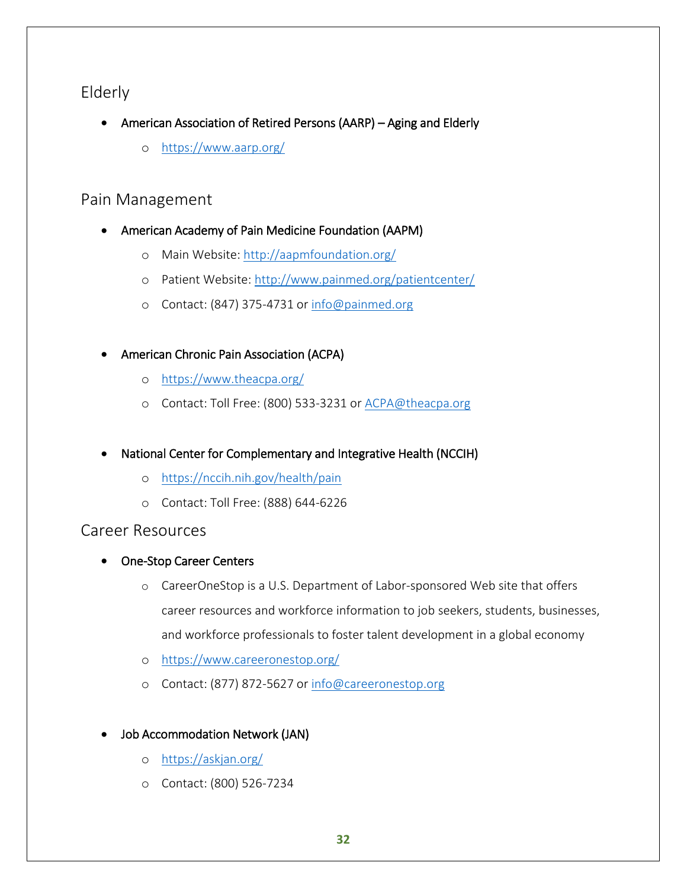## Elderly

- American Association of Retired Persons (AARP) – Aging and Elderly
    - https://www.aarp.org/

## Pain Management

- American Academy of Pain Medicine Foundation (AAPM)
    - Main Website: http://aapmfoundation.org/
    - Patient Website: http://www.painmed.org/patientcenter/
    - Contact: (847) 375-4731 or info@painmed.org

- American Chronic Pain Association (ACPA)
    - https://www.theacpa.org/
    - Contact: Toll Free: (800) 533-3231 or ACPA@theacpa.org

- National Center for Complementary and Integrative Health (NCCIH)
    - https://nccih.nih.gov/health/pain
    - Contact: Toll Free: (888) 644-6226

## Career Resources

- One-Stop Career Centers
    - CareerOneStop is a U.S. Department of Labor-sponsored Web site that offers career resources and workforce information to job seekers, students, businesses, and workforce professionals to foster talent development in a global economy
    - https://www.careeronestop.org/
    - Contact: (877) 872-5627 or info@careeronestop.org

- Job Accommodation Network (JAN)
    - https://askjan.org/
    - Contact: (800) 526-7234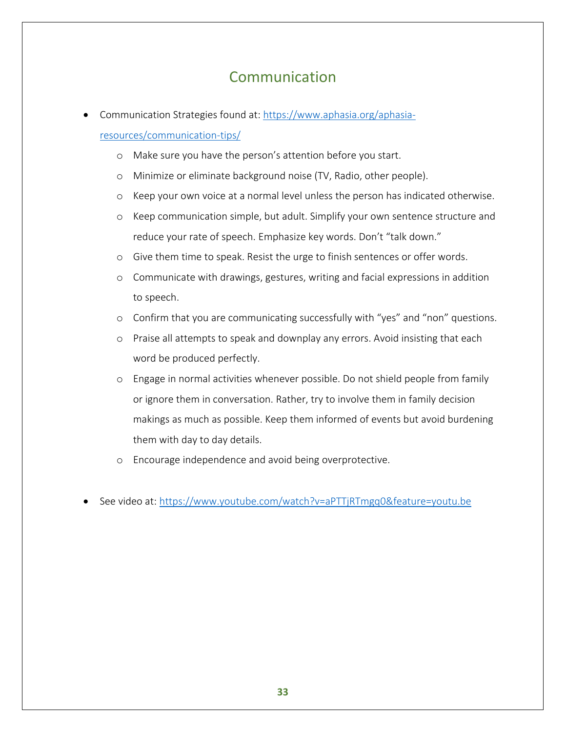# Communication

- Communication Strategies found at: https://www.aphasia.org/aphasia-resources/communication-tips/
  - Make sure you have the person's attention before you start.
  - Minimize or eliminate background noise (TV, Radio, other people).
  - Keep your own voice at a normal level unless the person has indicated otherwise.
  - Keep communication simple, but adult. Simplify your own sentence structure and reduce your rate of speech. Emphasize key words. Don't "talk down."
  - Give them time to speak. Resist the urge to finish sentences or offer words.
  - Communicate with drawings, gestures, writing and facial expressions in addition to speech.
  - Confirm that you are communicating successfully with "yes" and "non" questions.
  - Praise all attempts to speak and downplay any errors. Avoid insisting that each word be produced perfectly.
  - Engage in normal activities whenever possible. Do not shield people from family or ignore them in conversation. Rather, try to involve them in family decision makings as much as possible. Keep them informed of events but avoid burdening them with day to day details.
  - Encourage independence and avoid being overprotective.

- See video at: https://www.youtube.com/watch?v=aPTTjRTmgq0&feature=youtu.be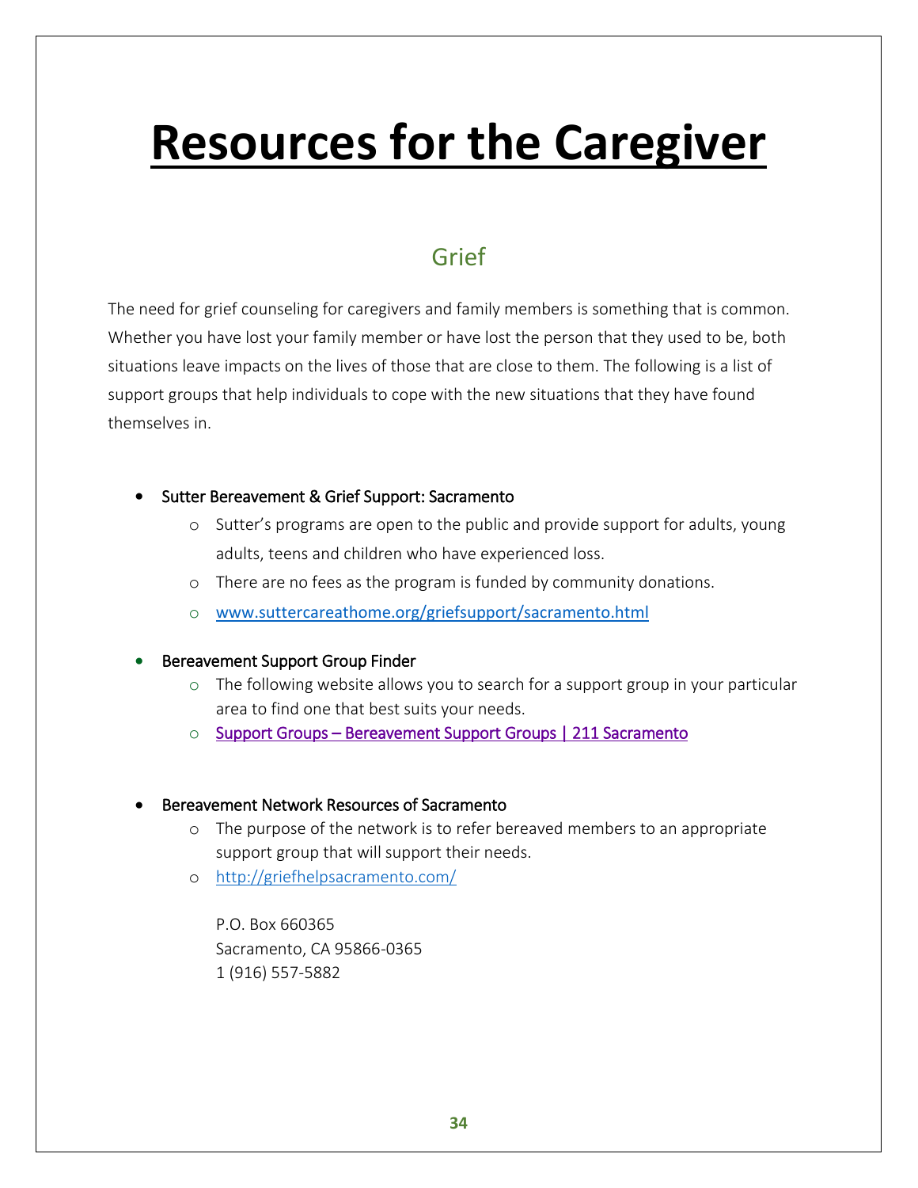# Resources for the Caregiver

## Grief

The need for grief counseling for caregivers and family members is something that is common. Whether you have lost your family member or have lost the person that they used to be, both situations leave impacts on the lives of those that are close to them. The following is a list of support groups that help individuals to cope with the new situations that they have found themselves in.

- Sutter Bereavement & Grief Support: Sacramento
  - Sutter's programs are open to the public and provide support for adults, young adults, teens and children who have experienced loss.
  - There are no fees as the program is funded by community donations.
  - www.suttercareathome.org/griefsupport/sacramento.html

- Bereavement Support Group Finder
  - The following website allows you to search for a support group in your particular area to find one that best suits your needs.
  - Support Groups – Bereavement Support Groups | 211 Sacramento

- Bereavement Network Resources of Sacramento
  - The purpose of the network is to refer bereaved members to an appropriate support group that will support their needs.
  - http://griefhelpsacramento.com/

    P.O. Box 660365
    Sacramento, CA 95866-0365
    1 (916) 557-5882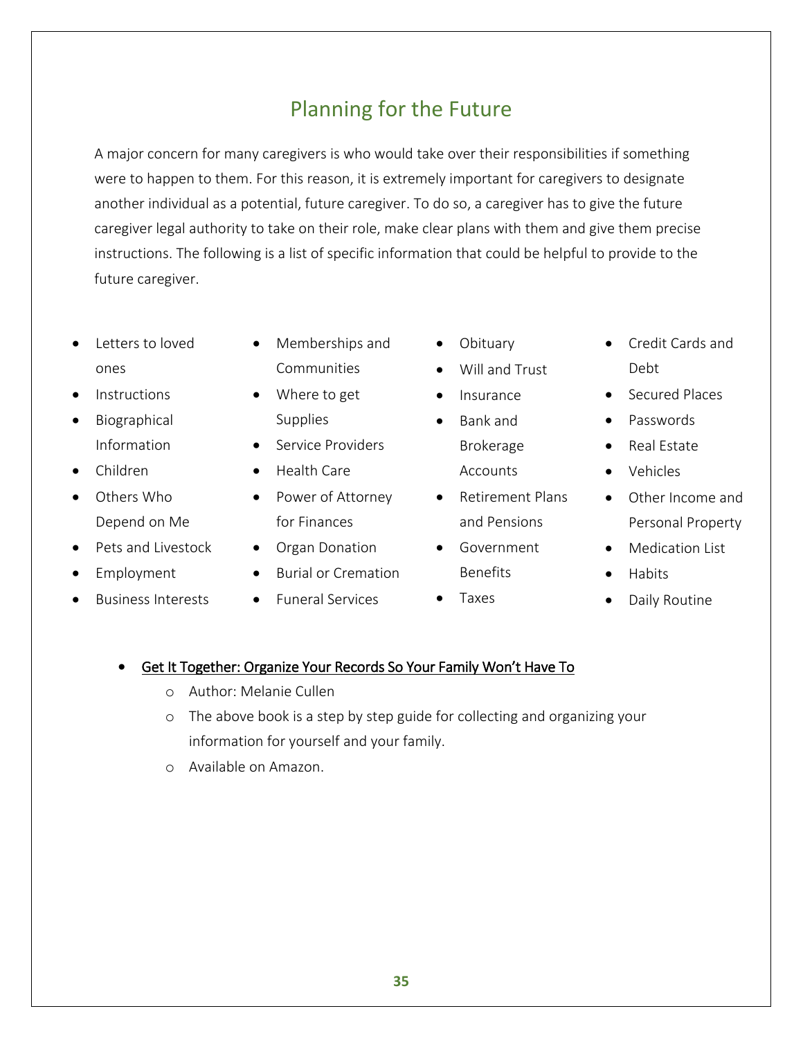## Planning for the Future

A major concern for many caregivers is who would take over their responsibilities if something were to happen to them. For this reason, it is extremely important for caregivers to designate another individual as a potential, future caregiver. To do so, a caregiver has to give the future caregiver legal authority to take on their role, make clear plans with them and give them precise instructions. The following is a list of specific information that could be helpful to provide to the future caregiver.

- Letters to loved ones
- Instructions
- Biographical Information
- Children
- Others Who Depend on Me
- Pets and Livestock
- Employment
- Business Interests
- Memberships and Communities
- Where to get Supplies
- Service Providers
- Health Care
- Power of Attorney for Finances
- Organ Donation
- Burial or Cremation
- Funeral Services
- Obituary
- Will and Trust
- Insurance
- Bank and Brokerage Accounts
- Retirement Plans and Pensions
- Government Benefits
- Taxes
- Credit Cards and Debt
- Secured Places
- Passwords
- Real Estate
- Vehicles
- Other Income and Personal Property
- Medication List
- Habits
- Daily Routine

- Get It Together: Organize Your Records So Your Family Won't Have To
  - Author: Melanie Cullen
  - The above book is a step by step guide for collecting and organizing your information for yourself and your family.
  - Available on Amazon.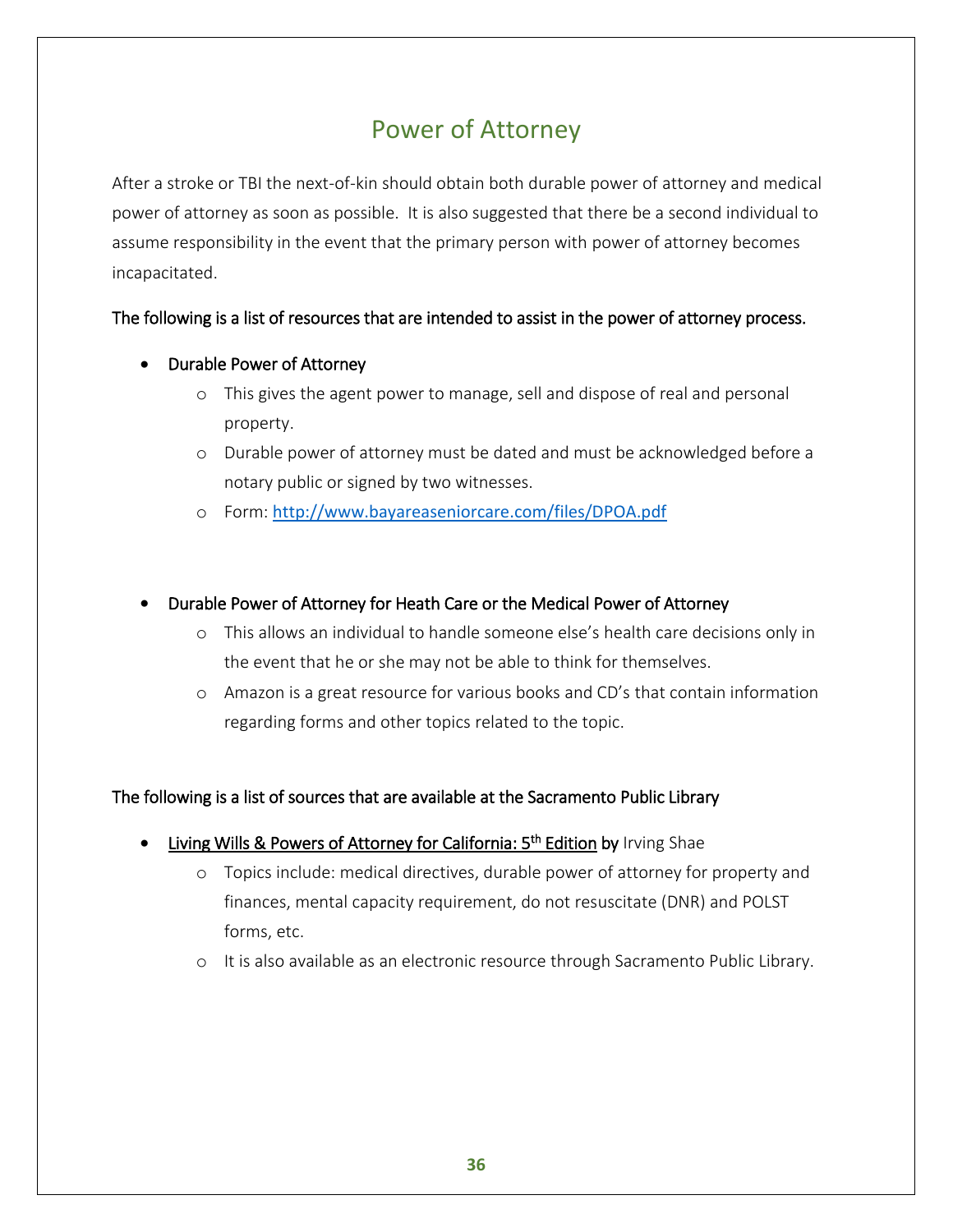# Power of Attorney

After a stroke or TBI the next-of-kin should obtain both durable power of attorney and medical power of attorney as soon as possible. It is also suggested that there be a second individual to assume responsibility in the event that the primary person with power of attorney becomes incapacitated.

The following is a list of resources that are intended to assist in the power of attorney process.

- Durable Power of Attorney
  - This gives the agent power to manage, sell and dispose of real and personal property.
  - Durable power of attorney must be dated and must be acknowledged before a notary public or signed by two witnesses.
  - Form: [http://www.bayareaseniorcare.com/files/DPOA.pdf](http://www.bayareaseniorcare.com/files/DPOA.pdf)

- Durable Power of Attorney for Heath Care or the Medical Power of Attorney
  - This allows an individual to handle someone else's health care decisions only in the event that he or she may not be able to think for themselves.
  - Amazon is a great resource for various books and CD's that contain information regarding forms and other topics related to the topic.

The following is a list of sources that are available at the Sacramento Public Library

- Living Wills & Powers of Attorney for California: 5th Edition by Irving Shae
  - Topics include: medical directives, durable power of attorney for property and finances, mental capacity requirement, do not resuscitate (DNR) and POLST forms, etc.
  - It is also available as an electronic resource through Sacramento Public Library.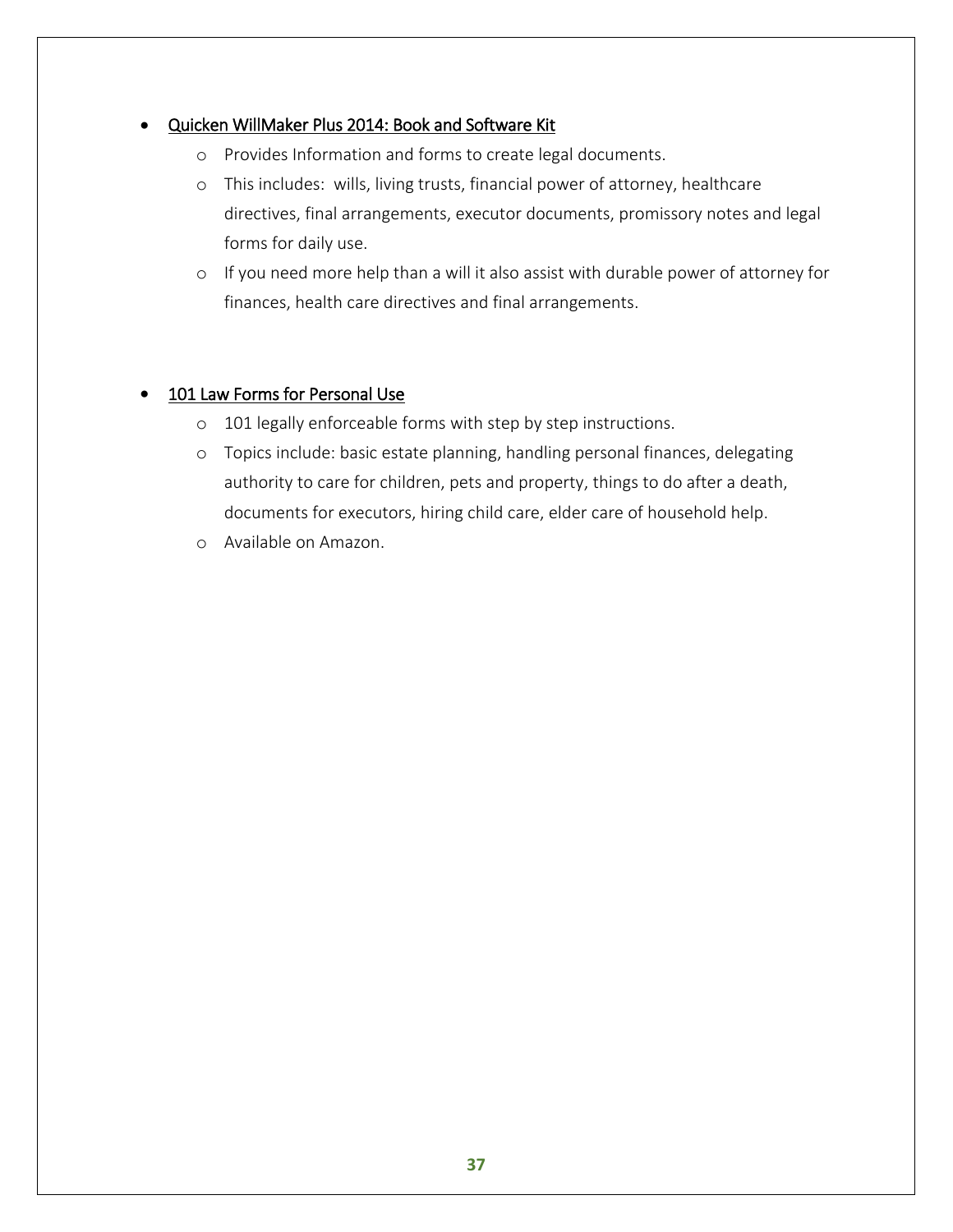- <u>Quicken WillMaker Plus 2014: Book and Software Kit</u>
    - Provides Information and forms to create legal documents.
    - This includes:  wills, living trusts, financial power of attorney, healthcare directives, final arrangements, executor documents, promissory notes and legal forms for daily use.
    - If you need more help than a will it also assist with durable power of attorney for finances, health care directives and final arrangements.

- <u>101 Law Forms for Personal Use</u>
    - 101 legally enforceable forms with step by step instructions.
    - Topics include: basic estate planning, handling personal finances, delegating authority to care for children, pets and property, things to do after a death, documents for executors, hiring child care, elder care of household help.
    - Available on Amazon.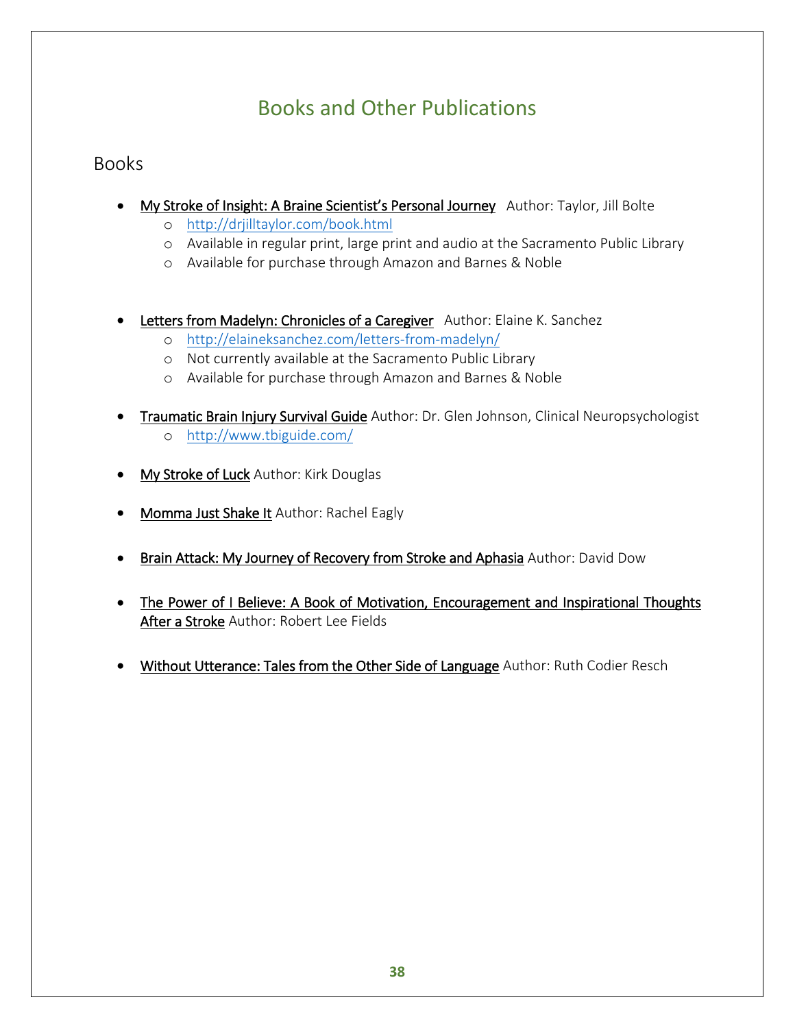# Books and Other Publications

## Books

- My Stroke of Insight: A Braine Scientist's Personal Journey Author: Taylor, Jill Bolte
  - http://drjilltaylor.com/book.html
  - Available in regular print, large print and audio at the Sacramento Public Library
  - Available for purchase through Amazon and Barnes & Noble

- Letters from Madelyn: Chronicles of a Caregiver Author: Elaine K. Sanchez
  - http://elaineksanchez.com/letters-from-madelyn/
  - Not currently available at the Sacramento Public Library
  - Available for purchase through Amazon and Barnes & Noble

- Traumatic Brain Injury Survival Guide Author: Dr. Glen Johnson, Clinical Neuropsychologist
  - http://www.tbiguide.com/

- My Stroke of Luck Author: Kirk Douglas

- Momma Just Shake It Author: Rachel Eagly

- Brain Attack: My Journey of Recovery from Stroke and Aphasia Author: David Dow

- The Power of I Believe: A Book of Motivation, Encouragement and Inspirational Thoughts After a Stroke Author: Robert Lee Fields

- Without Utterance: Tales from the Other Side of Language Author: Ruth Codier Resch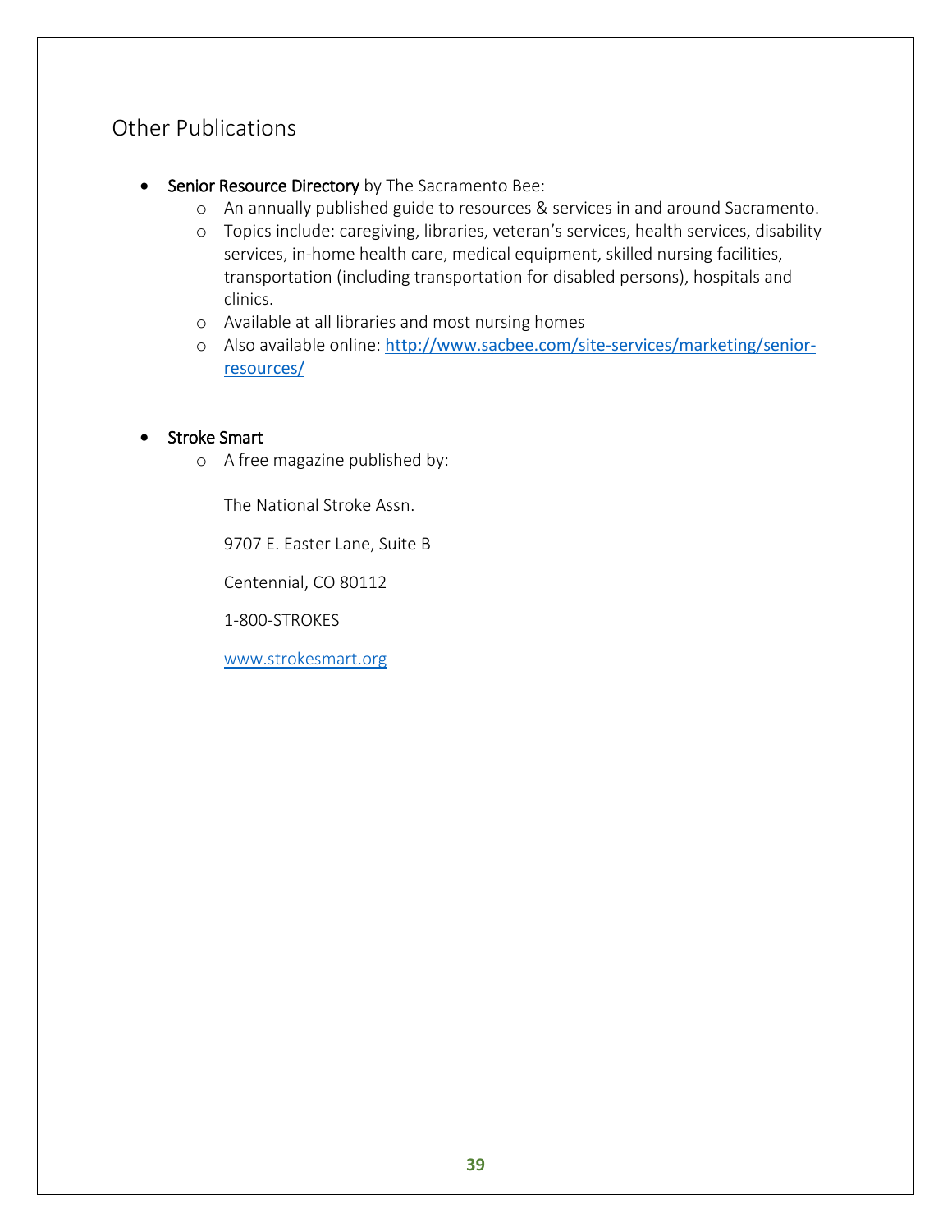## Other Publications

- Senior Resource Directory by The Sacramento Bee:
  - An annually published guide to resources & services in and around Sacramento.
  - Topics include: caregiving, libraries, veteran's services, health services, disability services, in-home health care, medical equipment, skilled nursing facilities, transportation (including transportation for disabled persons), hospitals and clinics.
  - Available at all libraries and most nursing homes
  - Also available online: http://www.sacbee.com/site-services/marketing/senior-resources/

- Stroke Smart
  - A free magazine published by:

    The National Stroke Assn.

    9707 E. Easter Lane, Suite B

    Centennial, CO 80112

    1-800-STROKES

    www.strokesmart.org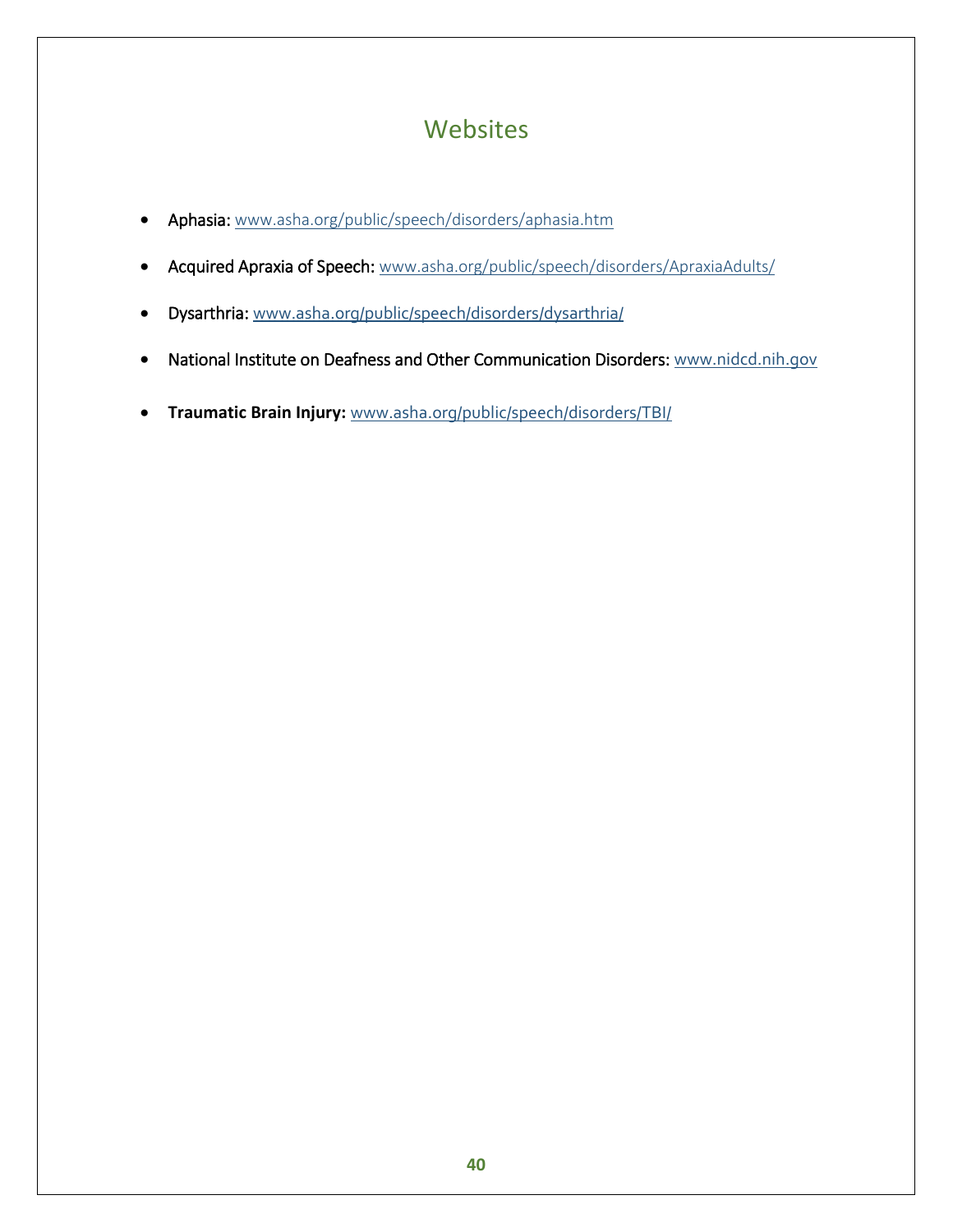# Websites

- Aphasia: www.asha.org/public/speech/disorders/aphasia.htm
- Acquired Apraxia of Speech: www.asha.org/public/speech/disorders/ApraxiaAdults/
- Dysarthria: www.asha.org/public/speech/disorders/dysarthria/
- National Institute on Deafness and Other Communication Disorders: www.nidcd.nih.gov
- **Traumatic Brain Injury:** www.asha.org/public/speech/disorders/TBI/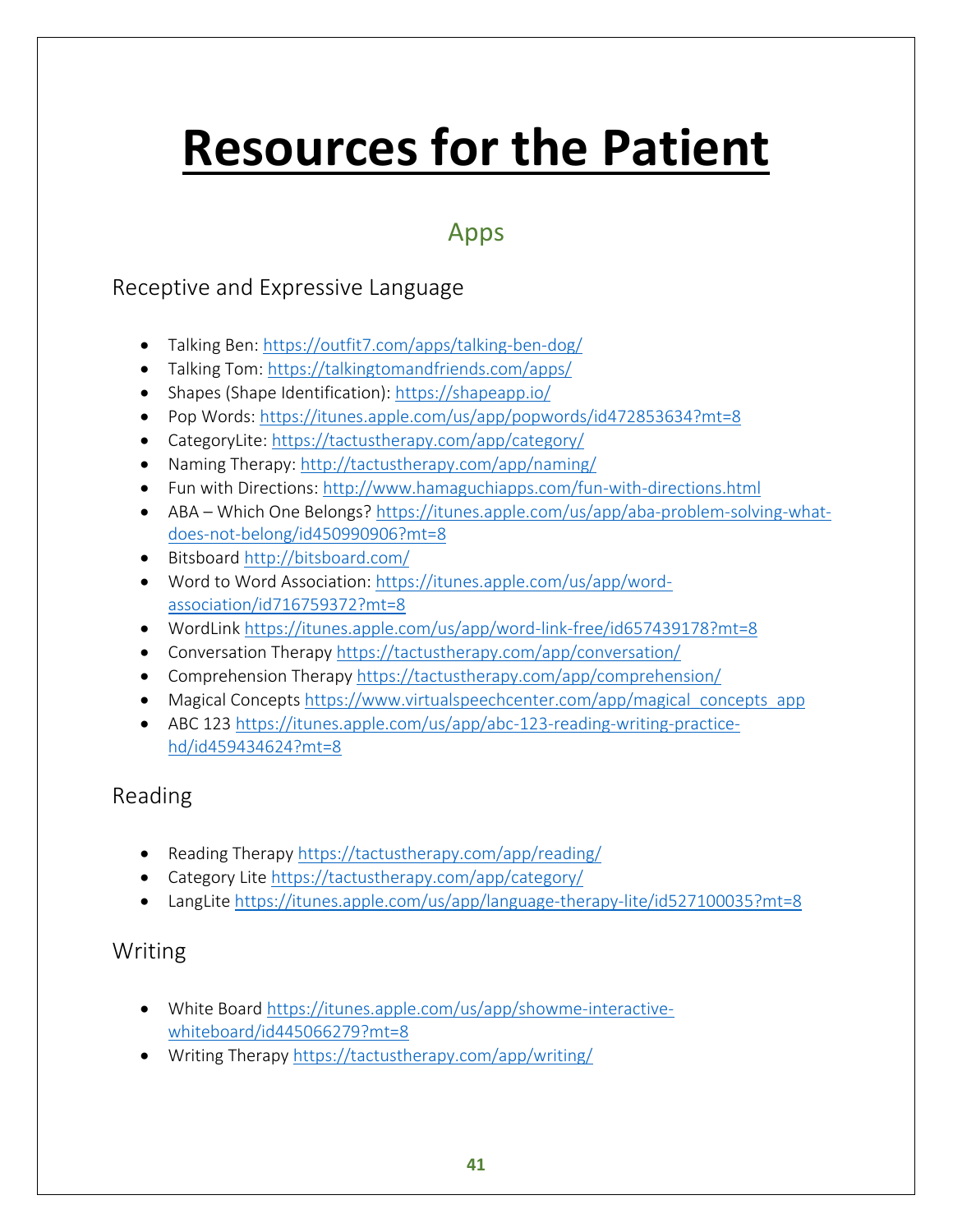# Resources for the Patient

## Apps

### Receptive and Expressive Language

- Talking Ben: https://outfit7.com/apps/talking-ben-dog/
- Talking Tom: https://talkingtomandfriends.com/apps/
- Shapes (Shape Identification): https://shapeapp.io/
- Pop Words: https://itunes.apple.com/us/app/popwords/id472853634?mt=8
- CategoryLite: https://tactustherapy.com/app/category/
- Naming Therapy: http://tactustherapy.com/app/naming/
- Fun with Directions: http://www.hamaguchiapps.com/fun-with-directions.html
- ABA – Which One Belongs? https://itunes.apple.com/us/app/aba-problem-solving-what-does-not-belong/id450990906?mt=8
- Bitsboard http://bitsboard.com/
- Word to Word Association: https://itunes.apple.com/us/app/word-association/id716759372?mt=8
- WordLink https://itunes.apple.com/us/app/word-link-free/id657439178?mt=8
- Conversation Therapy https://tactustherapy.com/app/conversation/
- Comprehension Therapy https://tactustherapy.com/app/comprehension/
- Magical Concepts https://www.virtualspeechcenter.com/app/magical_concepts_app
- ABC 123 https://itunes.apple.com/us/app/abc-123-reading-writing-practice-hd/id459434624?mt=8

### Reading

- Reading Therapy https://tactustherapy.com/app/reading/
- Category Lite https://tactustherapy.com/app/category/
- LangLite https://itunes.apple.com/us/app/language-therapy-lite/id527100035?mt=8

### Writing

- White Board https://itunes.apple.com/us/app/showme-interactive-whiteboard/id445066279?mt=8
- Writing Therapy https://tactustherapy.com/app/writing/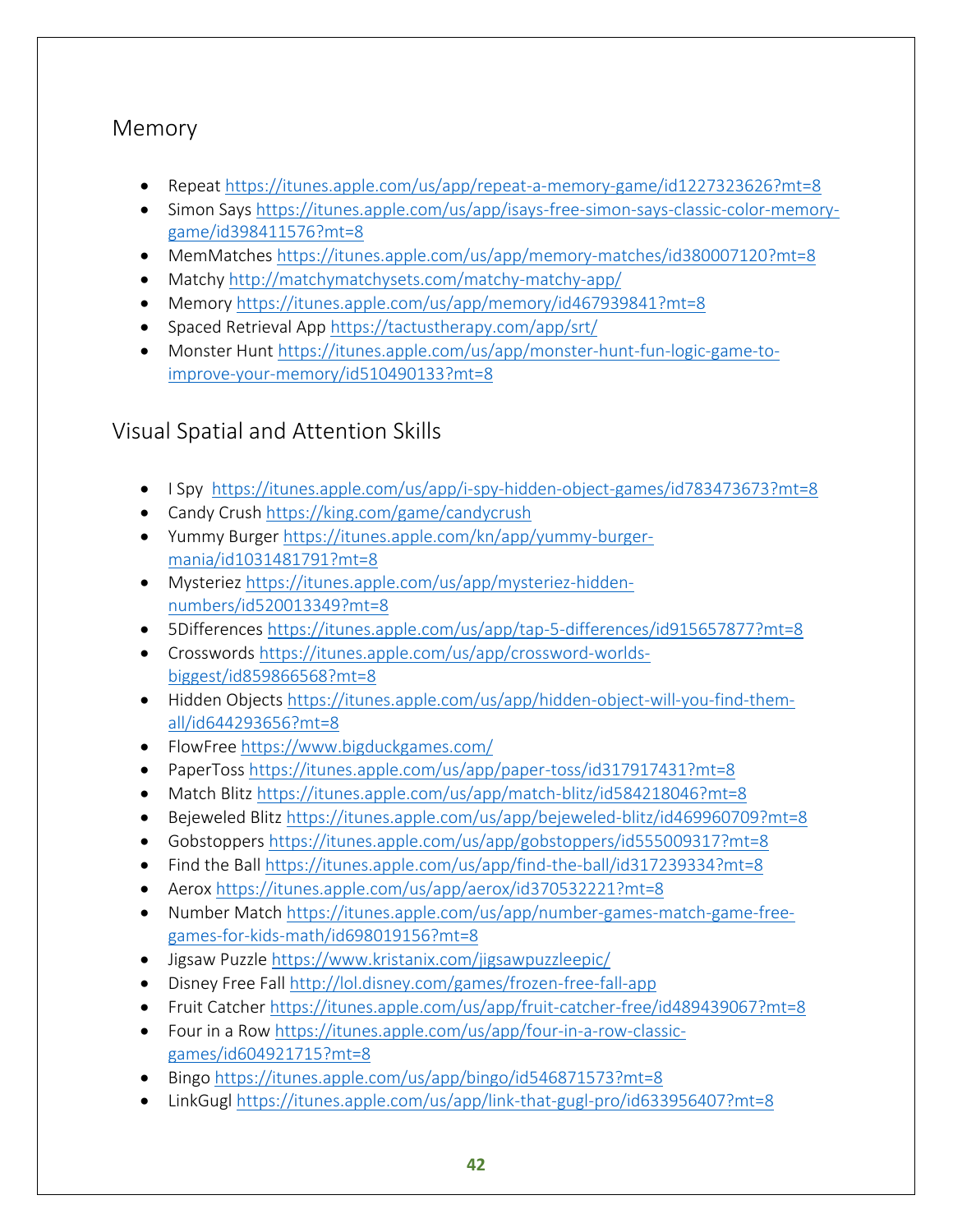## Memory

- Repeat https://itunes.apple.com/us/app/repeat-a-memory-game/id1227323626?mt=8
- Simon Says https://itunes.apple.com/us/app/isays-free-simon-says-classic-color-memory-game/id398411576?mt=8
- MemMatches https://itunes.apple.com/us/app/memory-matches/id380007120?mt=8
- Matchy http://matchymatchysets.com/matchy-matchy-app/
- Memory https://itunes.apple.com/us/app/memory/id467939841?mt=8
- Spaced Retrieval App https://tactustherapy.com/app/srt/
- Monster Hunt https://itunes.apple.com/us/app/monster-hunt-fun-logic-game-to-improve-your-memory/id510490133?mt=8

## Visual Spatial and Attention Skills

- I Spy https://itunes.apple.com/us/app/i-spy-hidden-object-games/id783473673?mt=8
- Candy Crush https://king.com/game/candycrush
- Yummy Burger https://itunes.apple.com/kn/app/yummy-burger-mania/id1031481791?mt=8
- Mysteriez https://itunes.apple.com/us/app/mysteriez-hidden-numbers/id520013349?mt=8
- 5Differences https://itunes.apple.com/us/app/tap-5-differences/id915657877?mt=8
- Crosswords https://itunes.apple.com/us/app/crossword-worlds-biggest/id859866568?mt=8
- Hidden Objects https://itunes.apple.com/us/app/hidden-object-will-you-find-them-all/id644293656?mt=8
- FlowFree https://www.bigduckgames.com/
- PaperToss https://itunes.apple.com/us/app/paper-toss/id317917431?mt=8
- Match Blitz https://itunes.apple.com/us/app/match-blitz/id584218046?mt=8
- Bejeweled Blitz https://itunes.apple.com/us/app/bejeweled-blitz/id469960709?mt=8
- Gobstoppers https://itunes.apple.com/us/app/gobstoppers/id555009317?mt=8
- Find the Ball https://itunes.apple.com/us/app/find-the-ball/id317239334?mt=8
- Aerox https://itunes.apple.com/us/app/aerox/id370532221?mt=8
- Number Match https://itunes.apple.com/us/app/number-games-match-game-free-games-for-kids-math/id698019156?mt=8
- Jigsaw Puzzle https://www.kristanix.com/jigsawpuzzleepic/
- Disney Free Fall http://lol.disney.com/games/frozen-free-fall-app
- Fruit Catcher https://itunes.apple.com/us/app/fruit-catcher-free/id489439067?mt=8
- Four in a Row https://itunes.apple.com/us/app/four-in-a-row-classic-games/id604921715?mt=8
- Bingo https://itunes.apple.com/us/app/bingo/id546871573?mt=8
- LinkGugl https://itunes.apple.com/us/app/link-that-gugl-pro/id633956407?mt=8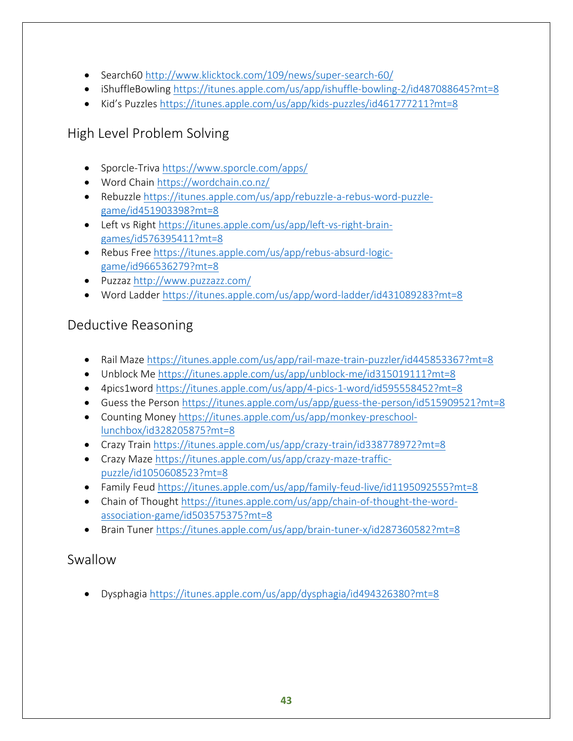- Search60 http://www.klicktock.com/109/news/super-search-60/
- iShuffleBowling https://itunes.apple.com/us/app/ishuffle-bowling-2/id487088645?mt=8
- Kid's Puzzles https://itunes.apple.com/us/app/kids-puzzles/id461777211?mt=8

## High Level Problem Solving

- Sporcle-Triva https://www.sporcle.com/apps/
- Word Chain https://wordchain.co.nz/
- Rebuzzle https://itunes.apple.com/us/app/rebuzzle-a-rebus-word-puzzle-game/id451903398?mt=8
- Left vs Right https://itunes.apple.com/us/app/left-vs-right-brain-games/id576395411?mt=8
- Rebus Free https://itunes.apple.com/us/app/rebus-absurd-logic-game/id966536279?mt=8
- Puzzaz http://www.puzzazz.com/
- Word Ladder https://itunes.apple.com/us/app/word-ladder/id431089283?mt=8

## Deductive Reasoning

- Rail Maze https://itunes.apple.com/us/app/rail-maze-train-puzzler/id445853367?mt=8
- Unblock Me https://itunes.apple.com/us/app/unblock-me/id315019111?mt=8
- 4pics1word https://itunes.apple.com/us/app/4-pics-1-word/id595558452?mt=8
- Guess the Person https://itunes.apple.com/us/app/guess-the-person/id515909521?mt=8
- Counting Money https://itunes.apple.com/us/app/monkey-preschool-lunchbox/id328205875?mt=8
- Crazy Train https://itunes.apple.com/us/app/crazy-train/id338778972?mt=8
- Crazy Maze https://itunes.apple.com/us/app/crazy-maze-traffic-puzzle/id1050608523?mt=8
- Family Feud https://itunes.apple.com/us/app/family-feud-live/id1195092555?mt=8
- Chain of Thought https://itunes.apple.com/us/app/chain-of-thought-the-word-association-game/id503575375?mt=8
- Brain Tuner https://itunes.apple.com/us/app/brain-tuner-x/id287360582?mt=8

## Swallow

- Dysphagia https://itunes.apple.com/us/app/dysphagia/id494326380?mt=8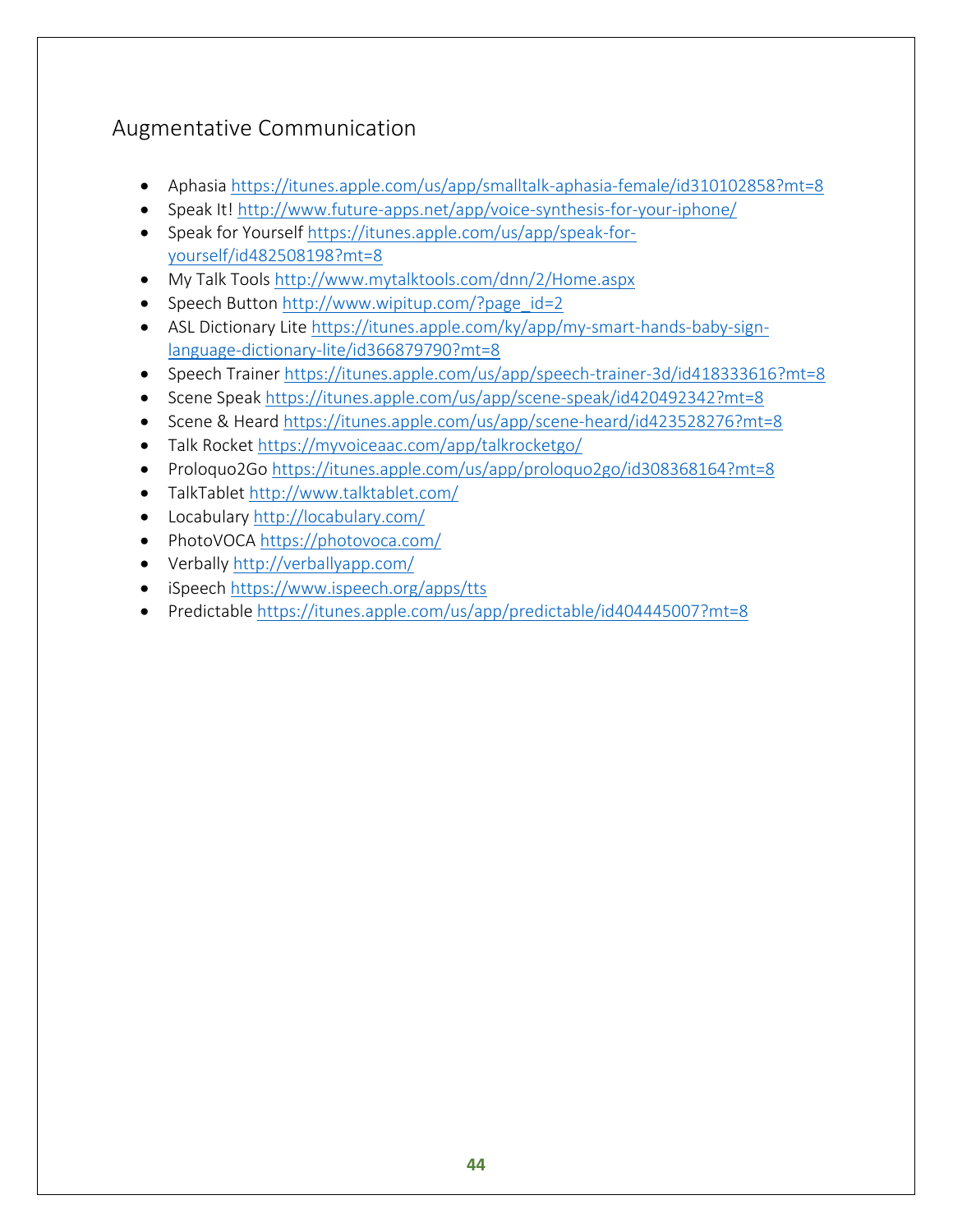## Augmentative Communication

- Aphasia https://itunes.apple.com/us/app/smalltalk-aphasia-female/id310102858?mt=8
- Speak It! http://www.future-apps.net/app/voice-synthesis-for-your-iphone/
- Speak for Yourself https://itunes.apple.com/us/app/speak-for-yourself/id482508198?mt=8
- My Talk Tools http://www.mytalktools.com/dnn/2/Home.aspx
- Speech Button http://www.wipitup.com/?page_id=2
- ASL Dictionary Lite https://itunes.apple.com/ky/app/my-smart-hands-baby-sign-language-dictionary-lite/id366879790?mt=8
- Speech Trainer https://itunes.apple.com/us/app/speech-trainer-3d/id418333616?mt=8
- Scene Speak https://itunes.apple.com/us/app/scene-speak/id420492342?mt=8
- Scene & Heard https://itunes.apple.com/us/app/scene-heard/id423528276?mt=8
- Talk Rocket https://myvoiceaac.com/app/talkrocketgo/
- Proloquo2Go https://itunes.apple.com/us/app/proloquo2go/id308368164?mt=8
- TalkTablet http://www.talktablet.com/
- Locabulary http://locabulary.com/
- PhotoVOCA https://photovoca.com/
- Verbally http://verballyapp.com/
- iSpeech https://www.ispeech.org/apps/tts
- Predictable https://itunes.apple.com/us/app/predictable/id404445007?mt=8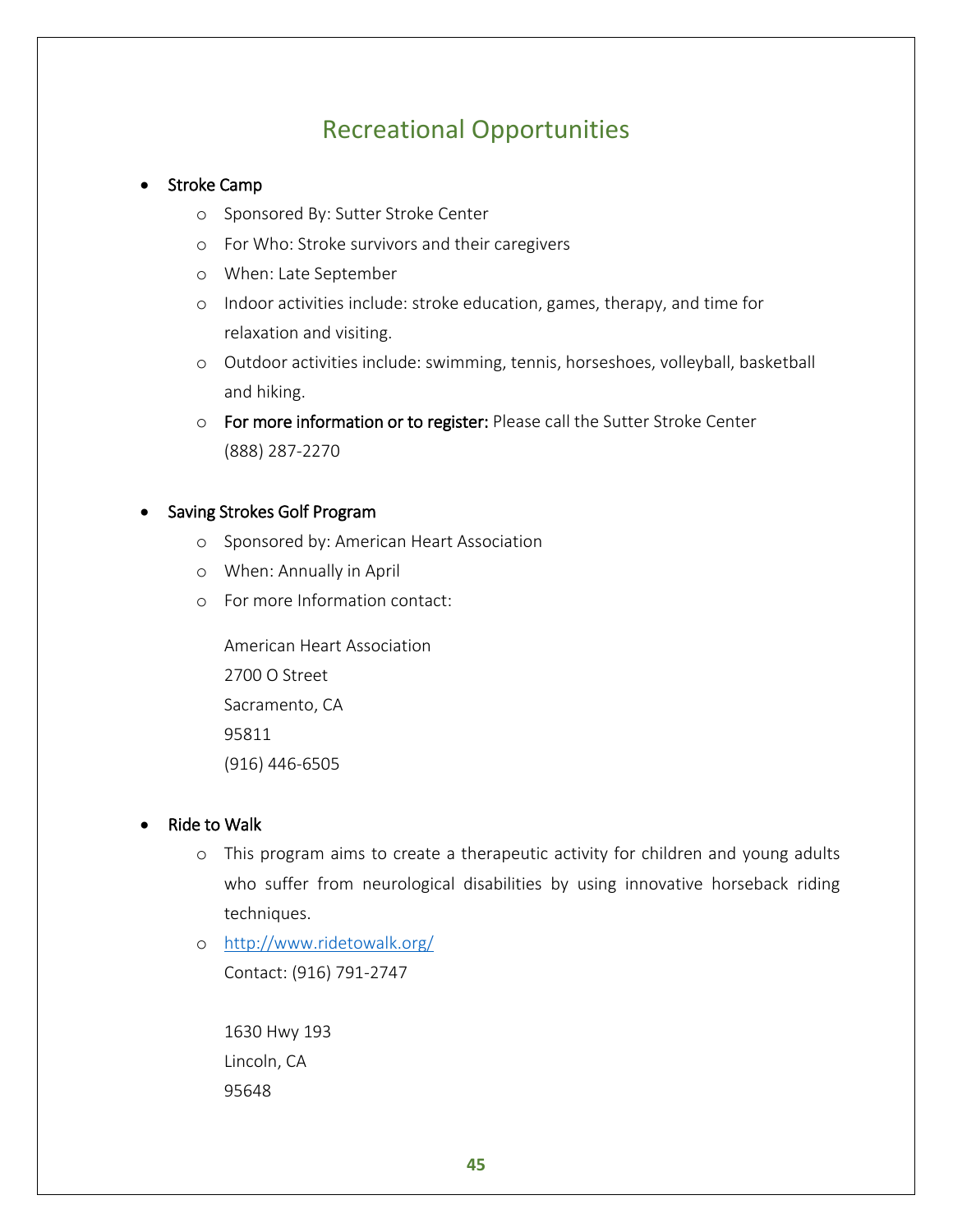# Recreational Opportunities

- Stroke Camp
    - Sponsored By: Sutter Stroke Center
    - For Who: Stroke survivors and their caregivers
    - When: Late September
    - Indoor activities include: stroke education, games, therapy, and time for relaxation and visiting.
    - Outdoor activities include: swimming, tennis, horseshoes, volleyball, basketball and hiking.
    - For more information or to register: Please call the Sutter Stroke Center (888) 287-2270

- Saving Strokes Golf Program
    - Sponsored by: American Heart Association
    - When: Annually in April
    - For more Information contact:

      American Heart Association
      2700 O Street
      Sacramento, CA
      95811
      (916) 446-6505

- Ride to Walk
    - This program aims to create a therapeutic activity for children and young adults who suffer from neurological disabilities by using innovative horseback riding techniques.
    - http://www.ridetowalk.org/
      Contact: (916) 791-2747

      1630 Hwy 193
      Lincoln, CA
      95648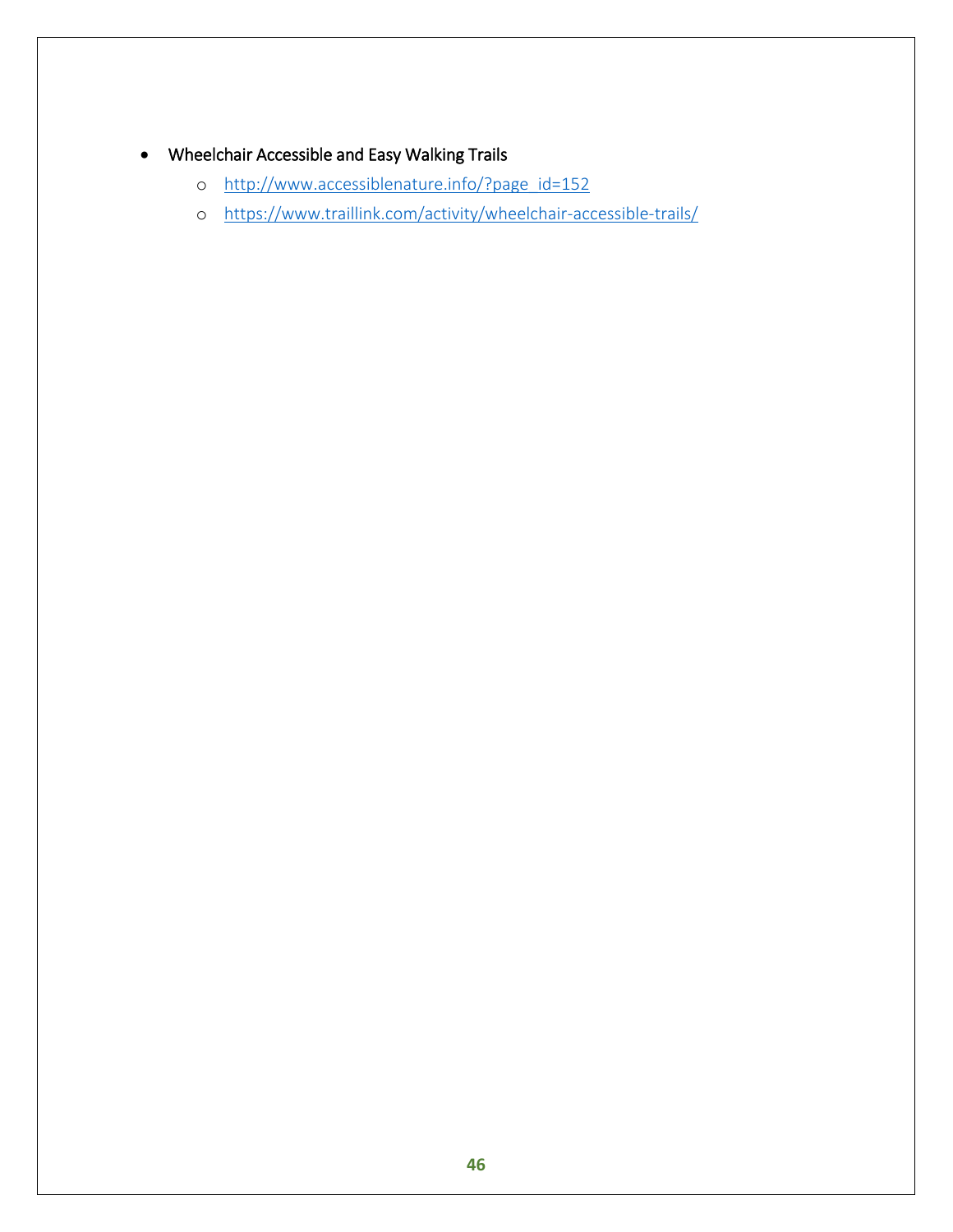- Wheelchair Accessible and Easy Walking Trails
  - http://www.accessiblenature.info/?page_id=152
  - https://www.traillink.com/activity/wheelchair-accessible-trails/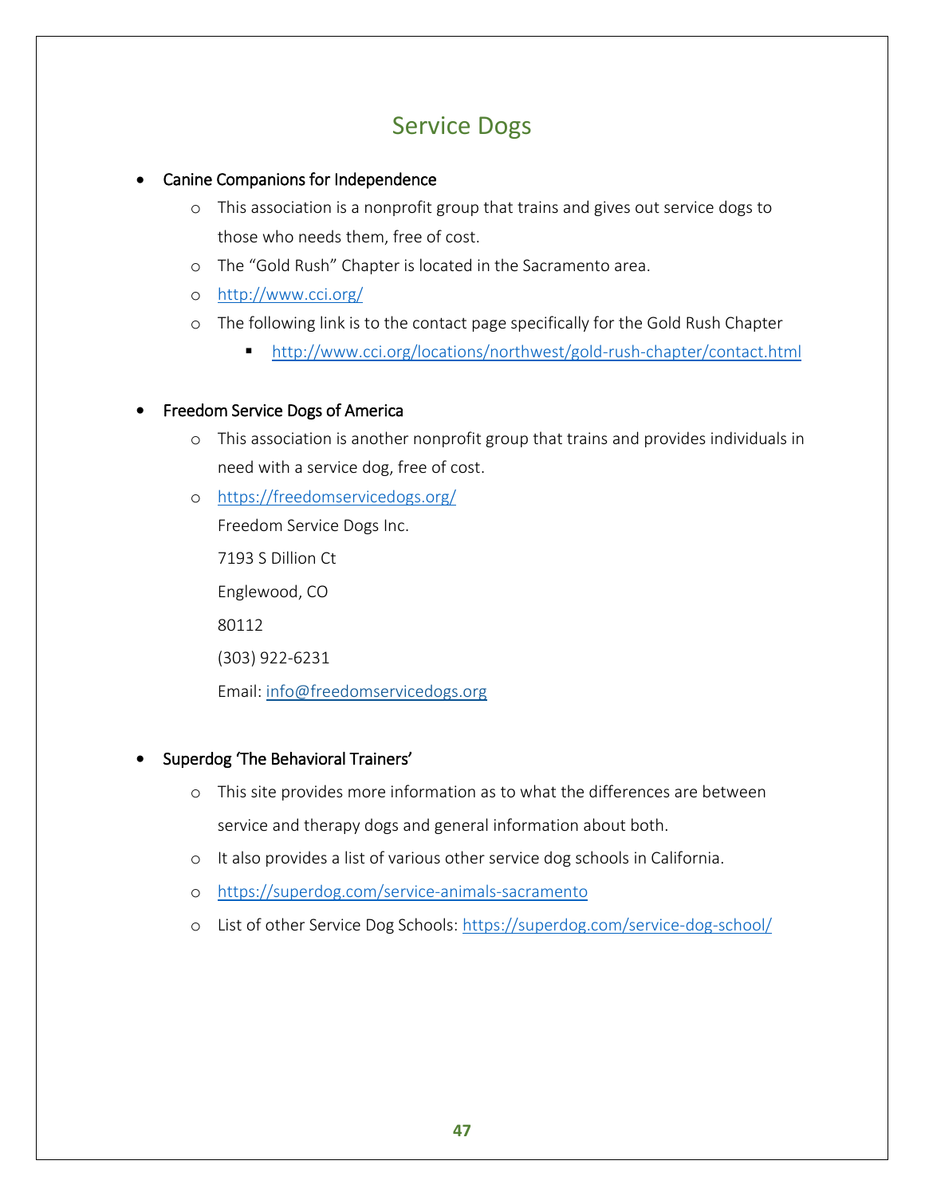# Service Dogs

- Canine Companions for Independence
  - This association is a nonprofit group that trains and gives out service dogs to those who needs them, free of cost.
  - The "Gold Rush" Chapter is located in the Sacramento area.
  - http://www.cci.org/
  - The following link is to the contact page specifically for the Gold Rush Chapter
    - http://www.cci.org/locations/northwest/gold-rush-chapter/contact.html

- Freedom Service Dogs of America
  - This association is another nonprofit group that trains and provides individuals in need with a service dog, free of cost.
  - https://freedomservicedogs.org/

    Freedom Service Dogs Inc.

    7193 S Dillion Ct

    Englewood, CO

    80112

    (303) 922-6231

    Email: info@freedomservicedogs.org

- Superdog 'The Behavioral Trainers'
  - This site provides more information as to what the differences are between service and therapy dogs and general information about both.
  - It also provides a list of various other service dog schools in California.
  - https://superdog.com/service-animals-sacramento
  - List of other Service Dog Schools: https://superdog.com/service-dog-school/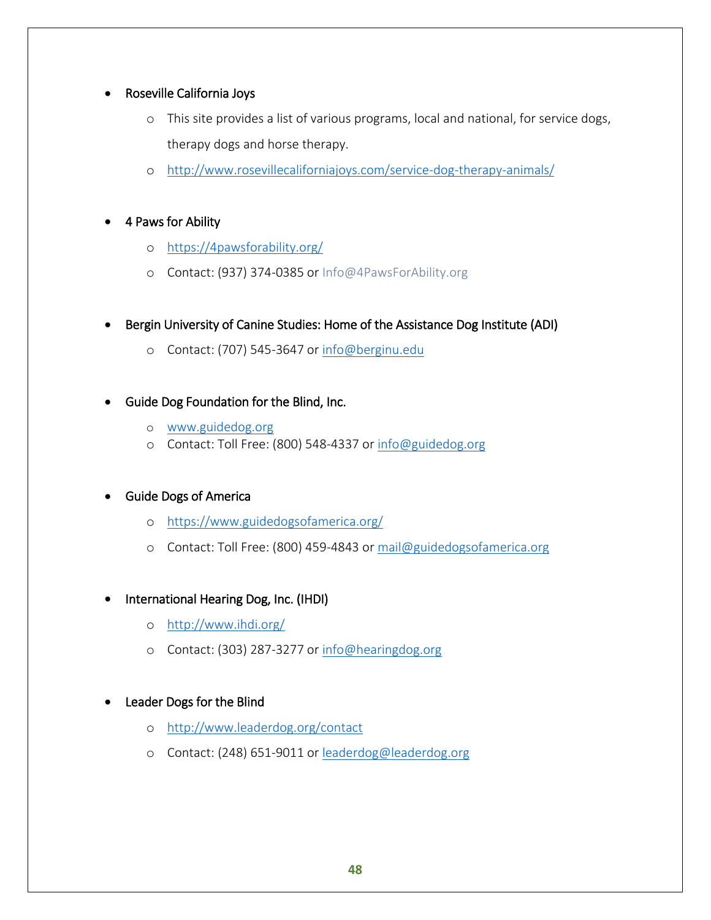- Roseville California Joys
  - This site provides a list of various programs, local and national, for service dogs, therapy dogs and horse therapy.
  - http://www.rosevillecaliforniajoys.com/service-dog-therapy-animals/

- 4 Paws for Ability
  - https://4pawsforability.org/
  - Contact: (937) 374-0385 or Info@4PawsForAbility.org

- Bergin University of Canine Studies: Home of the Assistance Dog Institute (ADI)
  - Contact: (707) 545-3647 or info@berginu.edu

- Guide Dog Foundation for the Blind, Inc.
  - www.guidedog.org
  - Contact: Toll Free: (800) 548-4337 or info@guidedog.org

- Guide Dogs of America
  - https://www.guidedogsofamerica.org/
  - Contact: Toll Free: (800) 459-4843 or mail@guidedogsofamerica.org

- International Hearing Dog, Inc. (IHDI)
  - http://www.ihdi.org/
  - Contact: (303) 287-3277 or info@hearingdog.org

- Leader Dogs for the Blind
  - http://www.leaderdog.org/contact
  - Contact: (248) 651-9011 or leaderdog@leaderdog.org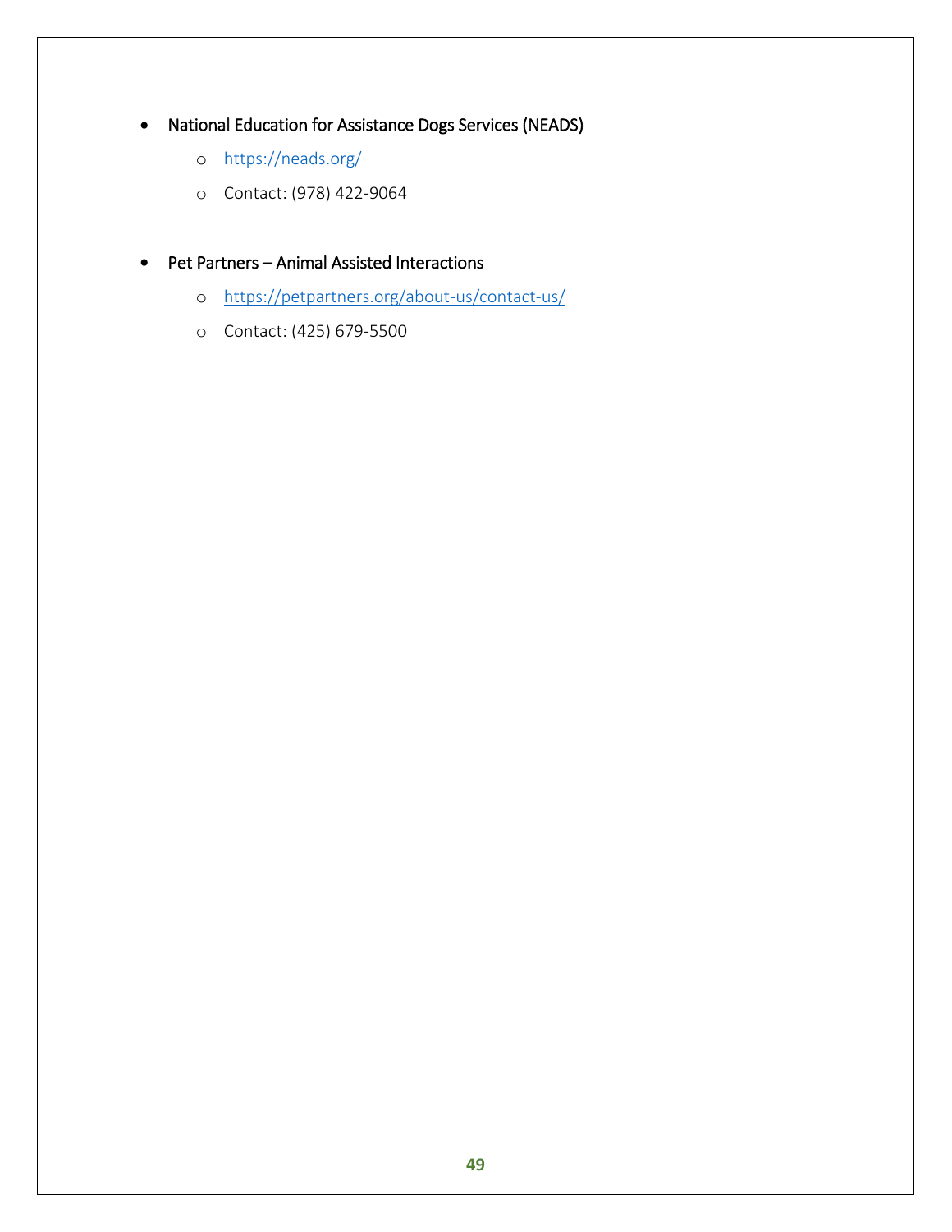- National Education for Assistance Dogs Services (NEADS)
    - https://neads.org/
    - Contact: (978) 422-9064

- Pet Partners – Animal Assisted Interactions
    - https://petpartners.org/about-us/contact-us/
    - Contact: (425) 679-5500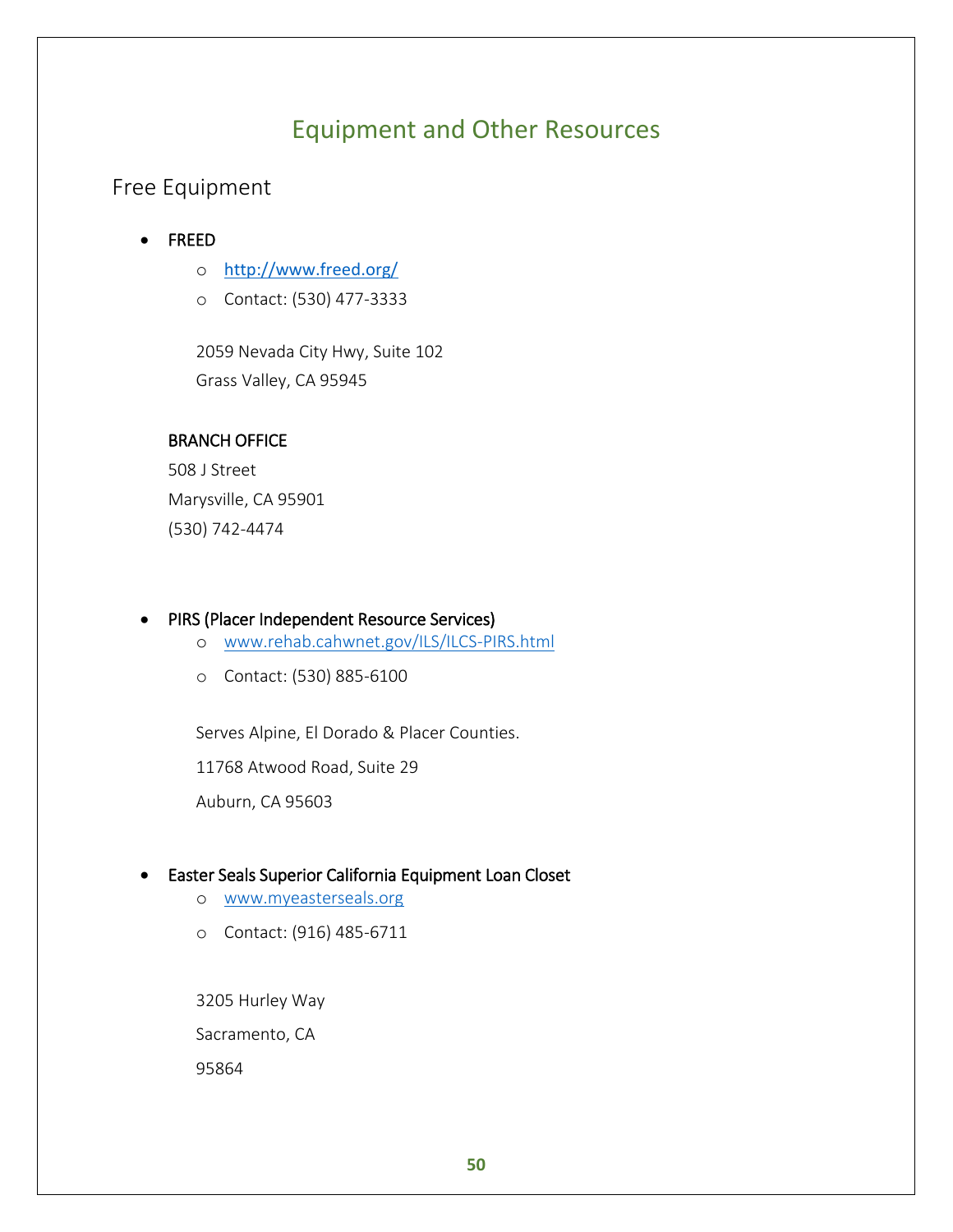# Equipment and Other Resources

## Free Equipment

- FREED
  - http://www.freed.org/
  - Contact: (530) 477-3333

  2059 Nevada City Hwy, Suite 102
  Grass Valley, CA 95945

  BRANCH OFFICE
  508 J Street
  Marysville, CA 95901
  (530) 742-4474

- PIRS (Placer Independent Resource Services)
  - www.rehab.cahwnet.gov/ILS/ILCS-PIRS.html
  - Contact: (530) 885-6100

  Serves Alpine, El Dorado & Placer Counties.

  11768 Atwood Road, Suite 29

  Auburn, CA 95603

- Easter Seals Superior California Equipment Loan Closet
  - www.myeasterseals.org
  - Contact: (916) 485-6711

  3205 Hurley Way

  Sacramento, CA

  95864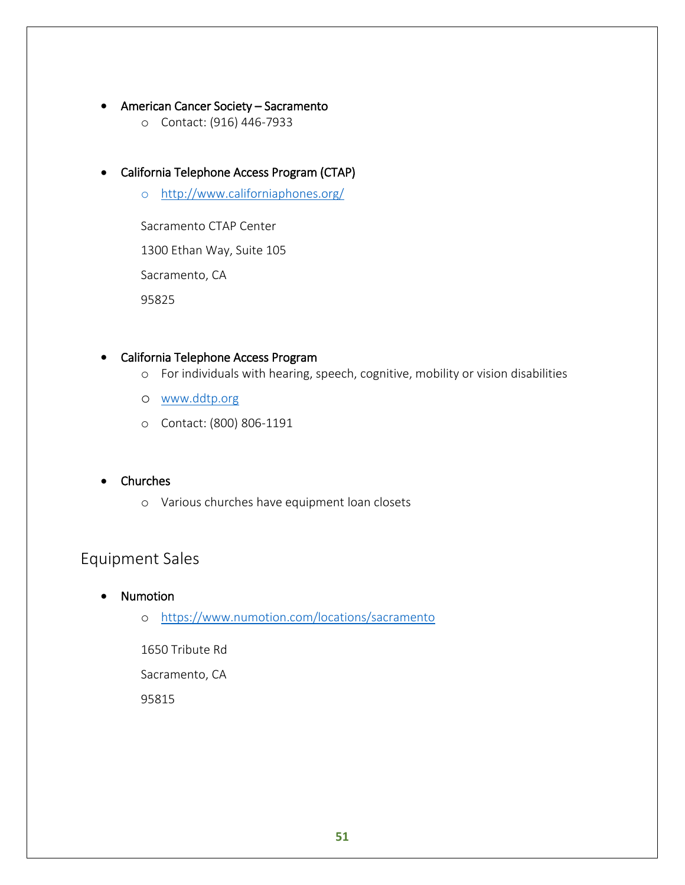- **American Cancer Society – Sacramento**
    - Contact: (916) 446-7933

- **California Telephone Access Program (CTAP)**
    - http://www.californiaphones.org/

    Sacramento CTAP Center

    1300 Ethan Way, Suite 105

    Sacramento, CA

    95825

- **California Telephone Access Program**
    - For individuals with hearing, speech, cognitive, mobility or vision disabilities
    - www.ddtp.org
    - Contact: (800) 806-1191

- **Churches**
    - Various churches have equipment loan closets

## Equipment Sales

- **Numotion**
    - https://www.numotion.com/locations/sacramento

    1650 Tribute Rd

    Sacramento, CA

    95815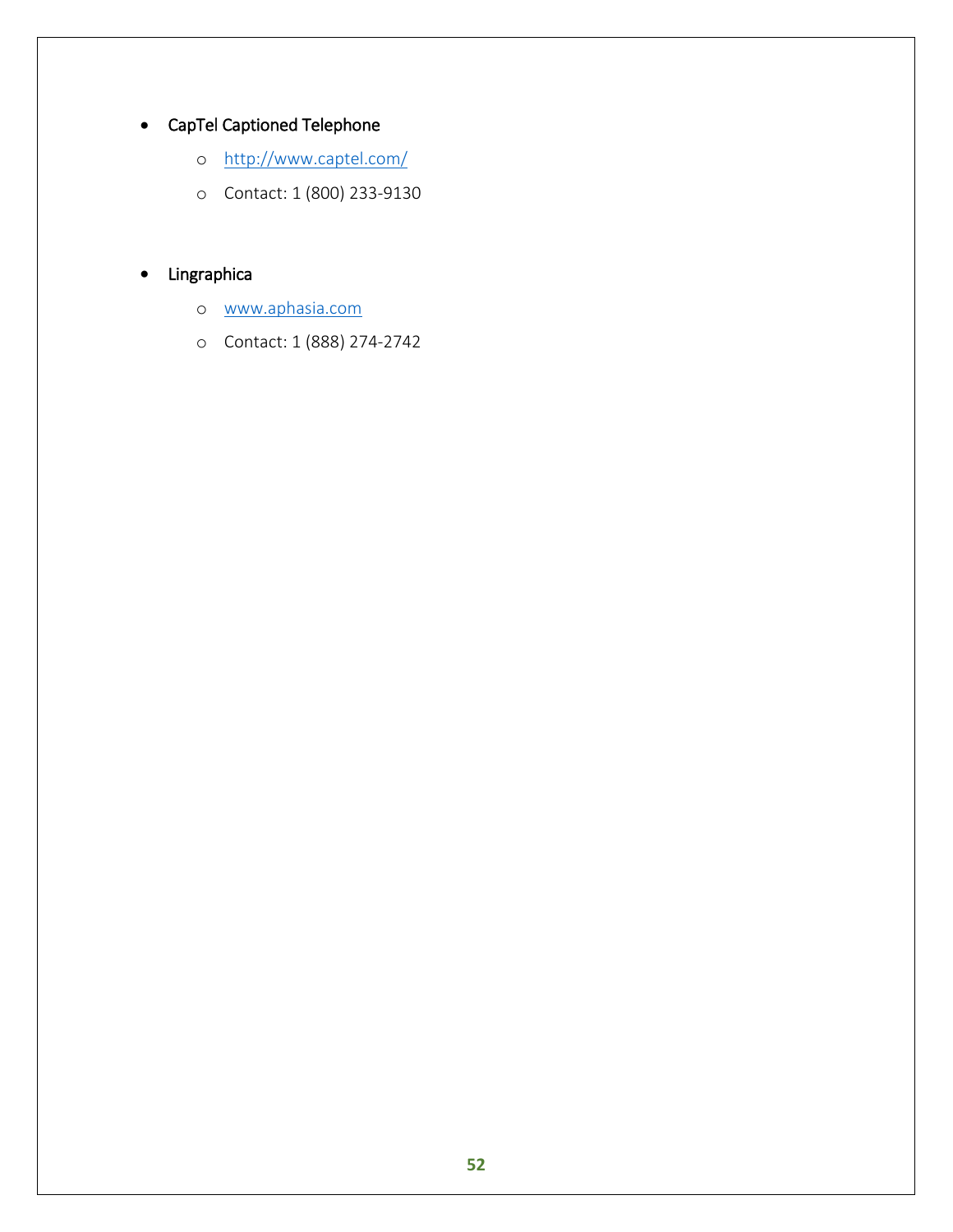- CapTel Captioned Telephone
  - http://www.captel.com/
  - Contact: 1 (800) 233-9130

- Lingraphica
  - www.aphasia.com
  - Contact: 1 (888) 274-2742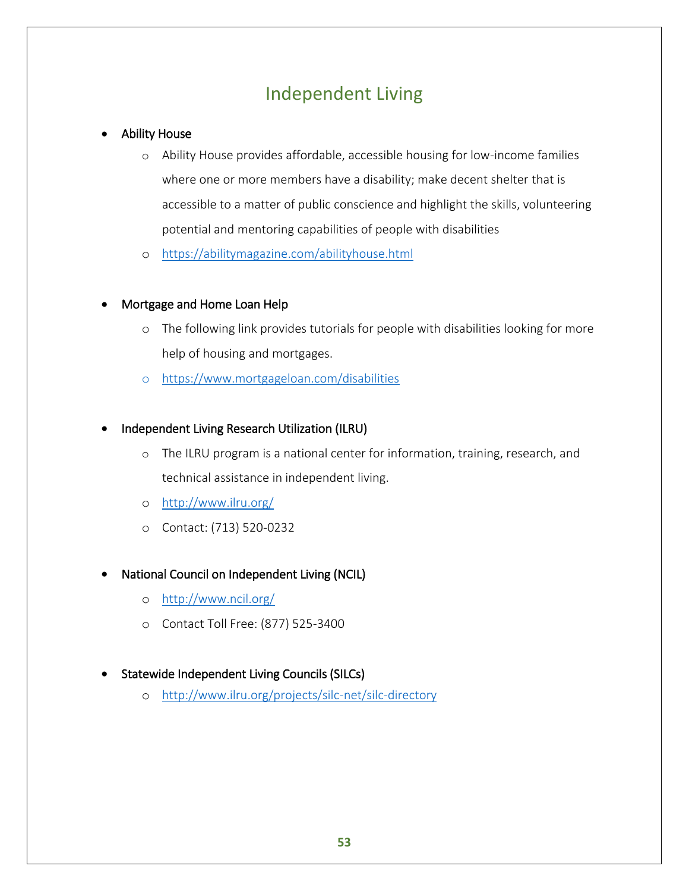# Independent Living

- Ability House
  - Ability House provides affordable, accessible housing for low-income families where one or more members have a disability; make decent shelter that is accessible to a matter of public conscience and highlight the skills, volunteering potential and mentoring capabilities of people with disabilities
  - https://abilitymagazine.com/abilityhouse.html

- Mortgage and Home Loan Help
  - The following link provides tutorials for people with disabilities looking for more help of housing and mortgages.
  - https://www.mortgageloan.com/disabilities

- Independent Living Research Utilization (ILRU)
  - The ILRU program is a national center for information, training, research, and technical assistance in independent living.
  - http://www.ilru.org/
  - Contact: (713) 520-0232

- National Council on Independent Living (NCIL)
  - http://www.ncil.org/
  - Contact Toll Free: (877) 525-3400

- Statewide Independent Living Councils (SILCs)
  - http://www.ilru.org/projects/silc-net/silc-directory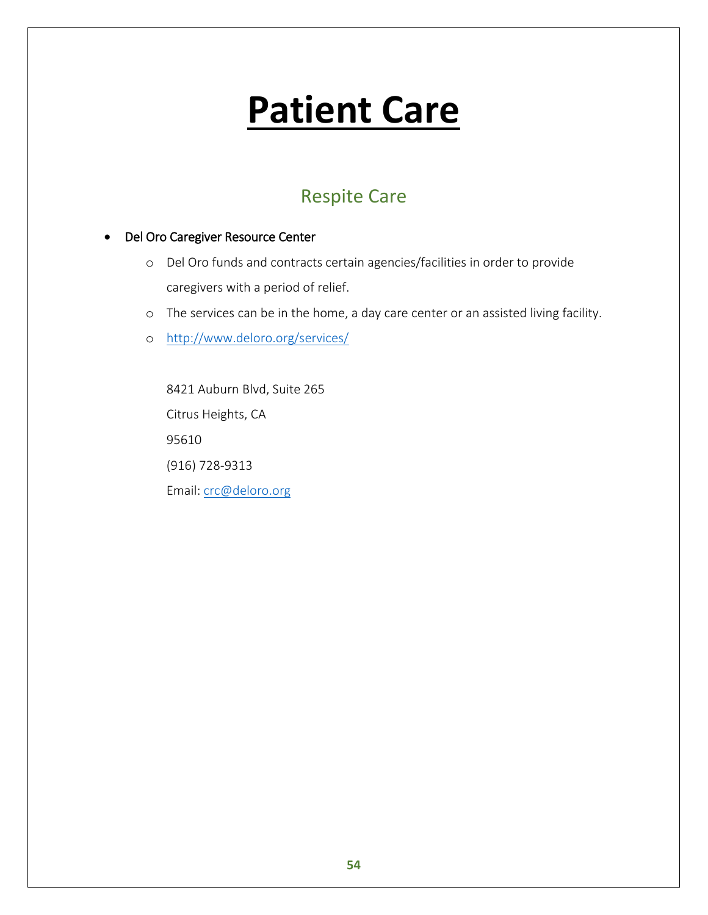# Patient Care

## Respite Care

- Del Oro Caregiver Resource Center
    - Del Oro funds and contracts certain agencies/facilities in order to provide caregivers with a period of relief.
    - The services can be in the home, a day care center or an assisted living facility.
    - http://www.deloro.org/services/

      8421 Auburn Blvd, Suite 265
      Citrus Heights, CA
      95610
      (916) 728-9313
      Email: crc@deloro.org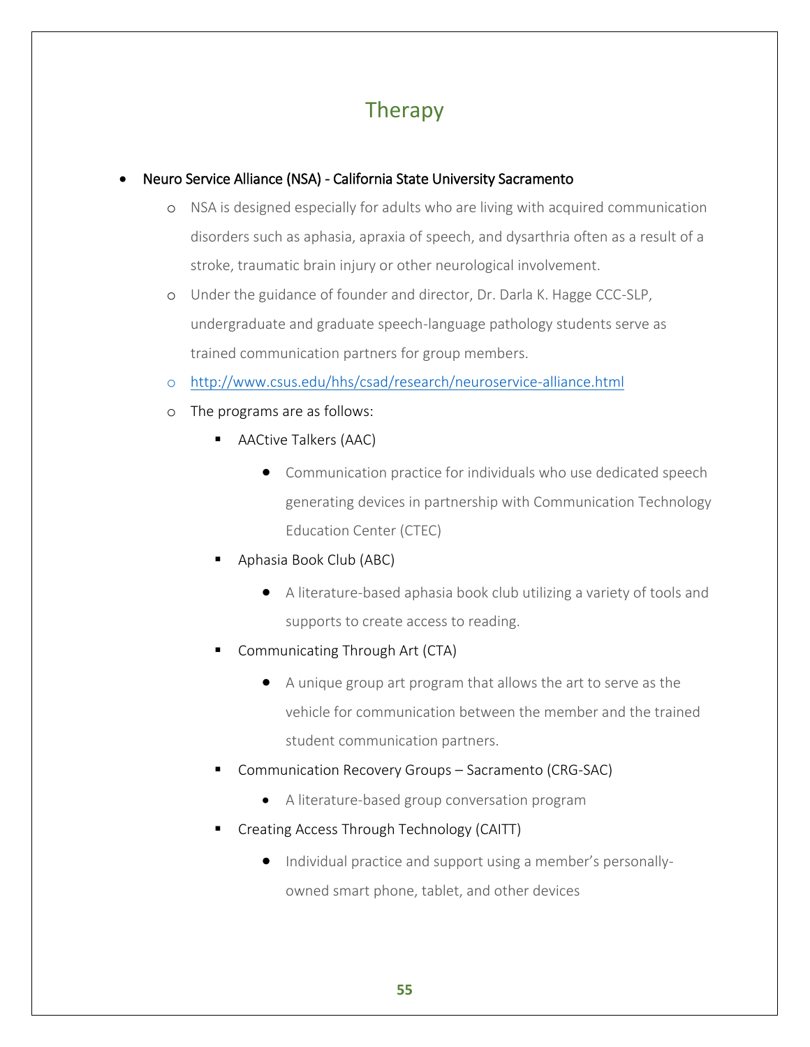# Therapy

- Neuro Service Alliance (NSA) - California State University Sacramento
    - NSA is designed especially for adults who are living with acquired communication disorders such as aphasia, apraxia of speech, and dysarthria often as a result of a stroke, traumatic brain injury or other neurological involvement.
    - Under the guidance of founder and director, Dr. Darla K. Hagge CCC-SLP, undergraduate and graduate speech-language pathology students serve as trained communication partners for group members.
    - http://www.csus.edu/hhs/csad/research/neuroservice-alliance.html
    - The programs are as follows:
        - AACtive Talkers (AAC)
            - Communication practice for individuals who use dedicated speech generating devices in partnership with Communication Technology Education Center (CTEC)
        - Aphasia Book Club (ABC)
            - A literature-based aphasia book club utilizing a variety of tools and supports to create access to reading.
        - Communicating Through Art (CTA)
            - A unique group art program that allows the art to serve as the vehicle for communication between the member and the trained student communication partners.
        - Communication Recovery Groups – Sacramento (CRG-SAC)
            - A literature-based group conversation program
        - Creating Access Through Technology (CAITT)
            - Individual practice and support using a member's personally-owned smart phone, tablet, and other devices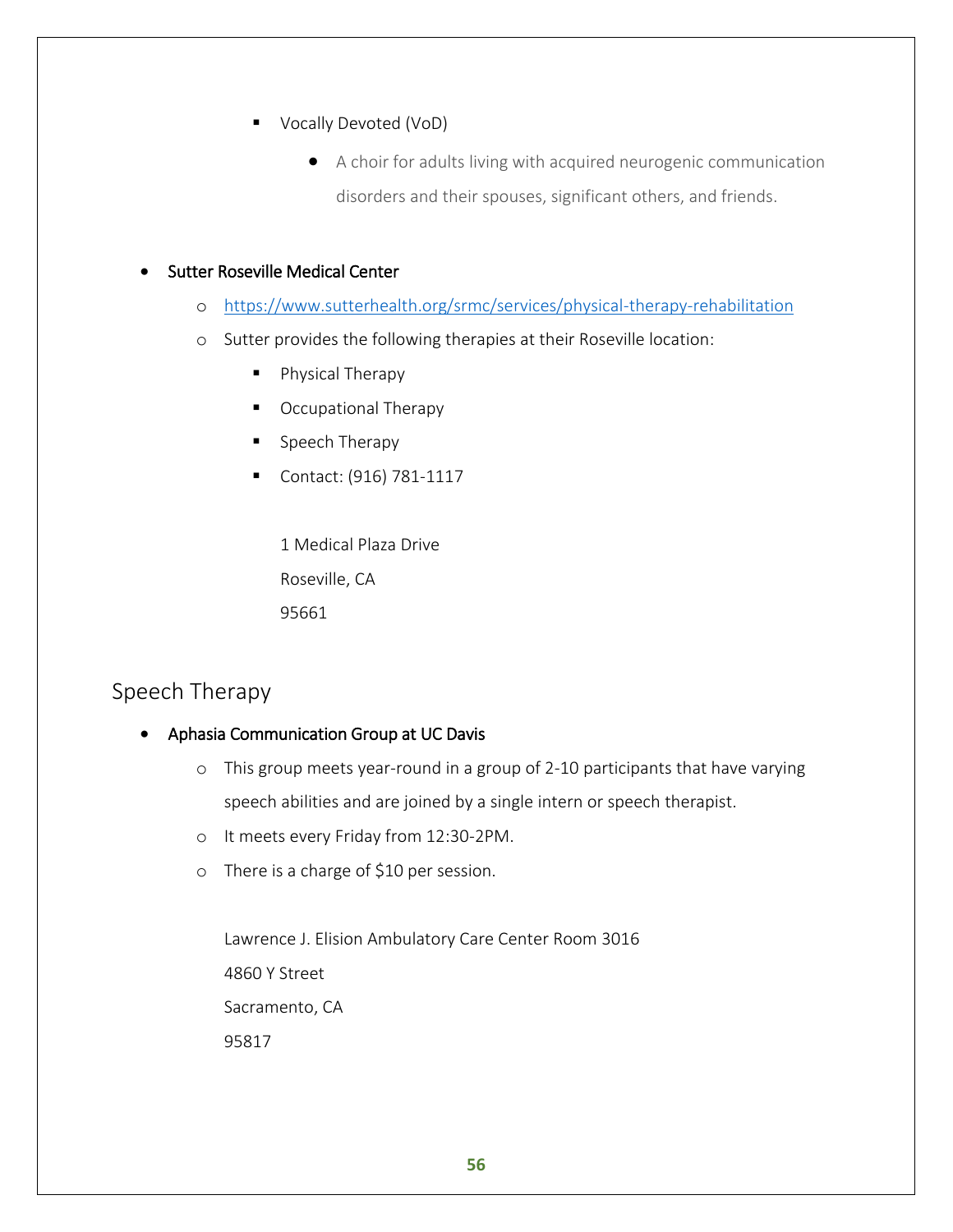- Vocally Devoted (VoD)
            - A choir for adults living with acquired neurogenic communication disorders and their spouses, significant others, and friends.

- **Sutter Roseville Medical Center**
    - https://www.sutterhealth.org/srmc/services/physical-therapy-rehabilitation
    - Sutter provides the following therapies at their Roseville location:
        - Physical Therapy
        - Occupational Therapy
        - Speech Therapy
        - Contact: (916) 781-1117

          1 Medical Plaza Drive  
          Roseville, CA  
          95661

## Speech Therapy

- **Aphasia Communication Group at UC Davis**
    - This group meets year-round in a group of 2-10 participants that have varying speech abilities and are joined by a single intern or speech therapist.
    - It meets every Friday from 12:30-2PM.
    - There is a charge of $10 per session.

      Lawrence J. Elision Ambulatory Care Center Room 3016  
      4860 Y Street  
      Sacramento, CA  
      95817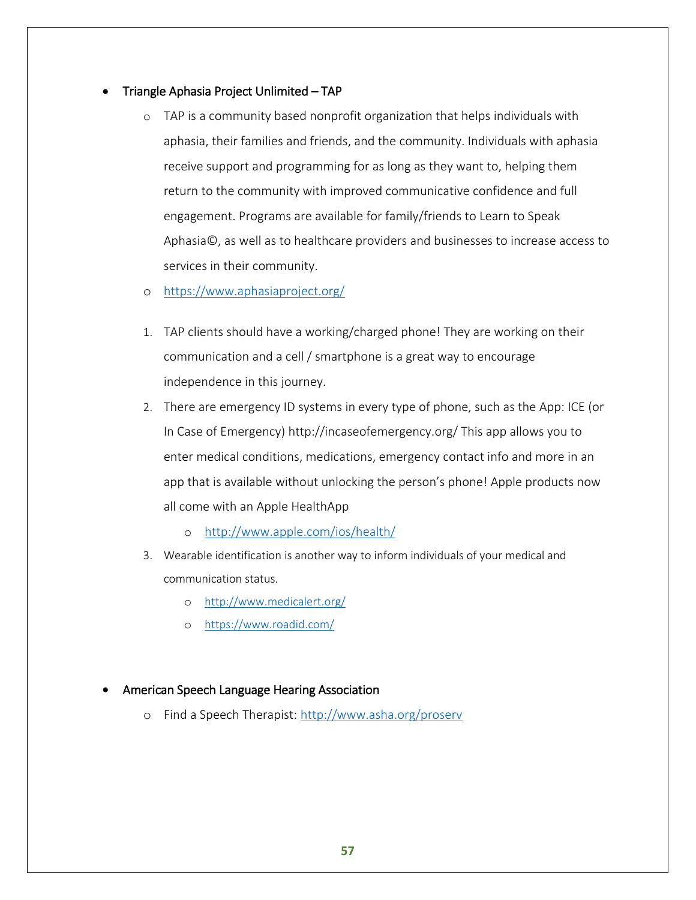- Triangle Aphasia Project Unlimited – TAP
    - TAP is a community based nonprofit organization that helps individuals with aphasia, their families and friends, and the community. Individuals with aphasia receive support and programming for as long as they want to, helping them return to the community with improved communicative confidence and full engagement. Programs are available for family/friends to Learn to Speak Aphasia©, as well as to healthcare providers and businesses to increase access to services in their community.
    - https://www.aphasiaproject.org/

    1. TAP clients should have a working/charged phone! They are working on their communication and a cell / smartphone is a great way to encourage independence in this journey.
    2. There are emergency ID systems in every type of phone, such as the App: ICE (or In Case of Emergency) http://incaseofemergency.org/ This app allows you to enter medical conditions, medications, emergency contact info and more in an app that is available without unlocking the person's phone! Apple products now all come with an Apple HealthApp
        - http://www.apple.com/ios/health/
    3. Wearable identification is another way to inform individuals of your medical and communication status.
        - http://www.medicalert.org/
        - https://www.roadid.com/

- American Speech Language Hearing Association
    - Find a Speech Therapist: http://www.asha.org/proserv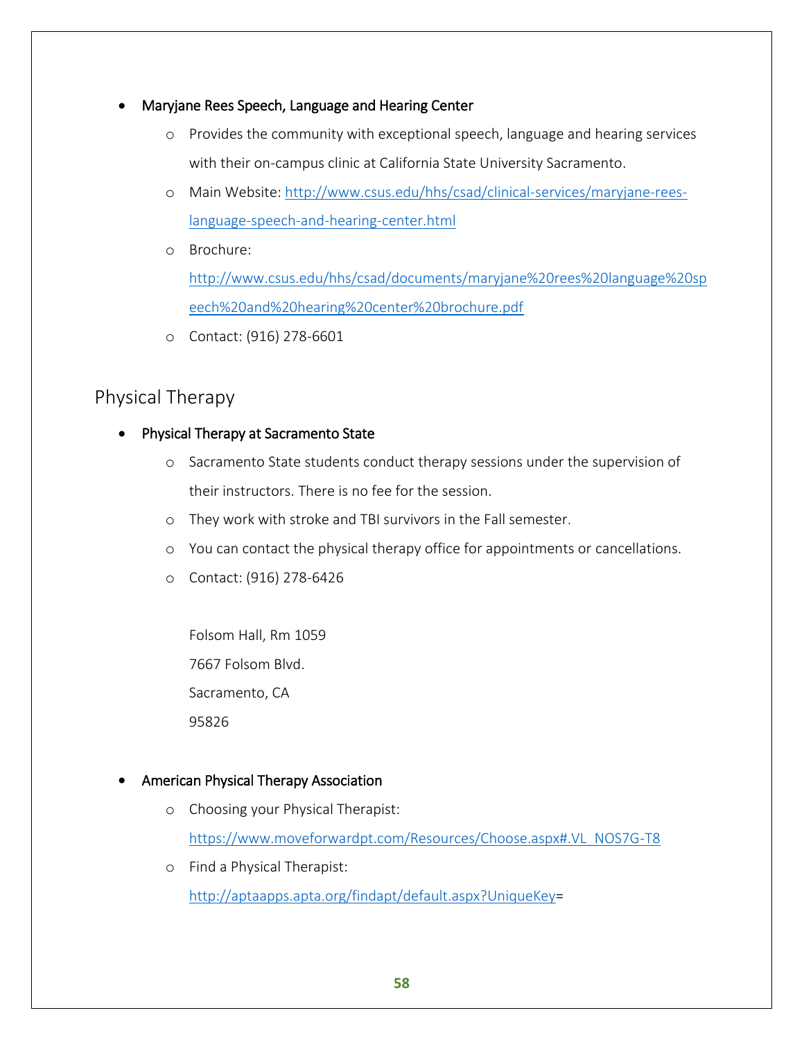- Maryjane Rees Speech, Language and Hearing Center
  - Provides the community with exceptional speech, language and hearing services with their on-campus clinic at California State University Sacramento.
  - Main Website: http://www.csus.edu/hhs/csad/clinical-services/maryjane-rees-language-speech-and-hearing-center.html
  - Brochure: http://www.csus.edu/hhs/csad/documents/maryjane%20rees%20language%20speech%20and%20hearing%20center%20brochure.pdf
  - Contact: (916) 278-6601

## Physical Therapy

- Physical Therapy at Sacramento State
  - Sacramento State students conduct therapy sessions under the supervision of their instructors. There is no fee for the session.
  - They work with stroke and TBI survivors in the Fall semester.
  - You can contact the physical therapy office for appointments or cancellations.
  - Contact: (916) 278-6426

    Folsom Hall, Rm 1059
    7667 Folsom Blvd.
    Sacramento, CA
    95826

- American Physical Therapy Association
  - Choosing your Physical Therapist: https://www.moveforwardpt.com/Resources/Choose.aspx#.VL_NOS7G-T8
  - Find a Physical Therapist: http://aptaapps.apta.org/findapt/default.aspx?UniqueKey=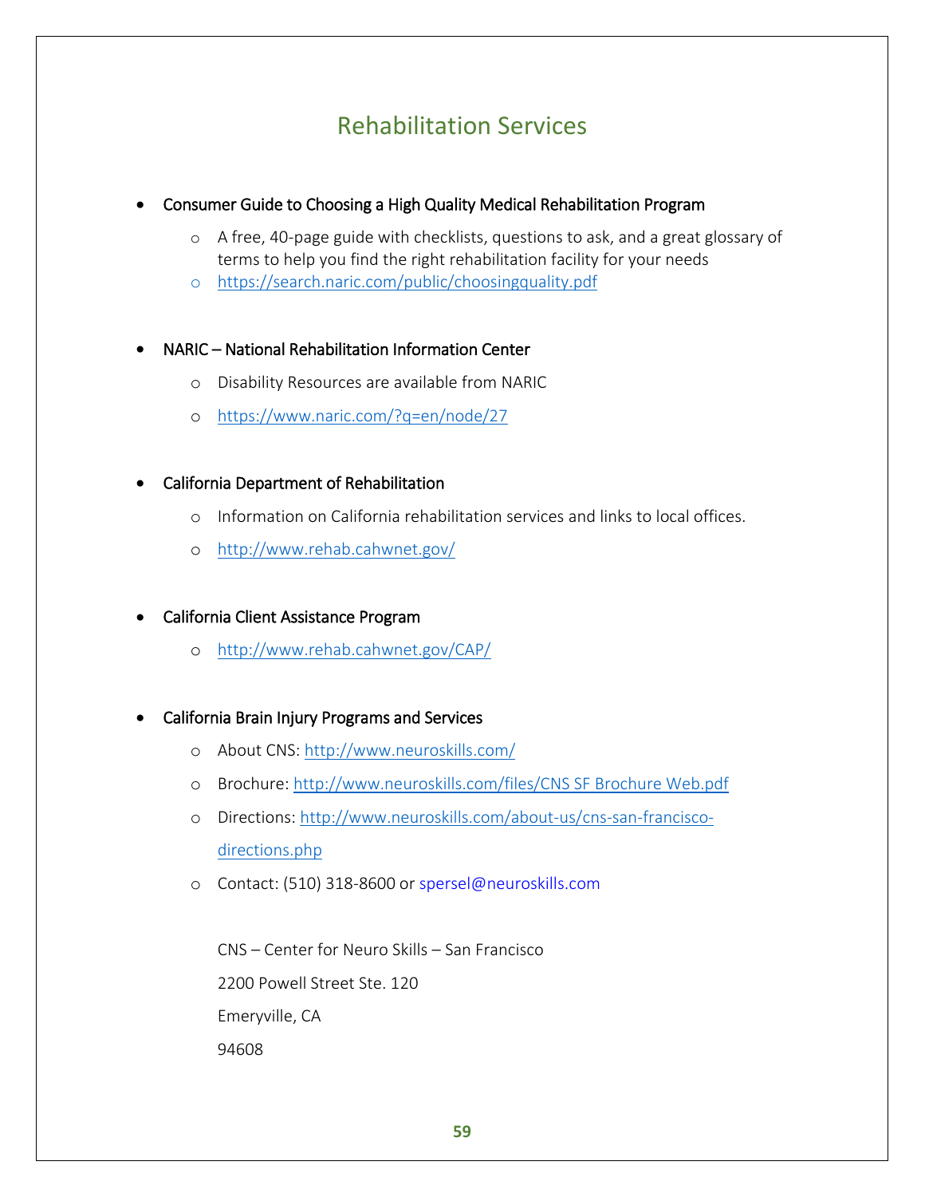# Rehabilitation Services

- Consumer Guide to Choosing a High Quality Medical Rehabilitation Program
  - A free, 40-page guide with checklists, questions to ask, and a great glossary of terms to help you find the right rehabilitation facility for your needs
  - https://search.naric.com/public/choosingquality.pdf

- NARIC – National Rehabilitation Information Center
  - Disability Resources are available from NARIC
  - https://www.naric.com/?q=en/node/27

- California Department of Rehabilitation
  - Information on California rehabilitation services and links to local offices.
  - http://www.rehab.cahwnet.gov/

- California Client Assistance Program
  - http://www.rehab.cahwnet.gov/CAP/

- California Brain Injury Programs and Services
  - About CNS: http://www.neuroskills.com/
  - Brochure: http://www.neuroskills.com/files/CNS SF Brochure Web.pdf
  - Directions: http://www.neuroskills.com/about-us/cns-san-francisco-directions.php
  - Contact: (510) 318-8600 or spersel@neuroskills.com

  CNS – Center for Neuro Skills – San Francisco

  2200 Powell Street Ste. 120

  Emeryville, CA

  94608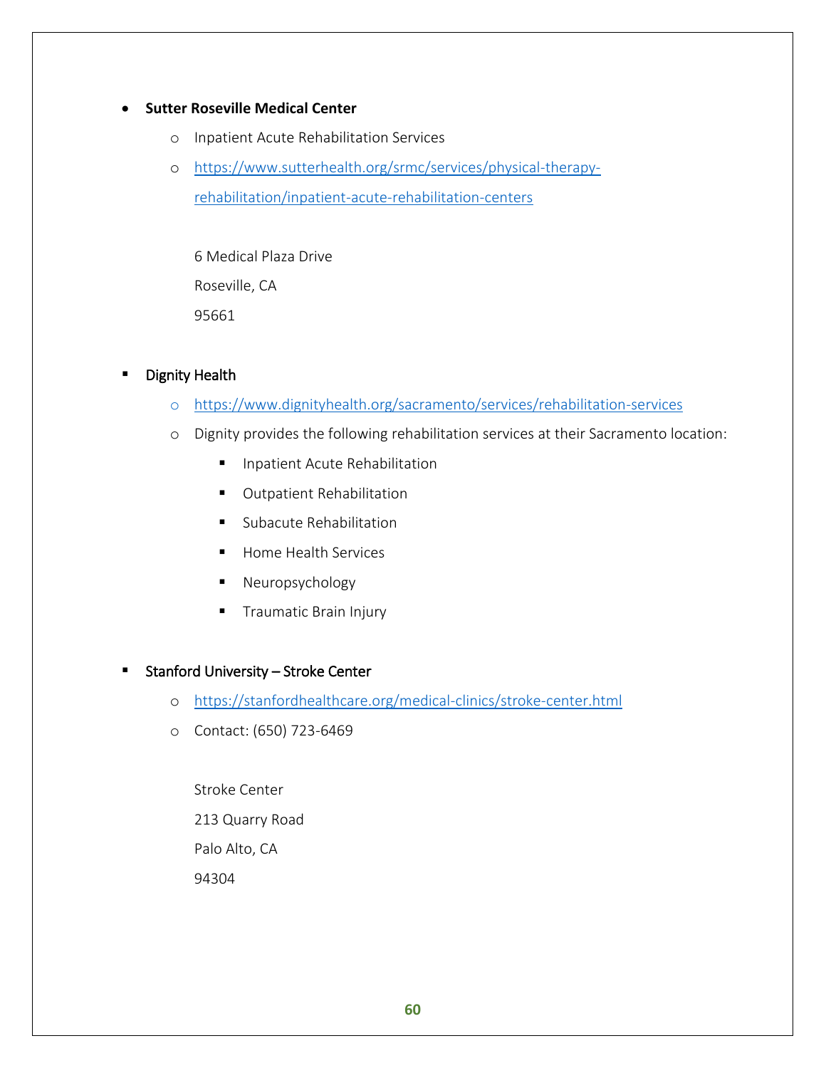- **Sutter Roseville Medical Center**
    - Inpatient Acute Rehabilitation Services
    - https://www.sutterhealth.org/srmc/services/physical-therapy-rehabilitation/inpatient-acute-rehabilitation-centers

      6 Medical Plaza Drive

      Roseville, CA

      95661

- Dignity Health
    - https://www.dignityhealth.org/sacramento/services/rehabilitation-services
    - Dignity provides the following rehabilitation services at their Sacramento location:
        - Inpatient Acute Rehabilitation
        - Outpatient Rehabilitation
        - Subacute Rehabilitation
        - Home Health Services
        - Neuropsychology
        - Traumatic Brain Injury

- Stanford University – Stroke Center
    - https://stanfordhealthcare.org/medical-clinics/stroke-center.html
    - Contact: (650) 723-6469

      Stroke Center

      213 Quarry Road

      Palo Alto, CA

      94304